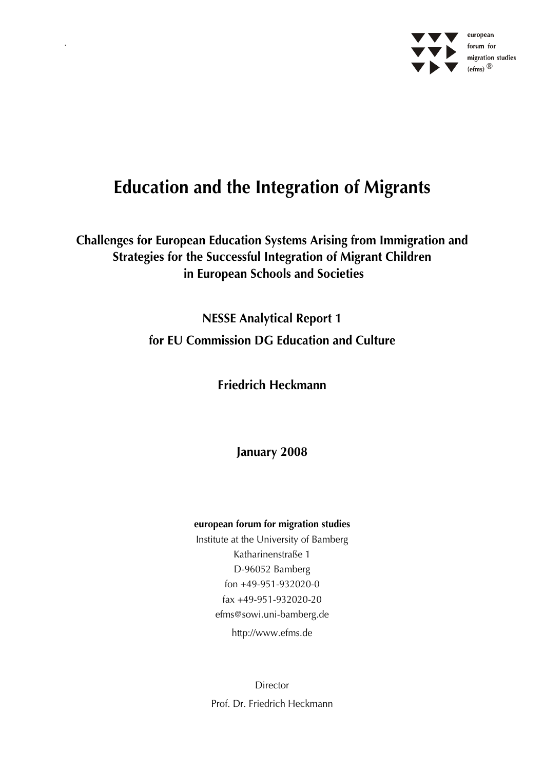european forum for migration studies (efms) ®

# Education and the Integration of Migrants

## Challenges for European Education Systems Arising from Immigration and Strategies for the Successful Integration of Migrant Children in European Schools and Societies

**NESSE Analytical Report 1**

**for EU Commission DG Education and Culture**

**Friedrich Heckmann**

**January 2008**

**european forum for migration studies**

Institute at the University of Bamberg

Katharinenstraße 1

D-96052 Bamberg

fon +49-951-932020-0

fax +49-951-932020-20

efms@sowi.uni-bamberg.de

http://www.efms.de

Director

Prof. Dr. Friedrich Heckmann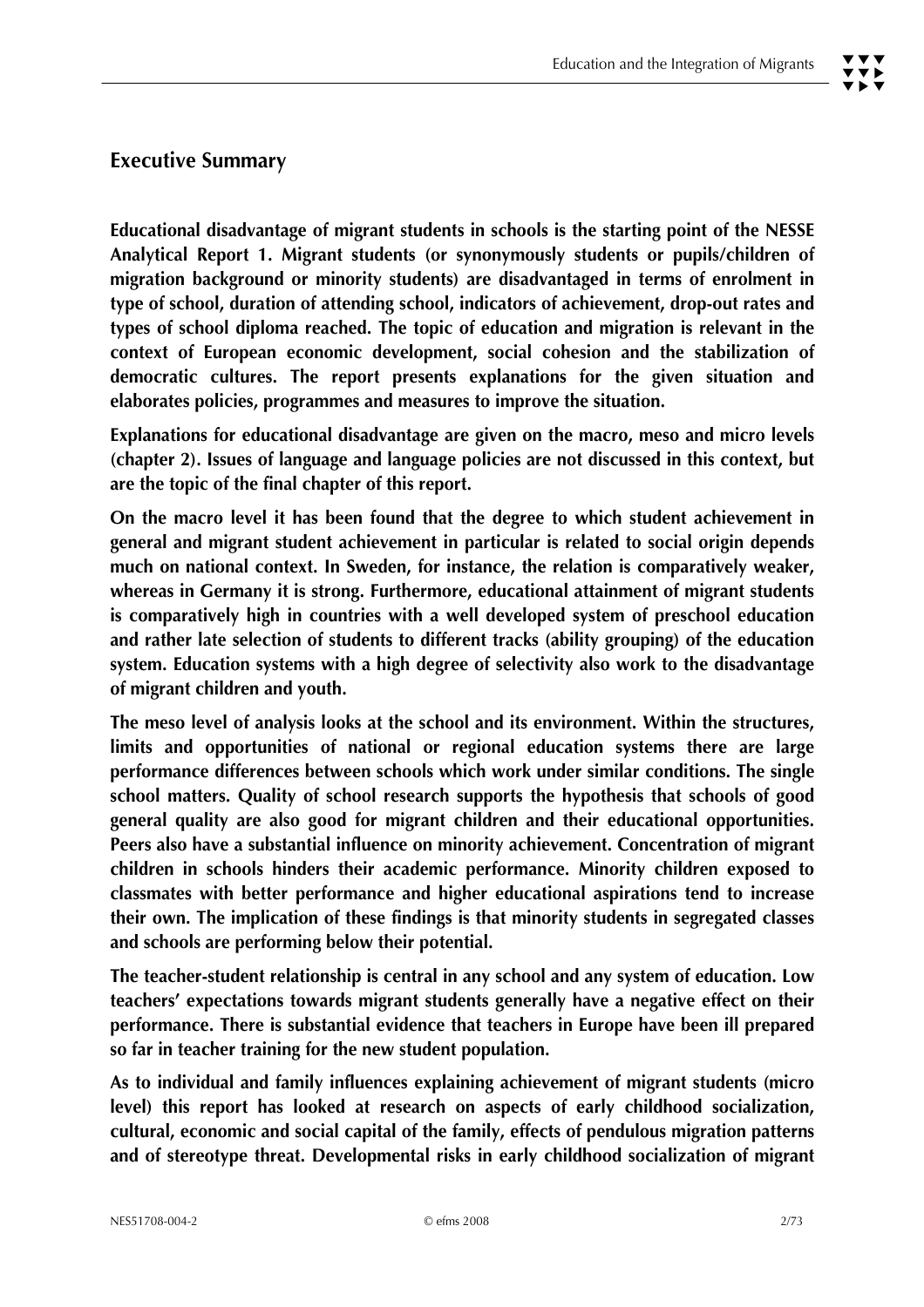## Executive Summary

**Educational disadvantage of migrant students in schools is the starting point of the NESSE Analytical Report 1. Migrant students (or synonymously students or pupils/children of migration background or minority students) are disadvantaged in terms of enrolment in type of school, duration of attending school, indicators of achievement, drop-out rates and types of school diploma reached. The topic of education and migration is relevant in the context of European economic development, social cohesion and the stabilization of democratic cultures. The report presents explanations for the given situation and elaborates policies, programmes and measures to improve the situation.**

**Explanations for educational disadvantage are given on the macro, meso and micro levels (chapter 2). Issues of language and language policies are not discussed in this context, but are the topic of the final chapter of this report.**

**On the macro level it has been found that the degree to which student achievement in general and migrant student achievement in particular is related to social origin depends much on national context. In Sweden, for instance, the relation is comparatively weaker, whereas in Germany it is strong. Furthermore, educational attainment of migrant students is comparatively high in countries with a well developed system of preschool education and rather late selection of students to different tracks (ability grouping) of the education system. Education systems with a high degree of selectivity also work to the disadvantage of migrant children and youth.**

**The meso level of analysis looks at the school and its environment. Within the structures, limits and opportunities of national or regional education systems there are large performance differences between schools which work under similar conditions. The single school matters. Quality of school research supports the hypothesis that schools of good general quality are also good for migrant children and their educational opportunities. Peers also have a substantial influence on minority achievement. Concentration of migrant children in schools hinders their academic performance. Minority children exposed to classmates with better performance and higher educational aspirations tend to increase their own. The implication of these findings is that minority students in segregated classes and schools are performing below their potential.**

**The teacher-student relationship is central in any school and any system of education. Low teachers' expectations towards migrant students generally have a negative effect on their performance. There is substantial evidence that teachers in Europe have been ill prepared so far in teacher training for the new student population.**

**As to individual and family influences explaining achievement of migrant students (micro level) this report has looked at research on aspects of early childhood socialization, cultural, economic and social capital of the family, effects of pendulous migration patterns and of stereotype threat. Developmental risks in early childhood socialization of migrant**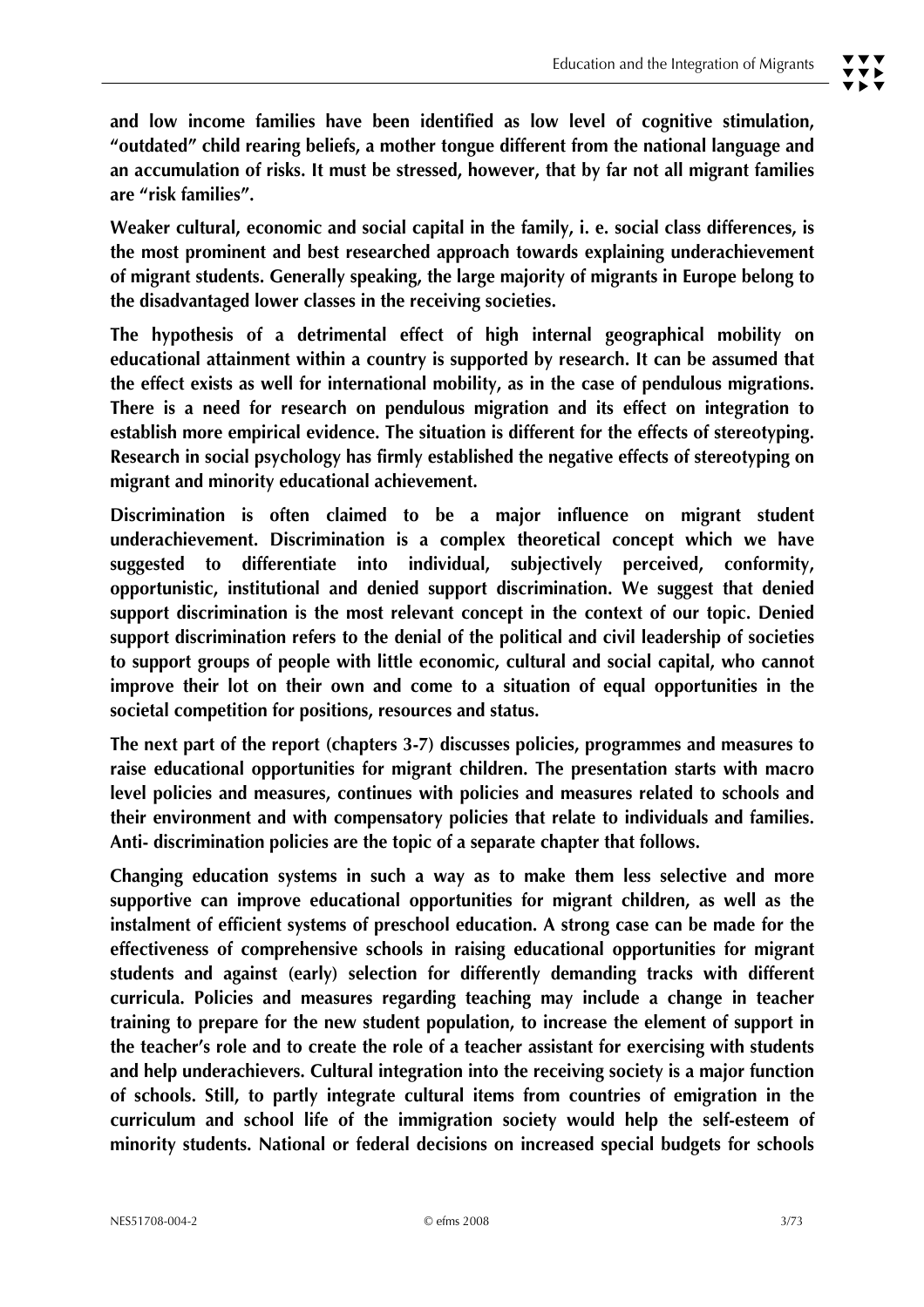**and low income families have been identified as low level of cognitive stimulation, "outdated" child rearing beliefs, a mother tongue different from the national language and an accumulation of risks. It must be stressed, however, that by far not all migrant families are "risk families".**

**Weaker cultural, economic and social capital in the family, i. e. social class differences, is the most prominent and best researched approach towards explaining underachievement of migrant students. Generally speaking, the large majority of migrants in Europe belong to the disadvantaged lower classes in the receiving societies.**

**The hypothesis of a detrimental effect of high internal geographical mobility on educational attainment within a country is supported by research. It can be assumed that the effect exists as well for international mobility, as in the case of pendulous migrations. There is a need for research on pendulous migration and its effect on integration to establish more empirical evidence. The situation is different for the effects of stereotyping. Research in social psychology has firmly established the negative effects of stereotyping on migrant and minority educational achievement.**

**Discrimination is often claimed to be a major influence on migrant student underachievement. Discrimination is a complex theoretical concept which we have suggested to differentiate into individual, subjectively perceived, conformity, opportunistic, institutional and denied support discrimination. We suggest that denied support discrimination is the most relevant concept in the context of our topic. Denied support discrimination refers to the denial of the political and civil leadership of societies to support groups of people with little economic, cultural and social capital, who cannot improve their lot on their own and come to a situation of equal opportunities in the societal competition for positions, resources and status.**

**The next part of the report (chapters 3-7) discusses policies, programmes and measures to raise educational opportunities for migrant children. The presentation starts with macro level policies and measures, continues with policies and measures related to schools and their environment and with compensatory policies that relate to individuals and families. Anti- discrimination policies are the topic of a separate chapter that follows.**

**Changing education systems in such a way as to make them less selective and more supportive can improve educational opportunities for migrant children, as well as the instalment of efficient systems of preschool education. A strong case can be made for the effectiveness of comprehensive schools in raising educational opportunities for migrant students and against (early) selection for differently demanding tracks with different curricula. Policies and measures regarding teaching may include a change in teacher training to prepare for the new student population, to increase the element of support in the teacher's role and to create the role of a teacher assistant for exercising with students and help underachievers. Cultural integration into the receiving society is a major function of schools. Still, to partly integrate cultural items from countries of emigration in the curriculum and school life of the immigration society would help the self-esteem of minority students. National or federal decisions on increased special budgets for schools**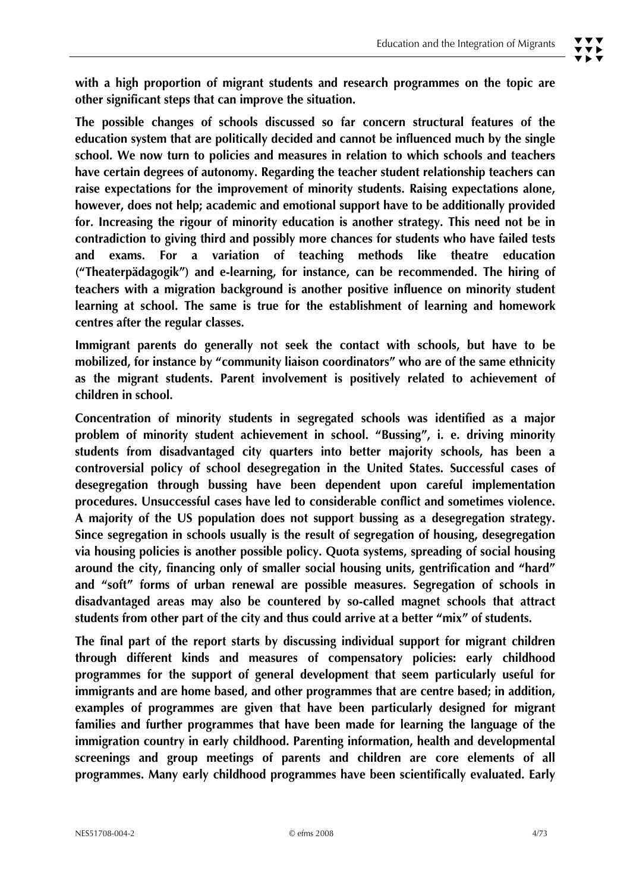**with a high proportion of migrant students and research programmes on the topic are other significant steps that can improve the situation.**

**The possible changes of schools discussed so far concern structural features of the education system that are politically decided and cannot be influenced much by the single school. We now turn to policies and measures in relation to which schools and teachers have certain degrees of autonomy. Regarding the teacher student relationship teachers can raise expectations for the improvement of minority students. Raising expectations alone, however, does not help; academic and emotional support have to be additionally provided for. Increasing the rigour of minority education is another strategy. This need not be in contradiction to giving third and possibly more chances for students who have failed tests and exams. For a variation of teaching methods like theatre education ("Theaterpädagogik") and e-learning, for instance, can be recommended. The hiring of teachers with a migration background is another positive influence on minority student learning at school. The same is true for the establishment of learning and homework centres after the regular classes.**

**Immigrant parents do generally not seek the contact with schools, but have to be mobilized, for instance by "community liaison coordinators" who are of the same ethnicity as the migrant students. Parent involvement is positively related to achievement of children in school.**

**Concentration of minority students in segregated schools was identified as a major problem of minority student achievement in school. "Bussing", i. e. driving minority students from disadvantaged city quarters into better majority schools, has been a controversial policy of school desegregation in the United States. Successful cases of desegregation through bussing have been dependent upon careful implementation procedures. Unsuccessful cases have led to considerable conflict and sometimes violence. A majority of the US population does not support bussing as a desegregation strategy. Since segregation in schools usually is the result of segregation of housing, desegregation via housing policies is another possible policy. Quota systems, spreading of social housing around the city, financing only of smaller social housing units, gentrification and "hard" and "soft" forms of urban renewal are possible measures. Segregation of schools in disadvantaged areas may also be countered by so-called magnet schools that attract students from other part of the city and thus could arrive at a better "mix" of students.**

**The final part of the report starts by discussing individual support for migrant children through different kinds and measures of compensatory policies: early childhood programmes for the support of general development that seem particularly useful for immigrants and are home based, and other programmes that are centre based; in addition, examples of programmes are given that have been particularly designed for migrant families and further programmes that have been made for learning the language of the immigration country in early childhood. Parenting information, health and developmental screenings and group meetings of parents and children are core elements of all programmes. Many early childhood programmes have been scientifically evaluated. Early**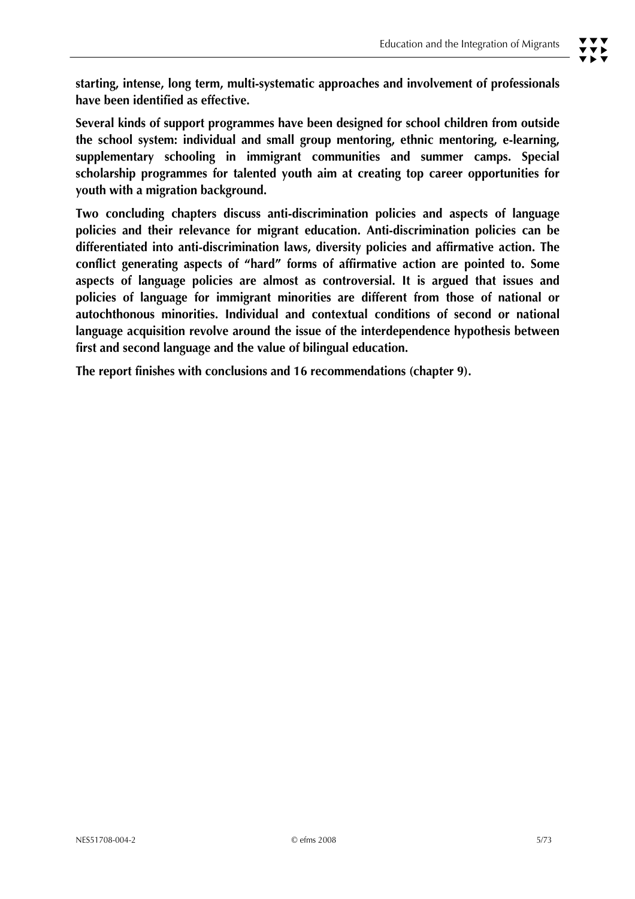**starting, intense, long term, multi-systematic approaches and involvement of professionals have been identified as effective.**

**Several kinds of support programmes have been designed for school children from outside the school system: individual and small group mentoring, ethnic mentoring, e-learning, supplementary schooling in immigrant communities and summer camps. Special scholarship programmes for talented youth aim at creating top career opportunities for youth with a migration background.**

**Two concluding chapters discuss anti-discrimination policies and aspects of language policies and their relevance for migrant education. Anti-discrimination policies can be differentiated into anti-discrimination laws, diversity policies and affirmative action. The conflict generating aspects of "hard" forms of affirmative action are pointed to. Some aspects of language policies are almost as controversial. It is argued that issues and policies of language for immigrant minorities are different from those of national or autochthonous minorities. Individual and contextual conditions of second or national language acquisition revolve around the issue of the interdependence hypothesis between first and second language and the value of bilingual education.**

**The report finishes with conclusions and 16 recommendations (chapter 9).**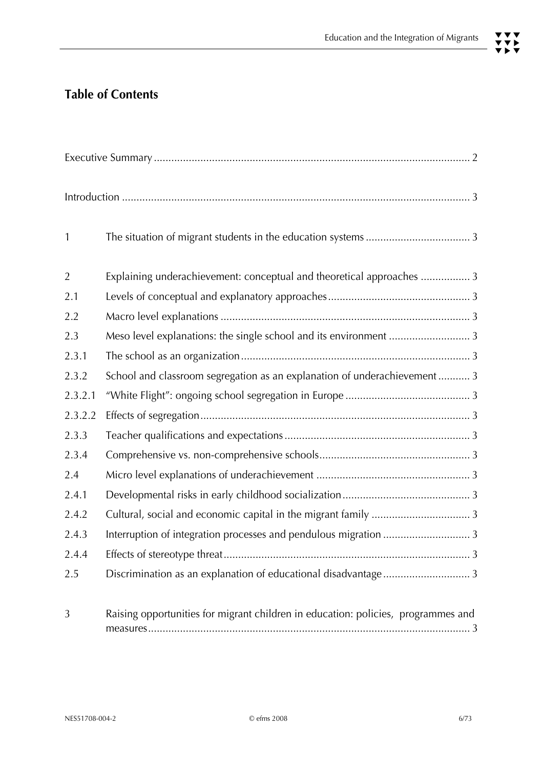## Table of Contents

Executive Summary ............................................................................................................ 2

Introduction ....................................................................................................................... 3

1 The situation of migrant students in the education systems .................................... 3

2 Explaining underachievement: conceptual and theoretical approaches ................. 3

2.1 Levels of conceptual and explanatory approaches ................................................. 3

2.2 Macro level explanations ....................................................................................... 3

2.3 Meso level explanations: the single school and its environment ............................ 3

2.3.1 The school as an organization ............................................................................... 3

2.3.2 School and classroom segregation as an explanation of underachievement ........... 3

2.3.2.1 "White Flight": ongoing school segregation in Europe ........................................... 3

2.3.2.2 Effects of segregation ............................................................................................. 3

2.3.3 Teacher qualifications and expectations ................................................................ 3

2.3.4 Comprehensive vs. non-comprehensive schools .................................................... 3

2.4 Micro level explanations of underachievement ..................................................... 3

2.4.1 Developmental risks in early childhood socialization ............................................ 3

2.4.2 Cultural, social and economic capital in the migrant family .................................. 3

2.4.3 Interruption of integration processes and pendulous migration .............................. 3

2.4.4 Effects of stereotype threat ..................................................................................... 3

2.5 Discrimination as an explanation of educational disadvantage .............................. 3

3 Raising opportunities for migrant children in education: policies, programmes and measures ............................................................................................................... 3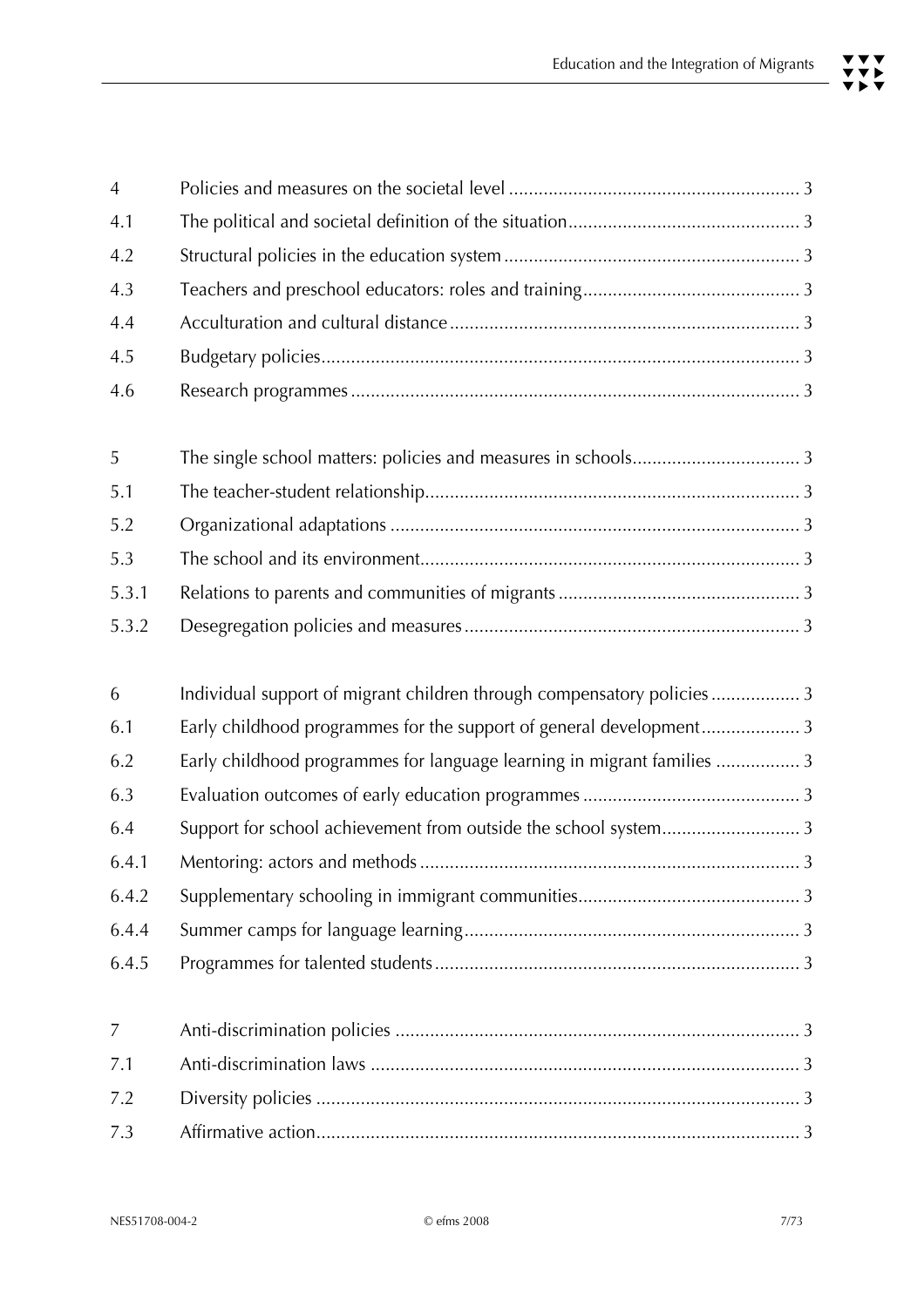| | | |
|---|---|---|
| 4 | Policies and measures on the societal level | 3 |
| 4.1 | The political and societal definition of the situation | 3 |
| 4.2 | Structural policies in the education system | 3 |
| 4.3 | Teachers and preschool educators: roles and training | 3 |
| 4.4 | Acculturation and cultural distance | 3 |
| 4.5 | Budgetary policies | 3 |
| 4.6 | Research programmes | 3 |
| | | |
| 5 | The single school matters: policies and measures in schools | 3 |
| 5.1 | The teacher-student relationship | 3 |
| 5.2 | Organizational adaptations | 3 |
| 5.3 | The school and its environment | 3 |
| 5.3.1 | Relations to parents and communities of migrants | 3 |
| 5.3.2 | Desegregation policies and measures | 3 |
| | | |
| 6 | Individual support of migrant children through compensatory policies | 3 |
| 6.1 | Early childhood programmes for the support of general development | 3 |
| 6.2 | Early childhood programmes for language learning in migrant families | 3 |
| 6.3 | Evaluation outcomes of early education programmes | 3 |
| 6.4 | Support for school achievement from outside the school system | 3 |
| 6.4.1 | Mentoring: actors and methods | 3 |
| 6.4.2 | Supplementary schooling in immigrant communities | 3 |
| 6.4.4 | Summer camps for language learning | 3 |
| 6.4.5 | Programmes for talented students | 3 |
| | | |
| 7 | Anti-discrimination policies | 3 |
| 7.1 | Anti-discrimination laws | 3 |
| 7.2 | Diversity policies | 3 |
| 7.3 | Affirmative action | 3 |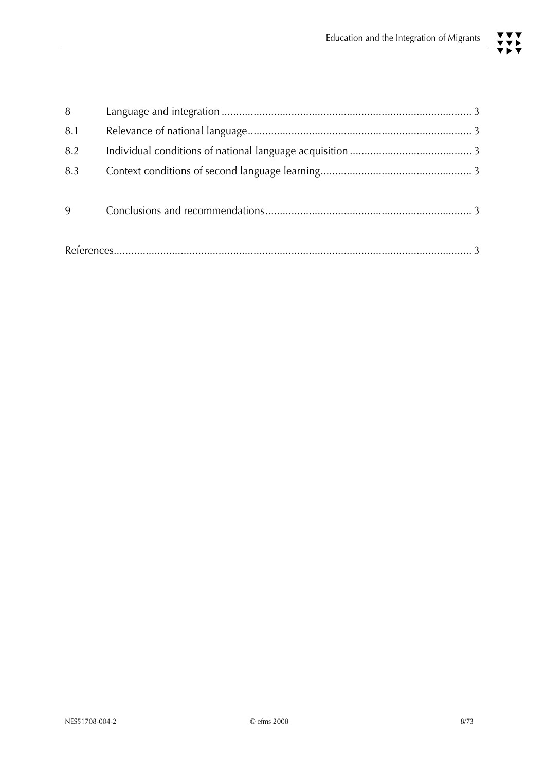| | | |
|---|---|---|
| 8 | Language and integration | 3 |
| 8.1 | Relevance of national language | 3 |
| 8.2 | Individual conditions of national language acquisition | 3 |
| 8.3 | Context conditions of second language learning | 3 |
| 9 | Conclusions and recommendations | 3 |
| References | | 3 |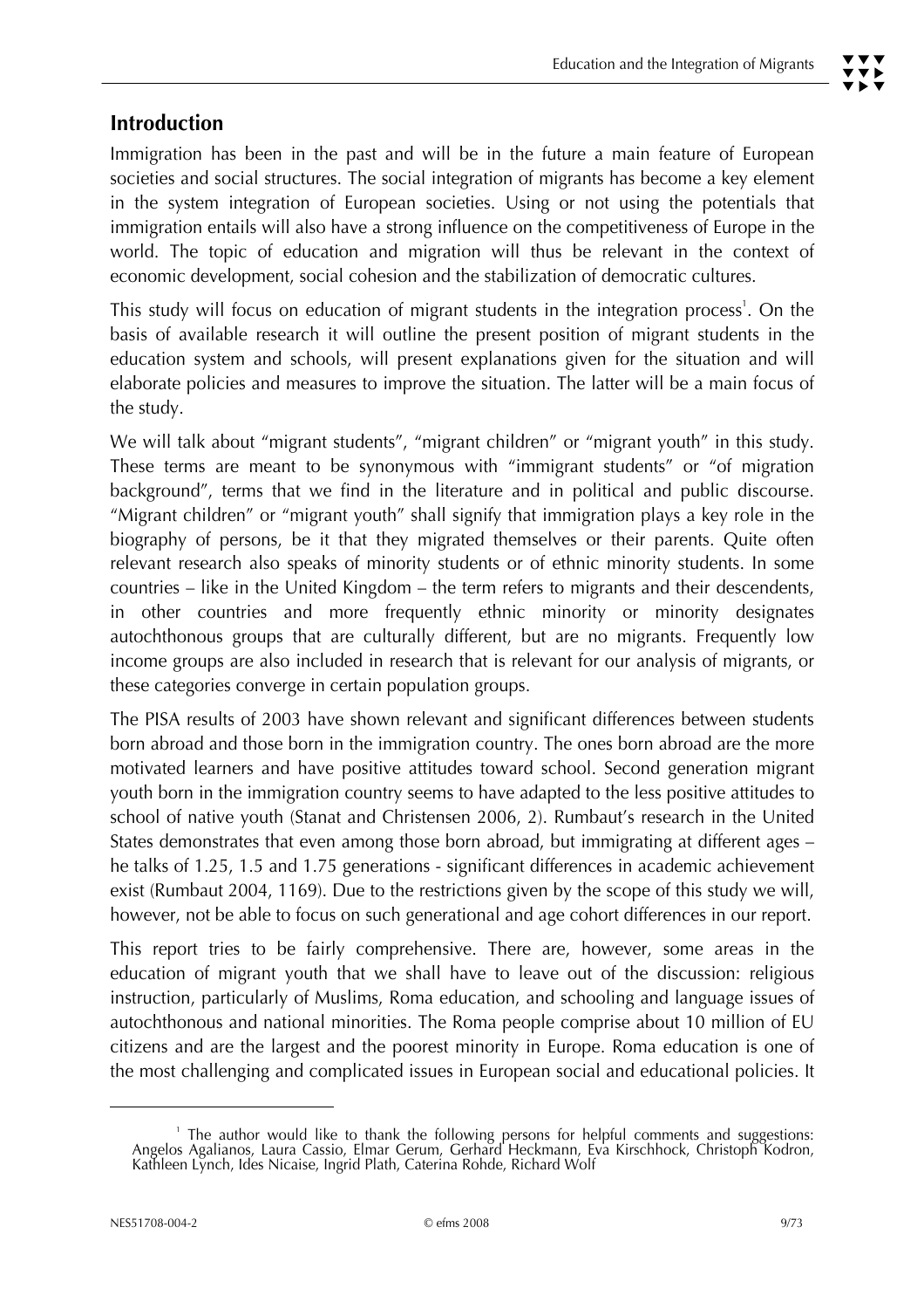## Introduction

Immigration has been in the past and will be in the future a main feature of European societies and social structures. The social integration of migrants has become a key element in the system integration of European societies. Using or not using the potentials that immigration entails will also have a strong influence on the competitiveness of Europe in the world. The topic of education and migration will thus be relevant in the context of economic development, social cohesion and the stabilization of democratic cultures.

This study will focus on education of migrant students in the integration process[1]. On the basis of available research it will outline the present position of migrant students in the education system and schools, will present explanations given for the situation and will elaborate policies and measures to improve the situation. The latter will be a main focus of the study.

We will talk about "migrant students", "migrant children" or "migrant youth" in this study. These terms are meant to be synonymous with "immigrant students" or "of migration background", terms that we find in the literature and in political and public discourse. "Migrant children" or "migrant youth" shall signify that immigration plays a key role in the biography of persons, be it that they migrated themselves or their parents. Quite often relevant research also speaks of minority students or of ethnic minority students. In some countries – like in the United Kingdom – the term refers to migrants and their descendents, in other countries and more frequently ethnic minority or minority designates autochthonous groups that are culturally different, but are no migrants. Frequently low income groups are also included in research that is relevant for our analysis of migrants, or these categories converge in certain population groups.

The PISA results of 2003 have shown relevant and significant differences between students born abroad and those born in the immigration country. The ones born abroad are the more motivated learners and have positive attitudes toward school. Second generation migrant youth born in the immigration country seems to have adapted to the less positive attitudes to school of native youth (Stanat and Christensen 2006, 2). Rumbaut's research in the United States demonstrates that even among those born abroad, but immigrating at different ages – he talks of 1.25, 1.5 and 1.75 generations - significant differences in academic achievement exist (Rumbaut 2004, 1169). Due to the restrictions given by the scope of this study we will, however, not be able to focus on such generational and age cohort differences in our report.

This report tries to be fairly comprehensive. There are, however, some areas in the education of migrant youth that we shall have to leave out of the discussion: religious instruction, particularly of Muslims, Roma education, and schooling and language issues of autochthonous and national minorities. The Roma people comprise about 10 million of EU citizens and are the largest and the poorest minority in Europe. Roma education is one of the most challenging and complicated issues in European social and educational policies. It

[1] The author would like to thank the following persons for helpful comments and suggestions: Angelos Agalianos, Laura Cassio, Elmar Gerum, Gerhard Heckmann, Eva Kirschhock, Christoph Kodron, Kathleen Lynch, Ides Nicaise, Ingrid Plath, Caterina Rohde, Richard Wolf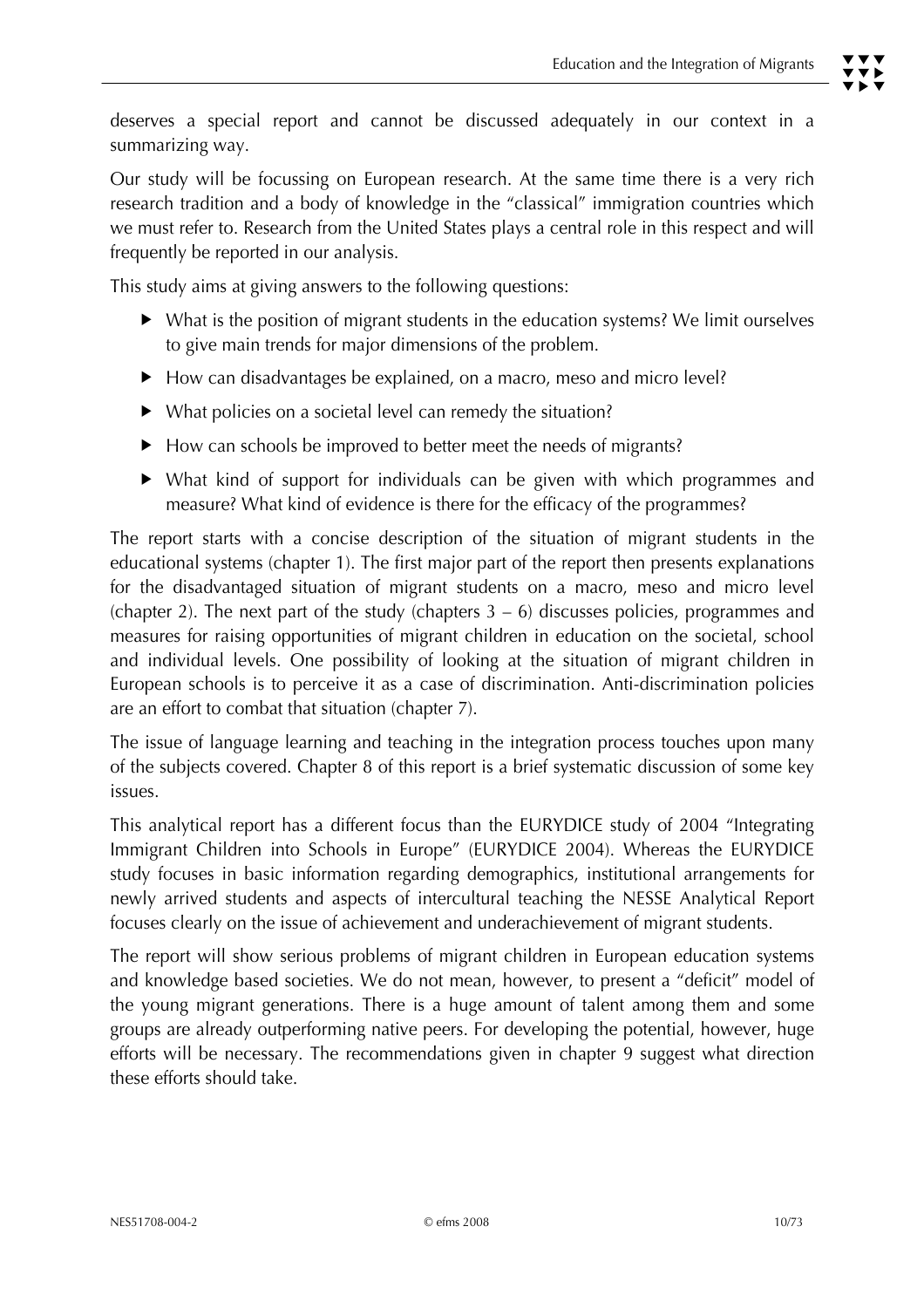deserves a special report and cannot be discussed adequately in our context in a summarizing way.

Our study will be focussing on European research. At the same time there is a very rich research tradition and a body of knowledge in the "classical" immigration countries which we must refer to. Research from the United States plays a central role in this respect and will frequently be reported in our analysis.

This study aims at giving answers to the following questions:

- What is the position of migrant students in the education systems? We limit ourselves to give main trends for major dimensions of the problem.
- How can disadvantages be explained, on a macro, meso and micro level?
- What policies on a societal level can remedy the situation?
- How can schools be improved to better meet the needs of migrants?
- What kind of support for individuals can be given with which programmes and measure? What kind of evidence is there for the efficacy of the programmes?

The report starts with a concise description of the situation of migrant students in the educational systems (chapter 1). The first major part of the report then presents explanations for the disadvantaged situation of migrant students on a macro, meso and micro level (chapter 2). The next part of the study (chapters 3 – 6) discusses policies, programmes and measures for raising opportunities of migrant children in education on the societal, school and individual levels. One possibility of looking at the situation of migrant children in European schools is to perceive it as a case of discrimination. Anti-discrimination policies are an effort to combat that situation (chapter 7).

The issue of language learning and teaching in the integration process touches upon many of the subjects covered. Chapter 8 of this report is a brief systematic discussion of some key issues.

This analytical report has a different focus than the EURYDICE study of 2004 "Integrating Immigrant Children into Schools in Europe" (EURYDICE 2004). Whereas the EURYDICE study focuses in basic information regarding demographics, institutional arrangements for newly arrived students and aspects of intercultural teaching the NESSE Analytical Report focuses clearly on the issue of achievement and underachievement of migrant students.

The report will show serious problems of migrant children in European education systems and knowledge based societies. We do not mean, however, to present a "deficit" model of the young migrant generations. There is a huge amount of talent among them and some groups are already outperforming native peers. For developing the potential, however, huge efforts will be necessary. The recommendations given in chapter 9 suggest what direction these efforts should take.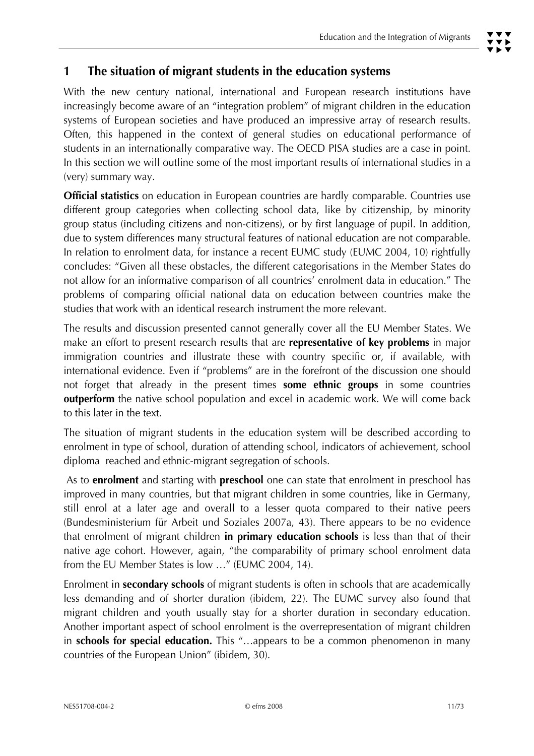# 1 The situation of migrant students in the education systems

With the new century national, international and European research institutions have increasingly become aware of an "integration problem" of migrant children in the education systems of European societies and have produced an impressive array of research results. Often, this happened in the context of general studies on educational performance of students in an internationally comparative way. The OECD PISA studies are a case in point. In this section we will outline some of the most important results of international studies in a (very) summary way.

**Official statistics** on education in European countries are hardly comparable. Countries use different group categories when collecting school data, like by citizenship, by minority group status (including citizens and non-citizens), or by first language of pupil. In addition, due to system differences many structural features of national education are not comparable. In relation to enrolment data, for instance a recent EUMC study (EUMC 2004, 10) rightfully concludes: "Given all these obstacles, the different categorisations in the Member States do not allow for an informative comparison of all countries' enrolment data in education." The problems of comparing official national data on education between countries make the studies that work with an identical research instrument the more relevant.

The results and discussion presented cannot generally cover all the EU Member States. We make an effort to present research results that are **representative of key problems** in major immigration countries and illustrate these with country specific or, if available, with international evidence. Even if "problems" are in the forefront of the discussion one should not forget that already in the present times **some ethnic groups** in some countries **outperform** the native school population and excel in academic work. We will come back to this later in the text.

The situation of migrant students in the education system will be described according to enrolment in type of school, duration of attending school, indicators of achievement, school diploma reached and ethnic-migrant segregation of schools.

As to **enrolment** and starting with **preschool** one can state that enrolment in preschool has improved in many countries, but that migrant children in some countries, like in Germany, still enrol at a later age and overall to a lesser quota compared to their native peers (Bundesministerium für Arbeit und Soziales 2007a, 43). There appears to be no evidence that enrolment of migrant children **in primary education schools** is less than that of their native age cohort. However, again, "the comparability of primary school enrolment data from the EU Member States is low …" (EUMC 2004, 14).

Enrolment in **secondary schools** of migrant students is often in schools that are academically less demanding and of shorter duration (ibidem, 22). The EUMC survey also found that migrant children and youth usually stay for a shorter duration in secondary education. Another important aspect of school enrolment is the overrepresentation of migrant children in **schools for special education.** This "…appears to be a common phenomenon in many countries of the European Union" (ibidem, 30).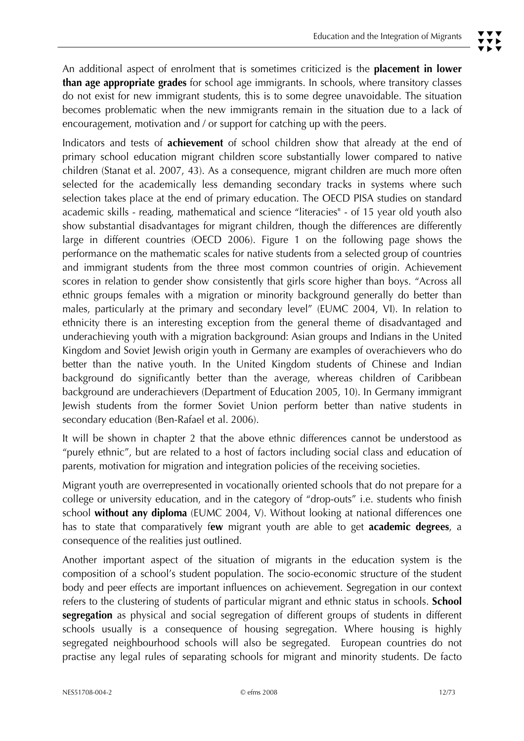An additional aspect of enrolment that is sometimes criticized is the **placement in lower than age appropriate grades** for school age immigrants. In schools, where transitory classes do not exist for new immigrant students, this is to some degree unavoidable. The situation becomes problematic when the new immigrants remain in the situation due to a lack of encouragement, motivation and / or support for catching up with the peers.

Indicators and tests of **achievement** of school children show that already at the end of primary school education migrant children score substantially lower compared to native children (Stanat et al. 2007, 43). As a consequence, migrant children are much more often selected for the academically less demanding secondary tracks in systems where such selection takes place at the end of primary education. The OECD PISA studies on standard academic skills - reading, mathematical and science "literacies" - of 15 year old youth also show substantial disadvantages for migrant children, though the differences are differently large in different countries (OECD 2006). Figure 1 on the following page shows the performance on the mathematic scales for native students from a selected group of countries and immigrant students from the three most common countries of origin. Achievement scores in relation to gender show consistently that girls score higher than boys. "Across all ethnic groups females with a migration or minority background generally do better than males, particularly at the primary and secondary level" (EUMC 2004, VI). In relation to ethnicity there is an interesting exception from the general theme of disadvantaged and underachieving youth with a migration background: Asian groups and Indians in the United Kingdom and Soviet Jewish origin youth in Germany are examples of overachievers who do better than the native youth. In the United Kingdom students of Chinese and Indian background do significantly better than the average, whereas children of Caribbean background are underachievers (Department of Education 2005, 10). In Germany immigrant Jewish students from the former Soviet Union perform better than native students in secondary education (Ben-Rafael et al. 2006).

It will be shown in chapter 2 that the above ethnic differences cannot be understood as "purely ethnic", but are related to a host of factors including social class and education of parents, motivation for migration and integration policies of the receiving societies.

Migrant youth are overrepresented in vocationally oriented schools that do not prepare for a college or university education, and in the category of "drop-outs" i.e. students who finish school **without any diploma** (EUMC 2004, V). Without looking at national differences one has to state that comparatively f**ew** migrant youth are able to get **academic degrees**, a consequence of the realities just outlined.

Another important aspect of the situation of migrants in the education system is the composition of a school's student population. The socio-economic structure of the student body and peer effects are important influences on achievement. Segregation in our context refers to the clustering of students of particular migrant and ethnic status in schools. **School segregation** as physical and social segregation of different groups of students in different schools usually is a consequence of housing segregation. Where housing is highly segregated neighbourhood schools will also be segregated. European countries do not practise any legal rules of separating schools for migrant and minority students. De facto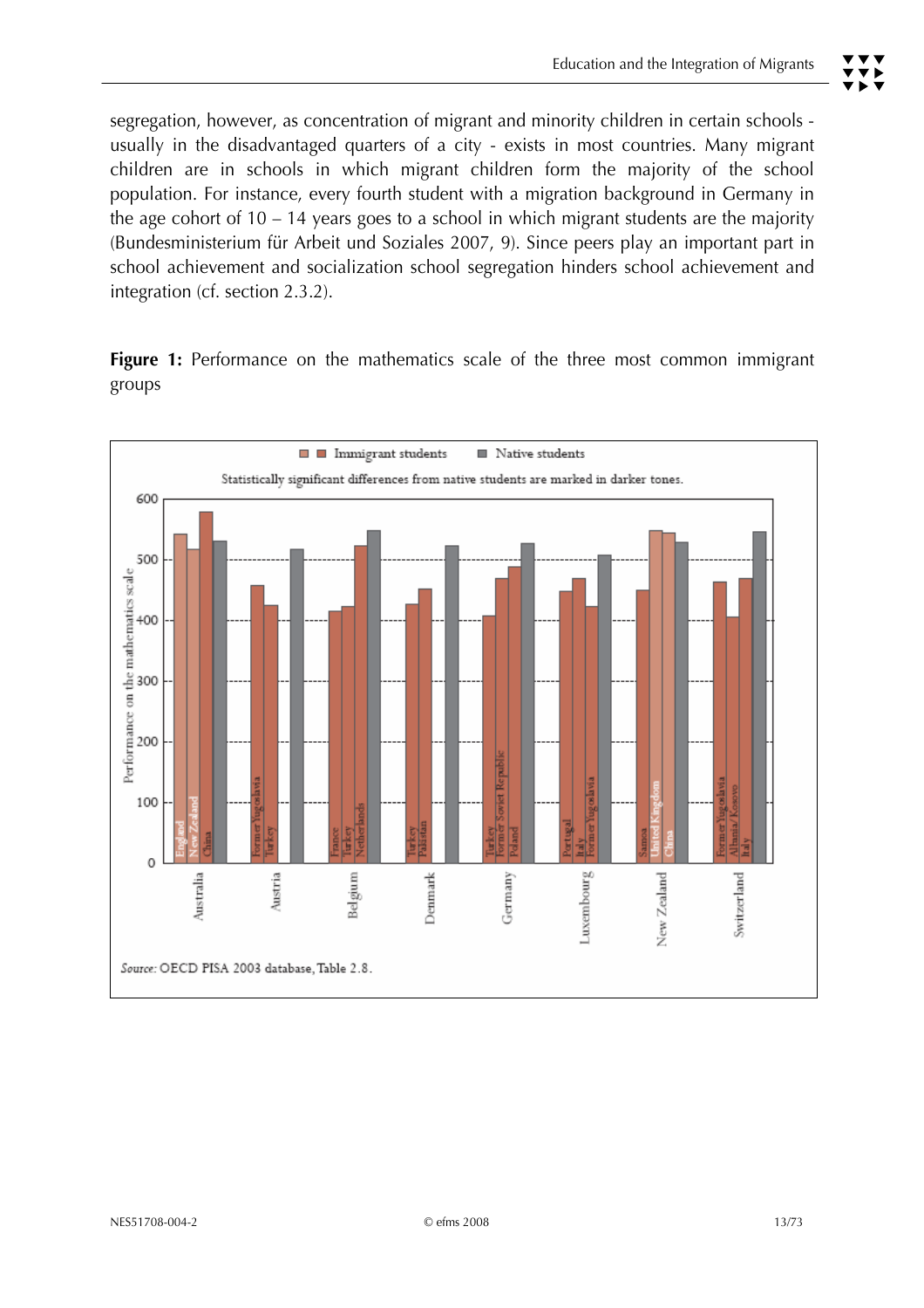segregation, however, as concentration of migrant and minority children in certain schools - usually in the disadvantaged quarters of a city - exists in most countries. Many migrant children are in schools in which migrant children form the majority of the school population. For instance, every fourth student with a migration background in Germany in the age cohort of 10 – 14 years goes to a school in which migrant students are the majority (Bundesministerium für Arbeit und Soziales 2007, 9). Since peers play an important part in school achievement and socialization school segregation hinders school achievement and integration (cf. section 2.3.2).

**Figure 1:** Performance on the mathematics scale of the three most common immigrant groups

Immigrant students | Native students

Statistically significant differences from native students are marked in darker tones.

Source: OECD PISA 2003 database, Table 2.8.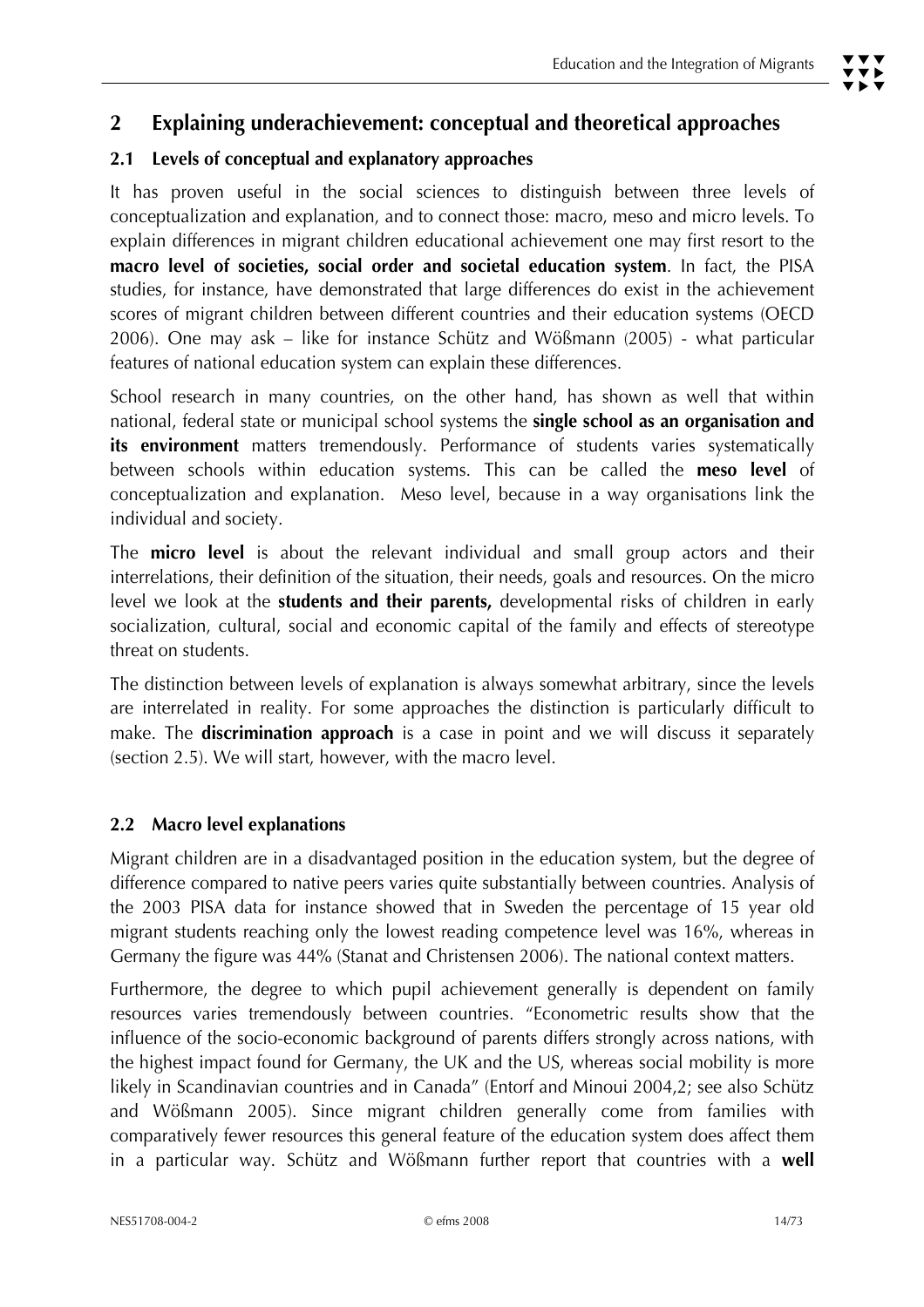## 2 Explaining underachievement: conceptual and theoretical approaches

### 2.1 Levels of conceptual and explanatory approaches

It has proven useful in the social sciences to distinguish between three levels of conceptualization and explanation, and to connect those: macro, meso and micro levels. To explain differences in migrant children educational achievement one may first resort to the **macro level of societies, social order and societal education system**. In fact, the PISA studies, for instance, have demonstrated that large differences do exist in the achievement scores of migrant children between different countries and their education systems (OECD 2006). One may ask – like for instance Schütz and Wößmann (2005) - what particular features of national education system can explain these differences.

School research in many countries, on the other hand, has shown as well that within national, federal state or municipal school systems the **single school as an organisation and its environment** matters tremendously. Performance of students varies systematically between schools within education systems. This can be called the **meso level** of conceptualization and explanation. Meso level, because in a way organisations link the individual and society.

The **micro level** is about the relevant individual and small group actors and their interrelations, their definition of the situation, their needs, goals and resources. On the micro level we look at the **students and their parents,** developmental risks of children in early socialization, cultural, social and economic capital of the family and effects of stereotype threat on students.

The distinction between levels of explanation is always somewhat arbitrary, since the levels are interrelated in reality. For some approaches the distinction is particularly difficult to make. The **discrimination approach** is a case in point and we will discuss it separately (section 2.5). We will start, however, with the macro level.

### 2.2 Macro level explanations

Migrant children are in a disadvantaged position in the education system, but the degree of difference compared to native peers varies quite substantially between countries. Analysis of the 2003 PISA data for instance showed that in Sweden the percentage of 15 year old migrant students reaching only the lowest reading competence level was 16%, whereas in Germany the figure was 44% (Stanat and Christensen 2006). The national context matters.

Furthermore, the degree to which pupil achievement generally is dependent on family resources varies tremendously between countries. "Econometric results show that the influence of the socio-economic background of parents differs strongly across nations, with the highest impact found for Germany, the UK and the US, whereas social mobility is more likely in Scandinavian countries and in Canada" (Entorf and Minoui 2004,2; see also Schütz and Wößmann 2005). Since migrant children generally come from families with comparatively fewer resources this general feature of the education system does affect them in a particular way. Schütz and Wößmann further report that countries with a **well**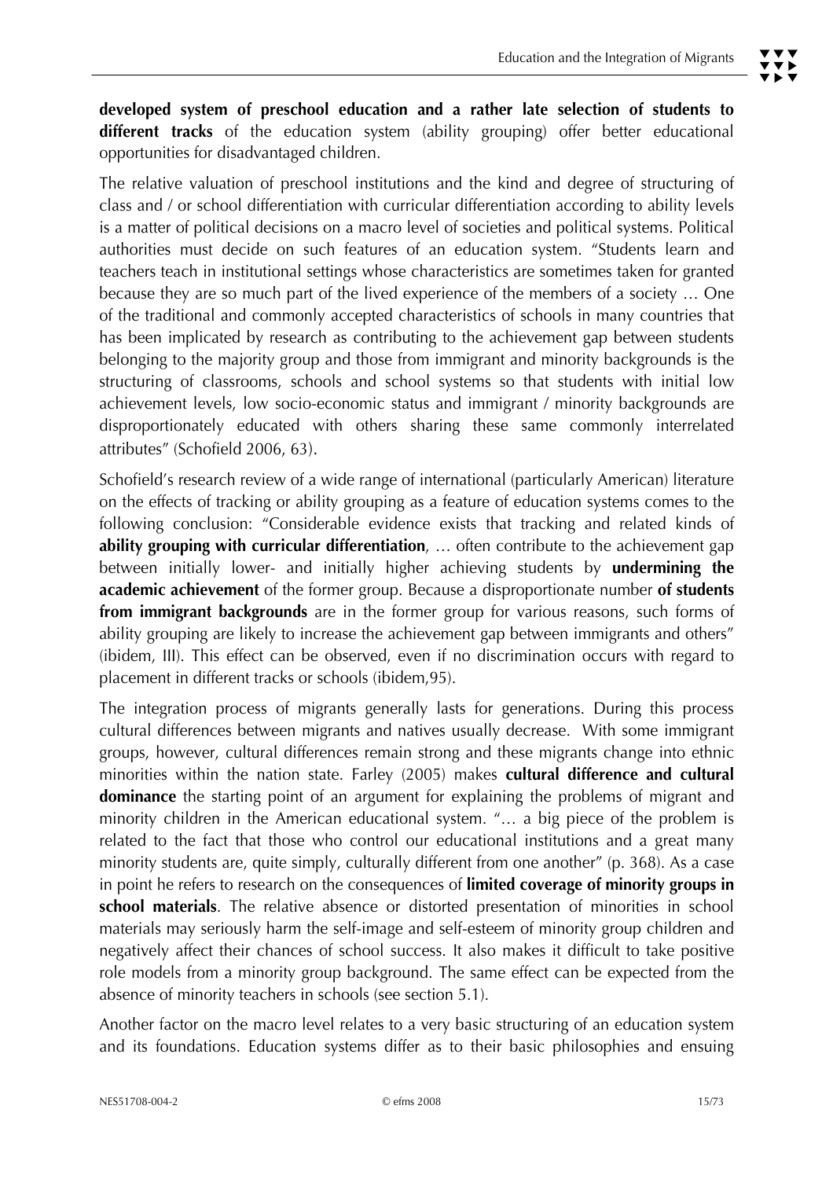**developed system of preschool education and a rather late selection of students to different tracks** of the education system (ability grouping) offer better educational opportunities for disadvantaged children.

The relative valuation of preschool institutions and the kind and degree of structuring of class and / or school differentiation with curricular differentiation according to ability levels is a matter of political decisions on a macro level of societies and political systems. Political authorities must decide on such features of an education system. "Students learn and teachers teach in institutional settings whose characteristics are sometimes taken for granted because they are so much part of the lived experience of the members of a society … One of the traditional and commonly accepted characteristics of schools in many countries that has been implicated by research as contributing to the achievement gap between students belonging to the majority group and those from immigrant and minority backgrounds is the structuring of classrooms, schools and school systems so that students with initial low achievement levels, low socio-economic status and immigrant / minority backgrounds are disproportionately educated with others sharing these same commonly interrelated attributes" (Schofield 2006, 63).

Schofield's research review of a wide range of international (particularly American) literature on the effects of tracking or ability grouping as a feature of education systems comes to the following conclusion: "Considerable evidence exists that tracking and related kinds of **ability grouping with curricular differentiation**, … often contribute to the achievement gap between initially lower- and initially higher achieving students by **undermining the academic achievement** of the former group. Because a disproportionate number **of students from immigrant backgrounds** are in the former group for various reasons, such forms of ability grouping are likely to increase the achievement gap between immigrants and others" (ibidem, III). This effect can be observed, even if no discrimination occurs with regard to placement in different tracks or schools (ibidem,95).

The integration process of migrants generally lasts for generations. During this process cultural differences between migrants and natives usually decrease. With some immigrant groups, however, cultural differences remain strong and these migrants change into ethnic minorities within the nation state. Farley (2005) makes **cultural difference and cultural dominance** the starting point of an argument for explaining the problems of migrant and minority children in the American educational system. "… a big piece of the problem is related to the fact that those who control our educational institutions and a great many minority students are, quite simply, culturally different from one another" (p. 368). As a case in point he refers to research on the consequences of **limited coverage of minority groups in school materials**. The relative absence or distorted presentation of minorities in school materials may seriously harm the self-image and self-esteem of minority group children and negatively affect their chances of school success. It also makes it difficult to take positive role models from a minority group background. The same effect can be expected from the absence of minority teachers in schools (see section 5.1).

Another factor on the macro level relates to a very basic structuring of an education system and its foundations. Education systems differ as to their basic philosophies and ensuing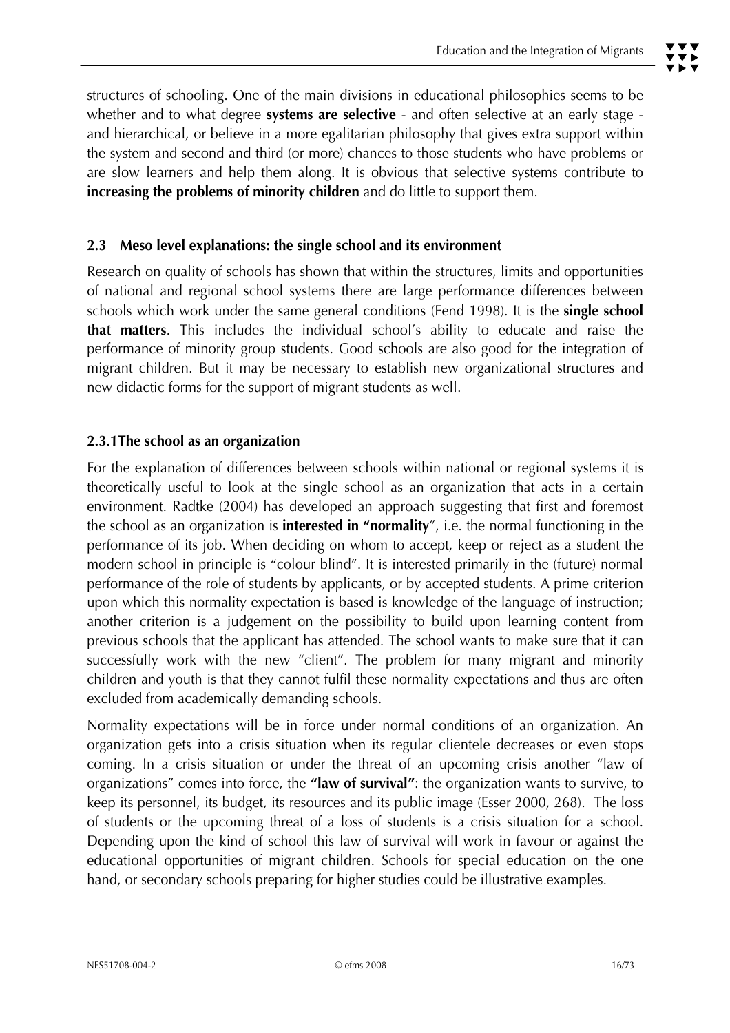structures of schooling. One of the main divisions in educational philosophies seems to be whether and to what degree **systems are selective** - and often selective at an early stage - and hierarchical, or believe in a more egalitarian philosophy that gives extra support within the system and second and third (or more) chances to those students who have problems or are slow learners and help them along. It is obvious that selective systems contribute to **increasing the problems of minority children** and do little to support them.

### 2.3 Meso level explanations: the single school and its environment

Research on quality of schools has shown that within the structures, limits and opportunities of national and regional school systems there are large performance differences between schools which work under the same general conditions (Fend 1998). It is the **single school that matters**. This includes the individual school's ability to educate and raise the performance of minority group students. Good schools are also good for the integration of migrant children. But it may be necessary to establish new organizational structures and new didactic forms for the support of migrant students as well.

#### 2.3.1 The school as an organization

For the explanation of differences between schools within national or regional systems it is theoretically useful to look at the single school as an organization that acts in a certain environment. Radtke (2004) has developed an approach suggesting that first and foremost the school as an organization is **interested in "normality**", i.e. the normal functioning in the performance of its job. When deciding on whom to accept, keep or reject as a student the modern school in principle is "colour blind". It is interested primarily in the (future) normal performance of the role of students by applicants, or by accepted students. A prime criterion upon which this normality expectation is based is knowledge of the language of instruction; another criterion is a judgement on the possibility to build upon learning content from previous schools that the applicant has attended. The school wants to make sure that it can successfully work with the new "client". The problem for many migrant and minority children and youth is that they cannot fulfil these normality expectations and thus are often excluded from academically demanding schools.

Normality expectations will be in force under normal conditions of an organization. An organization gets into a crisis situation when its regular clientele decreases or even stops coming. In a crisis situation or under the threat of an upcoming crisis another "law of organizations" comes into force, the **"law of survival"**: the organization wants to survive, to keep its personnel, its budget, its resources and its public image (Esser 2000, 268). The loss of students or the upcoming threat of a loss of students is a crisis situation for a school. Depending upon the kind of school this law of survival will work in favour or against the educational opportunities of migrant children. Schools for special education on the one hand, or secondary schools preparing for higher studies could be illustrative examples.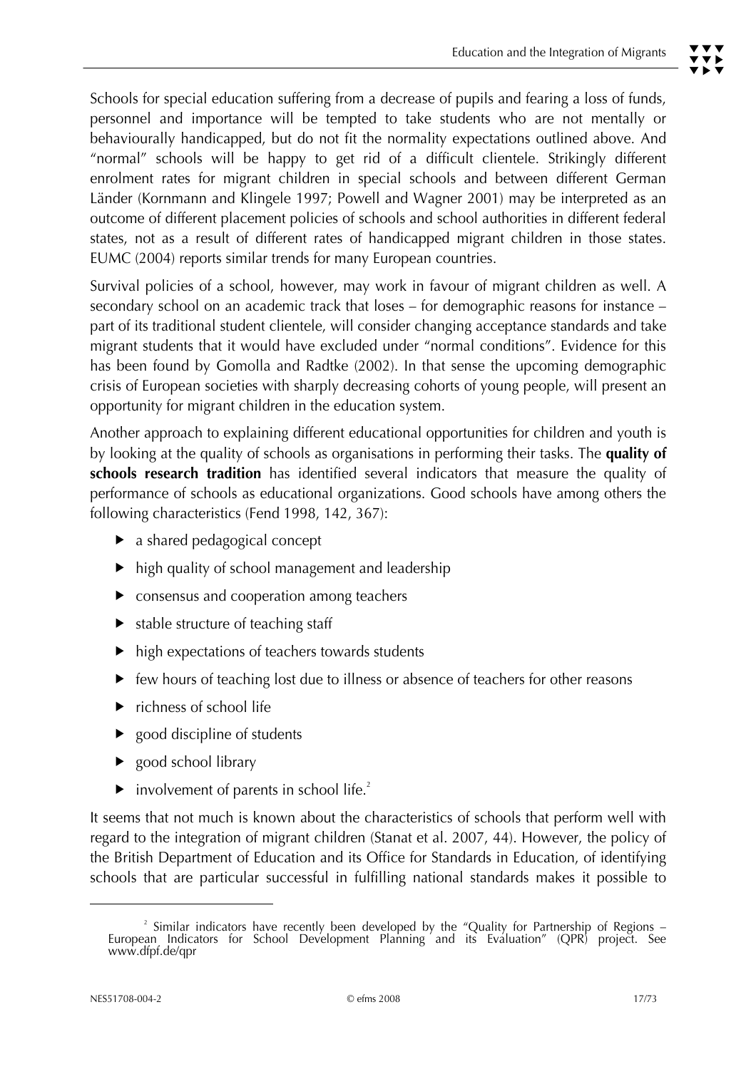Schools for special education suffering from a decrease of pupils and fearing a loss of funds, personnel and importance will be tempted to take students who are not mentally or behaviourally handicapped, but do not fit the normality expectations outlined above. And "normal" schools will be happy to get rid of a difficult clientele. Strikingly different enrolment rates for migrant children in special schools and between different German Länder (Kornmann and Klingele 1997; Powell and Wagner 2001) may be interpreted as an outcome of different placement policies of schools and school authorities in different federal states, not as a result of different rates of handicapped migrant children in those states. EUMC (2004) reports similar trends for many European countries.

Survival policies of a school, however, may work in favour of migrant children as well. A secondary school on an academic track that loses – for demographic reasons for instance – part of its traditional student clientele, will consider changing acceptance standards and take migrant students that it would have excluded under "normal conditions". Evidence for this has been found by Gomolla and Radtke (2002). In that sense the upcoming demographic crisis of European societies with sharply decreasing cohorts of young people, will present an opportunity for migrant children in the education system.

Another approach to explaining different educational opportunities for children and youth is by looking at the quality of schools as organisations in performing their tasks. The **quality of schools research tradition** has identified several indicators that measure the quality of performance of schools as educational organizations. Good schools have among others the following characteristics (Fend 1998, 142, 367):

- a shared pedagogical concept
- high quality of school management and leadership
- consensus and cooperation among teachers
- stable structure of teaching staff
- high expectations of teachers towards students
- few hours of teaching lost due to illness or absence of teachers for other reasons
- richness of school life
- good discipline of students
- good school library
- involvement of parents in school life.[2]

It seems that not much is known about the characteristics of schools that perform well with regard to the integration of migrant children (Stanat et al. 2007, 44). However, the policy of the British Department of Education and its Office for Standards in Education, of identifying schools that are particular successful in fulfilling national standards makes it possible to

[2] Similar indicators have recently been developed by the "Quality for Partnership of Regions – European Indicators for School Development Planning and its Evaluation" (QPR) project. See www.dfpf.de/qpr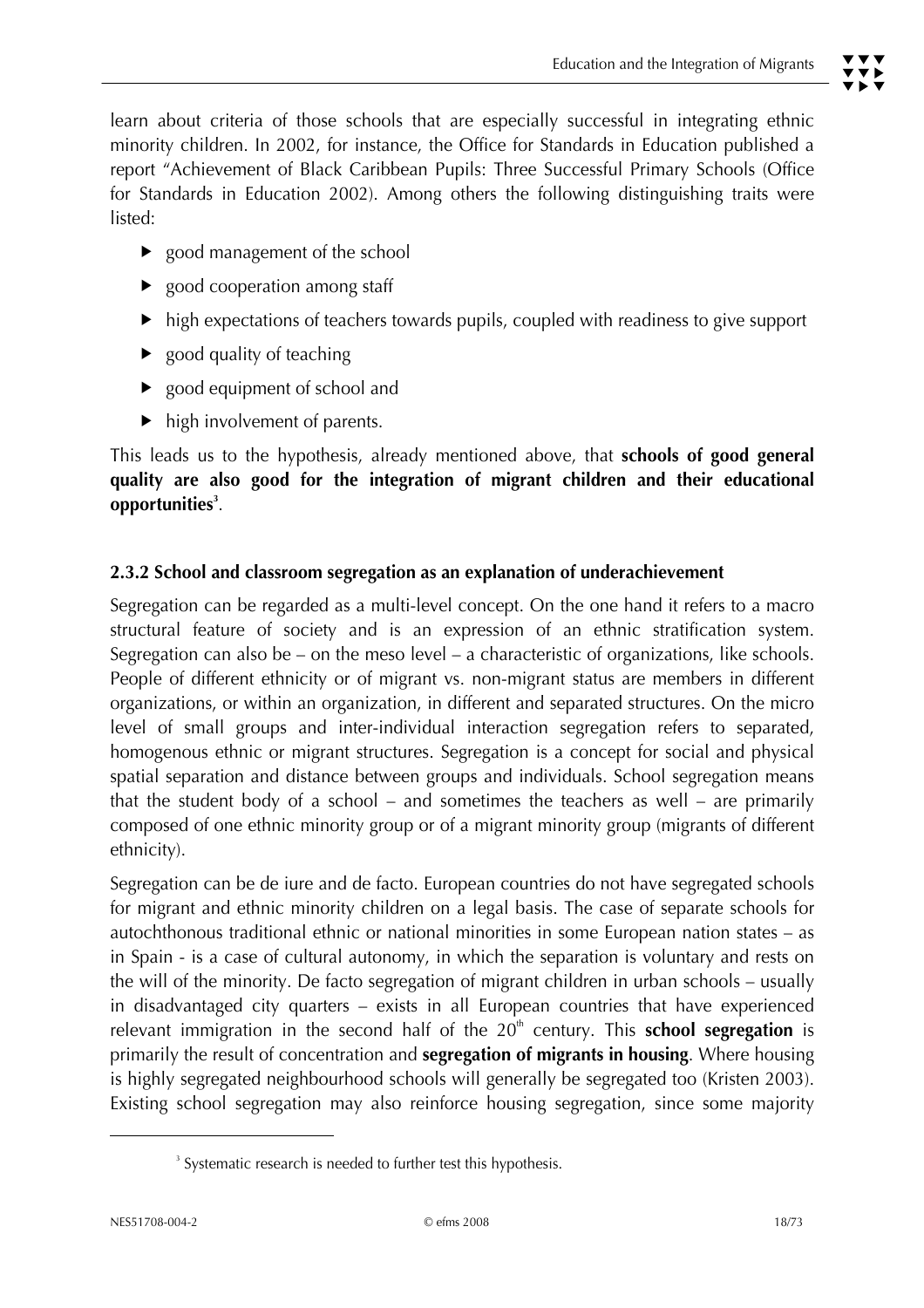learn about criteria of those schools that are especially successful in integrating ethnic minority children. In 2002, for instance, the Office for Standards in Education published a report "Achievement of Black Caribbean Pupils: Three Successful Primary Schools (Office for Standards in Education 2002). Among others the following distinguishing traits were listed:

- good management of the school
- good cooperation among staff
- high expectations of teachers towards pupils, coupled with readiness to give support
- good quality of teaching
- good equipment of school and
- high involvement of parents.

This leads us to the hypothesis, already mentioned above, that **schools of good general quality are also good for the integration of migrant children and their educational opportunities**[3].

### 2.3.2 School and classroom segregation as an explanation of underachievement

Segregation can be regarded as a multi-level concept. On the one hand it refers to a macro structural feature of society and is an expression of an ethnic stratification system. Segregation can also be – on the meso level – a characteristic of organizations, like schools. People of different ethnicity or of migrant vs. non-migrant status are members in different organizations, or within an organization, in different and separated structures. On the micro level of small groups and inter-individual interaction segregation refers to separated, homogenous ethnic or migrant structures. Segregation is a concept for social and physical spatial separation and distance between groups and individuals. School segregation means that the student body of a school – and sometimes the teachers as well – are primarily composed of one ethnic minority group or of a migrant minority group (migrants of different ethnicity).

Segregation can be de iure and de facto. European countries do not have segregated schools for migrant and ethnic minority children on a legal basis. The case of separate schools for autochthonous traditional ethnic or national minorities in some European nation states – as in Spain - is a case of cultural autonomy, in which the separation is voluntary and rests on the will of the minority. De facto segregation of migrant children in urban schools – usually in disadvantaged city quarters – exists in all European countries that have experienced relevant immigration in the second half of the 20th century. This **school segregation** is primarily the result of concentration and **segregation of migrants in housing**. Where housing is highly segregated neighbourhood schools will generally be segregated too (Kristen 2003). Existing school segregation may also reinforce housing segregation, since some majority

[3] Systematic research is needed to further test this hypothesis.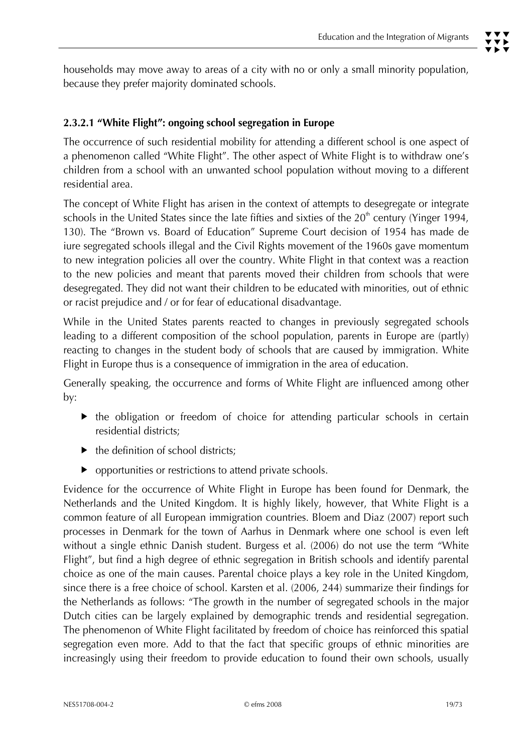households may move away to areas of a city with no or only a small minority population, because they prefer majority dominated schools.

#### 2.3.2.1 "White Flight": ongoing school segregation in Europe

The occurrence of such residential mobility for attending a different school is one aspect of a phenomenon called "White Flight". The other aspect of White Flight is to withdraw one's children from a school with an unwanted school population without moving to a different residential area.

The concept of White Flight has arisen in the context of attempts to desegregate or integrate schools in the United States since the late fifties and sixties of the 20th century (Yinger 1994, 130). The "Brown vs. Board of Education" Supreme Court decision of 1954 has made de iure segregated schools illegal and the Civil Rights movement of the 1960s gave momentum to new integration policies all over the country. White Flight in that context was a reaction to the new policies and meant that parents moved their children from schools that were desegregated. They did not want their children to be educated with minorities, out of ethnic or racist prejudice and / or for fear of educational disadvantage.

While in the United States parents reacted to changes in previously segregated schools leading to a different composition of the school population, parents in Europe are (partly) reacting to changes in the student body of schools that are caused by immigration. White Flight in Europe thus is a consequence of immigration in the area of education.

Generally speaking, the occurrence and forms of White Flight are influenced among other by:

- the obligation or freedom of choice for attending particular schools in certain residential districts;
- the definition of school districts;
- opportunities or restrictions to attend private schools.

Evidence for the occurrence of White Flight in Europe has been found for Denmark, the Netherlands and the United Kingdom. It is highly likely, however, that White Flight is a common feature of all European immigration countries. Bloem and Diaz (2007) report such processes in Denmark for the town of Aarhus in Denmark where one school is even left without a single ethnic Danish student. Burgess et al. (2006) do not use the term "White Flight", but find a high degree of ethnic segregation in British schools and identify parental choice as one of the main causes. Parental choice plays a key role in the United Kingdom, since there is a free choice of school. Karsten et al. (2006, 244) summarize their findings for the Netherlands as follows: "The growth in the number of segregated schools in the major Dutch cities can be largely explained by demographic trends and residential segregation. The phenomenon of White Flight facilitated by freedom of choice has reinforced this spatial segregation even more. Add to that the fact that specific groups of ethnic minorities are increasingly using their freedom to provide education to found their own schools, usually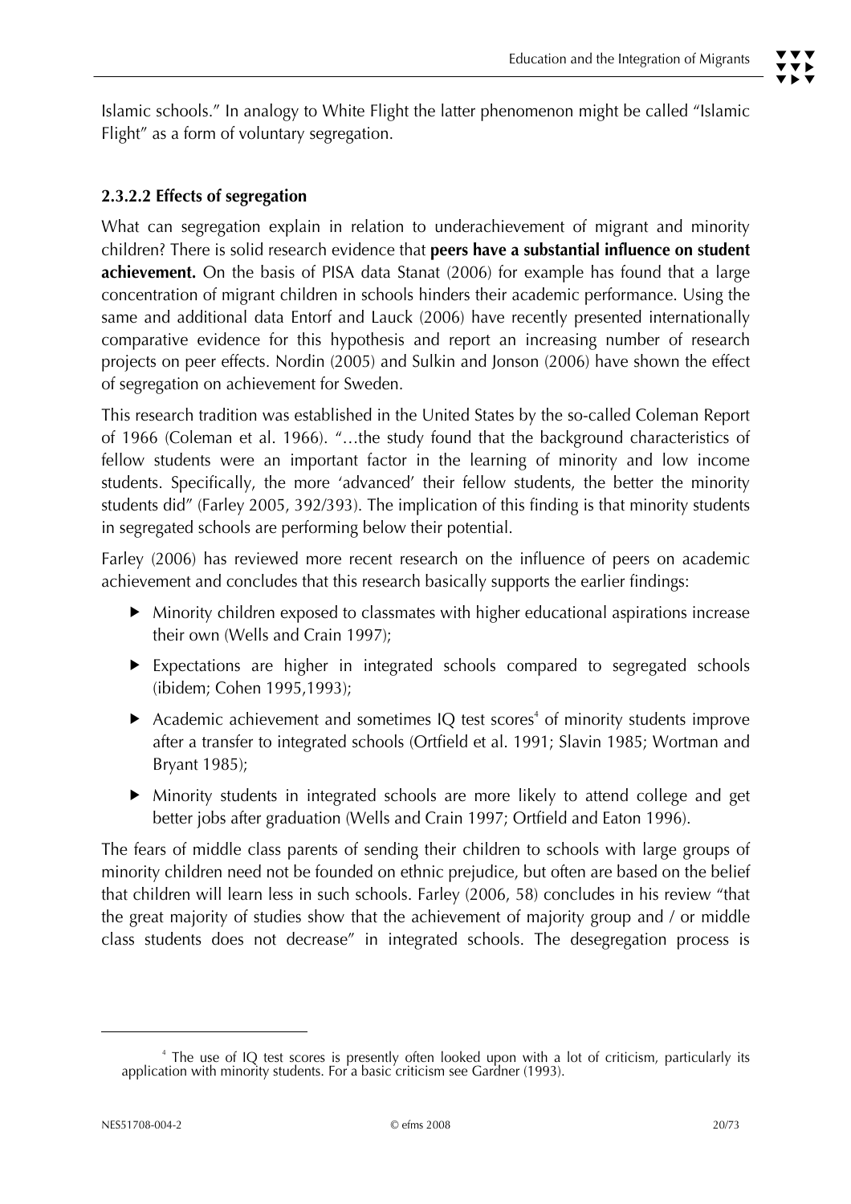Islamic schools." In analogy to White Flight the latter phenomenon might be called "Islamic Flight" as a form of voluntary segregation.

#### 2.3.2.2 Effects of segregation

What can segregation explain in relation to underachievement of migrant and minority children? There is solid research evidence that **peers have a substantial influence on student achievement.** On the basis of PISA data Stanat (2006) for example has found that a large concentration of migrant children in schools hinders their academic performance. Using the same and additional data Entorf and Lauck (2006) have recently presented internationally comparative evidence for this hypothesis and report an increasing number of research projects on peer effects. Nordin (2005) and Sulkin and Jonson (2006) have shown the effect of segregation on achievement for Sweden.

This research tradition was established in the United States by the so-called Coleman Report of 1966 (Coleman et al. 1966). "…the study found that the background characteristics of fellow students were an important factor in the learning of minority and low income students. Specifically, the more 'advanced' their fellow students, the better the minority students did" (Farley 2005, 392/393). The implication of this finding is that minority students in segregated schools are performing below their potential.

Farley (2006) has reviewed more recent research on the influence of peers on academic achievement and concludes that this research basically supports the earlier findings:

- Minority children exposed to classmates with higher educational aspirations increase their own (Wells and Crain 1997);
- Expectations are higher in integrated schools compared to segregated schools (ibidem; Cohen 1995,1993);
- Academic achievement and sometimes IQ test scores[4] of minority students improve after a transfer to integrated schools (Ortfield et al. 1991; Slavin 1985; Wortman and Bryant 1985);
- Minority students in integrated schools are more likely to attend college and get better jobs after graduation (Wells and Crain 1997; Ortfield and Eaton 1996).

The fears of middle class parents of sending their children to schools with large groups of minority children need not be founded on ethnic prejudice, but often are based on the belief that children will learn less in such schools. Farley (2006, 58) concludes in his review "that the great majority of studies show that the achievement of majority group and / or middle class students does not decrease" in integrated schools. The desegregation process is

[4] The use of IQ test scores is presently often looked upon with a lot of criticism, particularly its application with minority students. For a basic criticism see Gardner (1993).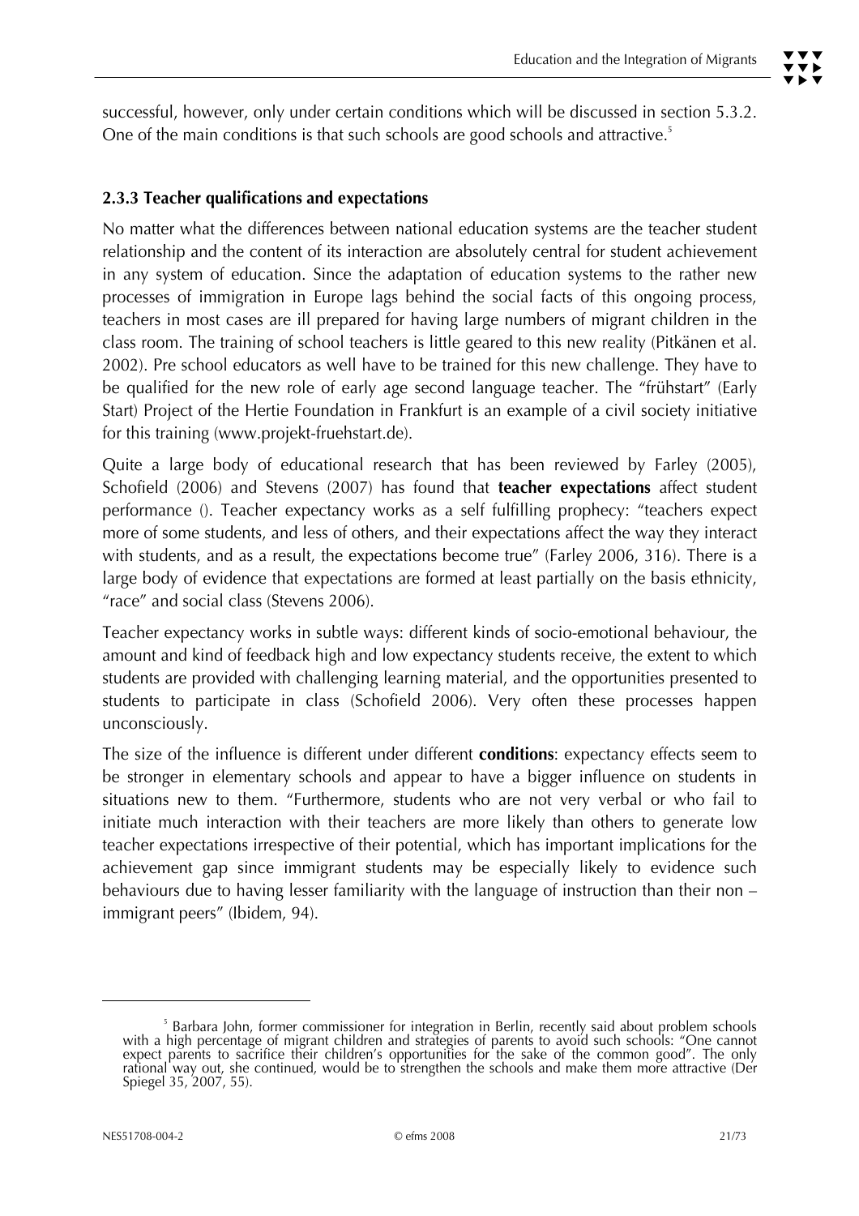successful, however, only under certain conditions which will be discussed in section 5.3.2. One of the main conditions is that such schools are good schools and attractive.[5]

### 2.3.3 Teacher qualifications and expectations

No matter what the differences between national education systems are the teacher student relationship and the content of its interaction are absolutely central for student achievement in any system of education. Since the adaptation of education systems to the rather new processes of immigration in Europe lags behind the social facts of this ongoing process, teachers in most cases are ill prepared for having large numbers of migrant children in the class room. The training of school teachers is little geared to this new reality (Pitkänen et al. 2002). Pre school educators as well have to be trained for this new challenge. They have to be qualified for the new role of early age second language teacher. The "frühstart" (Early Start) Project of the Hertie Foundation in Frankfurt is an example of a civil society initiative for this training (www.projekt-fruehstart.de).

Quite a large body of educational research that has been reviewed by Farley (2005), Schofield (2006) and Stevens (2007) has found that **teacher expectations** affect student performance (). Teacher expectancy works as a self fulfilling prophecy: "teachers expect more of some students, and less of others, and their expectations affect the way they interact with students, and as a result, the expectations become true" (Farley 2006, 316). There is a large body of evidence that expectations are formed at least partially on the basis ethnicity, "race" and social class (Stevens 2006).

Teacher expectancy works in subtle ways: different kinds of socio-emotional behaviour, the amount and kind of feedback high and low expectancy students receive, the extent to which students are provided with challenging learning material, and the opportunities presented to students to participate in class (Schofield 2006). Very often these processes happen unconsciously.

The size of the influence is different under different **conditions**: expectancy effects seem to be stronger in elementary schools and appear to have a bigger influence on students in situations new to them. "Furthermore, students who are not very verbal or who fail to initiate much interaction with their teachers are more likely than others to generate low teacher expectations irrespective of their potential, which has important implications for the achievement gap since immigrant students may be especially likely to evidence such behaviours due to having lesser familiarity with the language of instruction than their non – immigrant peers" (Ibidem, 94).

---

[5] Barbara John, former commissioner for integration in Berlin, recently said about problem schools with a high percentage of migrant children and strategies of parents to avoid such schools: "One cannot expect parents to sacrifice their children's opportunities for the sake of the common good". The only rational way out, she continued, would be to strengthen the schools and make them more attractive (Der Spiegel 35, 2007, 55).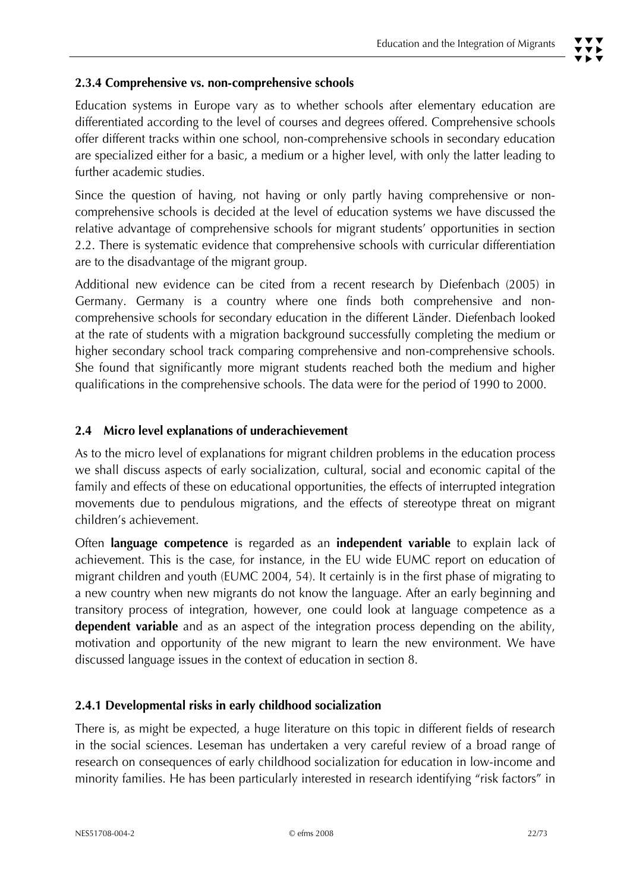### 2.3.4 Comprehensive vs. non-comprehensive schools

Education systems in Europe vary as to whether schools after elementary education are differentiated according to the level of courses and degrees offered. Comprehensive schools offer different tracks within one school, non-comprehensive schools in secondary education are specialized either for a basic, a medium or a higher level, with only the latter leading to further academic studies.

Since the question of having, not having or only partly having comprehensive or non-comprehensive schools is decided at the level of education systems we have discussed the relative advantage of comprehensive schools for migrant students' opportunities in section 2.2. There is systematic evidence that comprehensive schools with curricular differentiation are to the disadvantage of the migrant group.

Additional new evidence can be cited from a recent research by Diefenbach (2005) in Germany. Germany is a country where one finds both comprehensive and non-comprehensive schools for secondary education in the different Länder. Diefenbach looked at the rate of students with a migration background successfully completing the medium or higher secondary school track comparing comprehensive and non-comprehensive schools. She found that significantly more migrant students reached both the medium and higher qualifications in the comprehensive schools. The data were for the period of 1990 to 2000.

## 2.4 Micro level explanations of underachievement

As to the micro level of explanations for migrant children problems in the education process we shall discuss aspects of early socialization, cultural, social and economic capital of the family and effects of these on educational opportunities, the effects of interrupted integration movements due to pendulous migrations, and the effects of stereotype threat on migrant children's achievement.

Often **language competence** is regarded as an **independent variable** to explain lack of achievement. This is the case, for instance, in the EU wide EUMC report on education of migrant children and youth (EUMC 2004, 54). It certainly is in the first phase of migrating to a new country when new migrants do not know the language. After an early beginning and transitory process of integration, however, one could look at language competence as a **dependent variable** and as an aspect of the integration process depending on the ability, motivation and opportunity of the new migrant to learn the new environment. We have discussed language issues in the context of education in section 8.

### 2.4.1 Developmental risks in early childhood socialization

There is, as might be expected, a huge literature on this topic in different fields of research in the social sciences. Leseman has undertaken a very careful review of a broad range of research on consequences of early childhood socialization for education in low-income and minority families. He has been particularly interested in research identifying "risk factors" in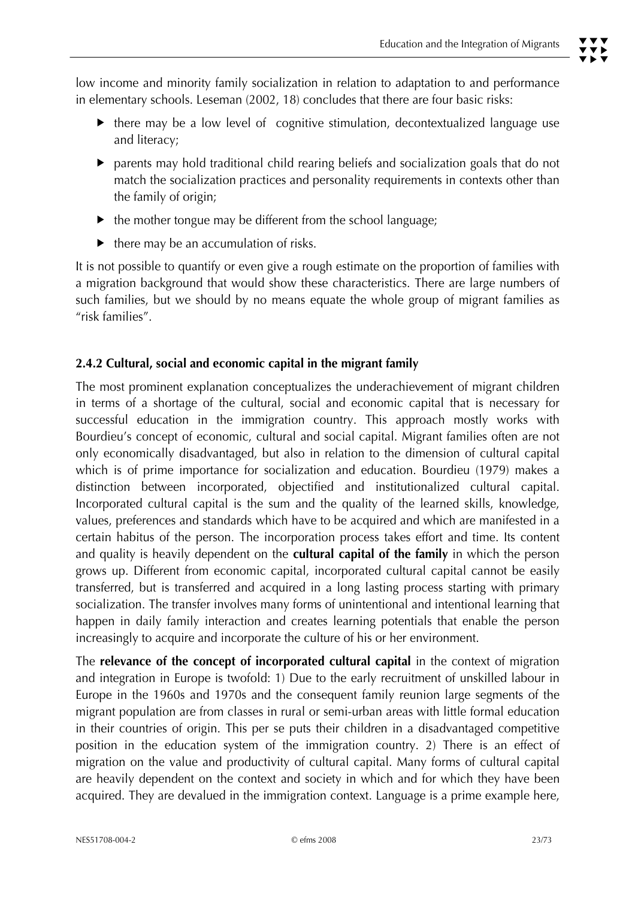low income and minority family socialization in relation to adaptation to and performance in elementary schools. Leseman (2002, 18) concludes that there are four basic risks:

- there may be a low level of cognitive stimulation, decontextualized language use and literacy;
- parents may hold traditional child rearing beliefs and socialization goals that do not match the socialization practices and personality requirements in contexts other than the family of origin;
- the mother tongue may be different from the school language;
- there may be an accumulation of risks.

It is not possible to quantify or even give a rough estimate on the proportion of families with a migration background that would show these characteristics. There are large numbers of such families, but we should by no means equate the whole group of migrant families as "risk families".

### 2.4.2 Cultural, social and economic capital in the migrant family

The most prominent explanation conceptualizes the underachievement of migrant children in terms of a shortage of the cultural, social and economic capital that is necessary for successful education in the immigration country. This approach mostly works with Bourdieu's concept of economic, cultural and social capital. Migrant families often are not only economically disadvantaged, but also in relation to the dimension of cultural capital which is of prime importance for socialization and education. Bourdieu (1979) makes a distinction between incorporated, objectified and institutionalized cultural capital. Incorporated cultural capital is the sum and the quality of the learned skills, knowledge, values, preferences and standards which have to be acquired and which are manifested in a certain habitus of the person. The incorporation process takes effort and time. Its content and quality is heavily dependent on the **cultural capital of the family** in which the person grows up. Different from economic capital, incorporated cultural capital cannot be easily transferred, but is transferred and acquired in a long lasting process starting with primary socialization. The transfer involves many forms of unintentional and intentional learning that happen in daily family interaction and creates learning potentials that enable the person increasingly to acquire and incorporate the culture of his or her environment.

The **relevance of the concept of incorporated cultural capital** in the context of migration and integration in Europe is twofold: 1) Due to the early recruitment of unskilled labour in Europe in the 1960s and 1970s and the consequent family reunion large segments of the migrant population are from classes in rural or semi-urban areas with little formal education in their countries of origin. This per se puts their children in a disadvantaged competitive position in the education system of the immigration country. 2) There is an effect of migration on the value and productivity of cultural capital. Many forms of cultural capital are heavily dependent on the context and society in which and for which they have been acquired. They are devalued in the immigration context. Language is a prime example here,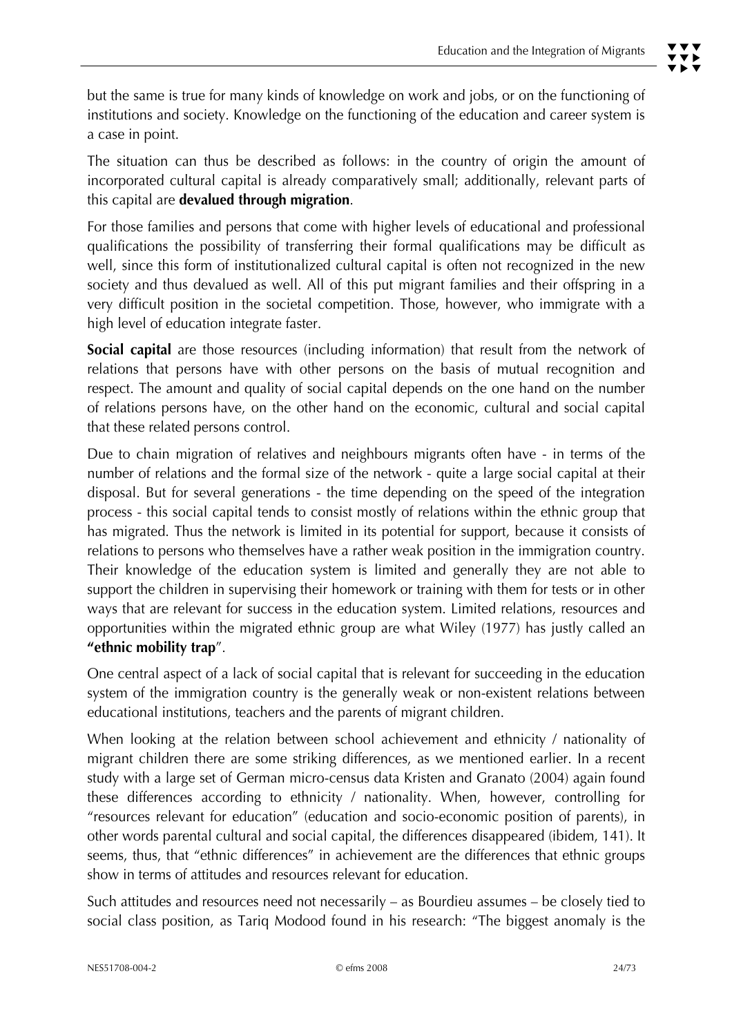but the same is true for many kinds of knowledge on work and jobs, or on the functioning of institutions and society. Knowledge on the functioning of the education and career system is a case in point.

The situation can thus be described as follows: in the country of origin the amount of incorporated cultural capital is already comparatively small; additionally, relevant parts of this capital are **devalued through migration**.

For those families and persons that come with higher levels of educational and professional qualifications the possibility of transferring their formal qualifications may be difficult as well, since this form of institutionalized cultural capital is often not recognized in the new society and thus devalued as well. All of this put migrant families and their offspring in a very difficult position in the societal competition. Those, however, who immigrate with a high level of education integrate faster.

**Social capital** are those resources (including information) that result from the network of relations that persons have with other persons on the basis of mutual recognition and respect. The amount and quality of social capital depends on the one hand on the number of relations persons have, on the other hand on the economic, cultural and social capital that these related persons control.

Due to chain migration of relatives and neighbours migrants often have - in terms of the number of relations and the formal size of the network - quite a large social capital at their disposal. But for several generations - the time depending on the speed of the integration process - this social capital tends to consist mostly of relations within the ethnic group that has migrated. Thus the network is limited in its potential for support, because it consists of relations to persons who themselves have a rather weak position in the immigration country. Their knowledge of the education system is limited and generally they are not able to support the children in supervising their homework or training with them for tests or in other ways that are relevant for success in the education system. Limited relations, resources and opportunities within the migrated ethnic group are what Wiley (1977) has justly called an **"ethnic mobility trap**".

One central aspect of a lack of social capital that is relevant for succeeding in the education system of the immigration country is the generally weak or non-existent relations between educational institutions, teachers and the parents of migrant children.

When looking at the relation between school achievement and ethnicity / nationality of migrant children there are some striking differences, as we mentioned earlier. In a recent study with a large set of German micro-census data Kristen and Granato (2004) again found these differences according to ethnicity / nationality. When, however, controlling for "resources relevant for education" (education and socio-economic position of parents), in other words parental cultural and social capital, the differences disappeared (ibidem, 141). It seems, thus, that "ethnic differences" in achievement are the differences that ethnic groups show in terms of attitudes and resources relevant for education.

Such attitudes and resources need not necessarily – as Bourdieu assumes – be closely tied to social class position, as Tariq Modood found in his research: "The biggest anomaly is the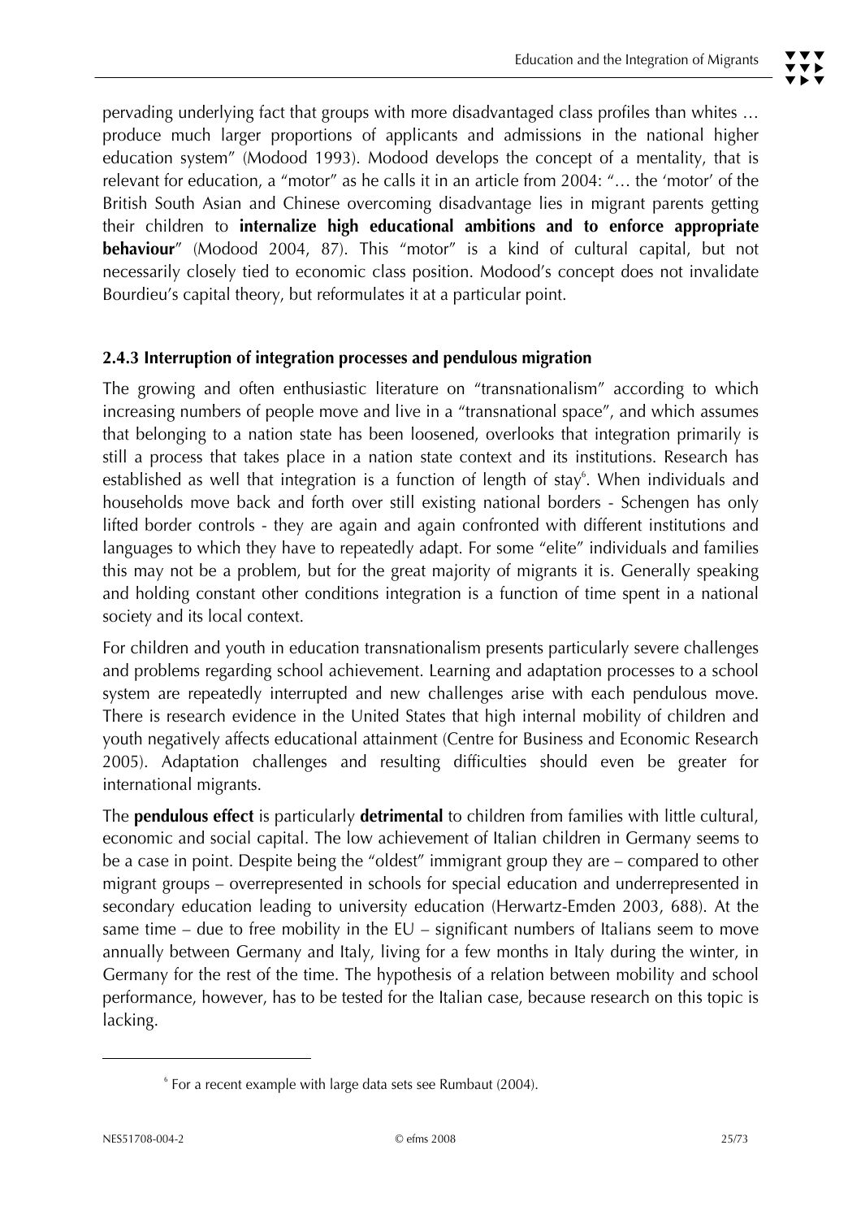pervading underlying fact that groups with more disadvantaged class profiles than whites … produce much larger proportions of applicants and admissions in the national higher education system" (Modood 1993). Modood develops the concept of a mentality, that is relevant for education, a "motor" as he calls it in an article from 2004: "… the 'motor' of the British South Asian and Chinese overcoming disadvantage lies in migrant parents getting their children to **internalize high educational ambitions and to enforce appropriate behaviour**" (Modood 2004, 87). This "motor" is a kind of cultural capital, but not necessarily closely tied to economic class position. Modood's concept does not invalidate Bourdieu's capital theory, but reformulates it at a particular point.

### 2.4.3 Interruption of integration processes and pendulous migration

The growing and often enthusiastic literature on "transnationalism" according to which increasing numbers of people move and live in a "transnational space", and which assumes that belonging to a nation state has been loosened, overlooks that integration primarily is still a process that takes place in a nation state context and its institutions. Research has established as well that integration is a function of length of stay[6]. When individuals and households move back and forth over still existing national borders - Schengen has only lifted border controls - they are again and again confronted with different institutions and languages to which they have to repeatedly adapt. For some "elite" individuals and families this may not be a problem, but for the great majority of migrants it is. Generally speaking and holding constant other conditions integration is a function of time spent in a national society and its local context.

For children and youth in education transnationalism presents particularly severe challenges and problems regarding school achievement. Learning and adaptation processes to a school system are repeatedly interrupted and new challenges arise with each pendulous move. There is research evidence in the United States that high internal mobility of children and youth negatively affects educational attainment (Centre for Business and Economic Research 2005). Adaptation challenges and resulting difficulties should even be greater for international migrants.

The **pendulous effect** is particularly **detrimental** to children from families with little cultural, economic and social capital. The low achievement of Italian children in Germany seems to be a case in point. Despite being the "oldest" immigrant group they are – compared to other migrant groups – overrepresented in schools for special education and underrepresented in secondary education leading to university education (Herwartz-Emden 2003, 688). At the same time – due to free mobility in the EU – significant numbers of Italians seem to move annually between Germany and Italy, living for a few months in Italy during the winter, in Germany for the rest of the time. The hypothesis of a relation between mobility and school performance, however, has to be tested for the Italian case, because research on this topic is lacking.

[6] For a recent example with large data sets see Rumbaut (2004).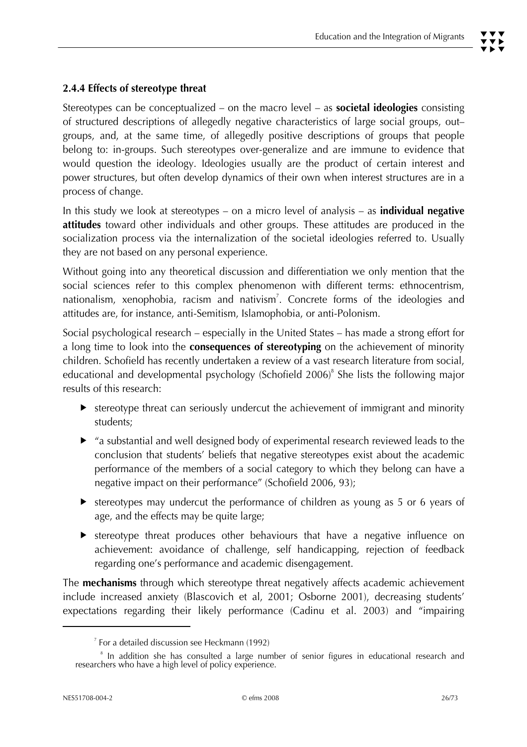### 2.4.4 Effects of stereotype threat

Stereotypes can be conceptualized – on the macro level – as **societal ideologies** consisting of structured descriptions of allegedly negative characteristics of large social groups, out–groups, and, at the same time, of allegedly positive descriptions of groups that people belong to: in-groups. Such stereotypes over-generalize and are immune to evidence that would question the ideology. Ideologies usually are the product of certain interest and power structures, but often develop dynamics of their own when interest structures are in a process of change.

In this study we look at stereotypes – on a micro level of analysis – as **individual negative attitudes** toward other individuals and other groups. These attitudes are produced in the socialization process via the internalization of the societal ideologies referred to. Usually they are not based on any personal experience.

Without going into any theoretical discussion and differentiation we only mention that the social sciences refer to this complex phenomenon with different terms: ethnocentrism, nationalism, xenophobia, racism and nativism[7]. Concrete forms of the ideologies and attitudes are, for instance, anti-Semitism, Islamophobia, or anti-Polonism.

Social psychological research – especially in the United States – has made a strong effort for a long time to look into the **consequences of stereotyping** on the achievement of minority children. Schofield has recently undertaken a review of a vast research literature from social, educational and developmental psychology (Schofield 2006)[8] She lists the following major results of this research:

- stereotype threat can seriously undercut the achievement of immigrant and minority students;
- "a substantial and well designed body of experimental research reviewed leads to the conclusion that students' beliefs that negative stereotypes exist about the academic performance of the members of a social category to which they belong can have a negative impact on their performance" (Schofield 2006, 93);
- stereotypes may undercut the performance of children as young as 5 or 6 years of age, and the effects may be quite large;
- stereotype threat produces other behaviours that have a negative influence on achievement: avoidance of challenge, self handicapping, rejection of feedback regarding one's performance and academic disengagement.

The **mechanisms** through which stereotype threat negatively affects academic achievement include increased anxiety (Blascovich et al, 2001; Osborne 2001), decreasing students' expectations regarding their likely performance (Cadinu et al. 2003) and "impairing

[7] For a detailed discussion see Heckmann (1992)

[8] In addition she has consulted a large number of senior figures in educational research and researchers who have a high level of policy experience.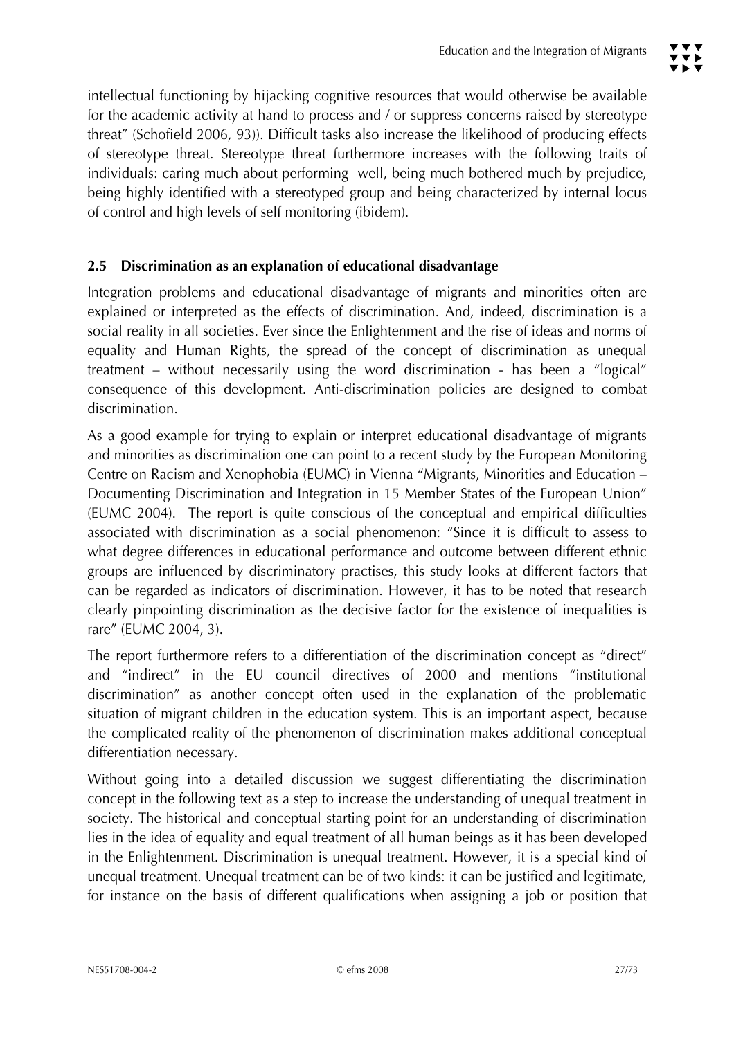intellectual functioning by hijacking cognitive resources that would otherwise be available for the academic activity at hand to process and / or suppress concerns raised by stereotype threat" (Schofield 2006, 93)). Difficult tasks also increase the likelihood of producing effects of stereotype threat. Stereotype threat furthermore increases with the following traits of individuals: caring much about performing well, being much bothered much by prejudice, being highly identified with a stereotyped group and being characterized by internal locus of control and high levels of self monitoring (ibidem).

## 2.5 Discrimination as an explanation of educational disadvantage

Integration problems and educational disadvantage of migrants and minorities often are explained or interpreted as the effects of discrimination. And, indeed, discrimination is a social reality in all societies. Ever since the Enlightenment and the rise of ideas and norms of equality and Human Rights, the spread of the concept of discrimination as unequal treatment – without necessarily using the word discrimination - has been a "logical" consequence of this development. Anti-discrimination policies are designed to combat discrimination.

As a good example for trying to explain or interpret educational disadvantage of migrants and minorities as discrimination one can point to a recent study by the European Monitoring Centre on Racism and Xenophobia (EUMC) in Vienna "Migrants, Minorities and Education – Documenting Discrimination and Integration in 15 Member States of the European Union" (EUMC 2004). The report is quite conscious of the conceptual and empirical difficulties associated with discrimination as a social phenomenon: "Since it is difficult to assess to what degree differences in educational performance and outcome between different ethnic groups are influenced by discriminatory practises, this study looks at different factors that can be regarded as indicators of discrimination. However, it has to be noted that research clearly pinpointing discrimination as the decisive factor for the existence of inequalities is rare" (EUMC 2004, 3).

The report furthermore refers to a differentiation of the discrimination concept as "direct" and "indirect" in the EU council directives of 2000 and mentions "institutional discrimination" as another concept often used in the explanation of the problematic situation of migrant children in the education system. This is an important aspect, because the complicated reality of the phenomenon of discrimination makes additional conceptual differentiation necessary.

Without going into a detailed discussion we suggest differentiating the discrimination concept in the following text as a step to increase the understanding of unequal treatment in society. The historical and conceptual starting point for an understanding of discrimination lies in the idea of equality and equal treatment of all human beings as it has been developed in the Enlightenment. Discrimination is unequal treatment. However, it is a special kind of unequal treatment. Unequal treatment can be of two kinds: it can be justified and legitimate, for instance on the basis of different qualifications when assigning a job or position that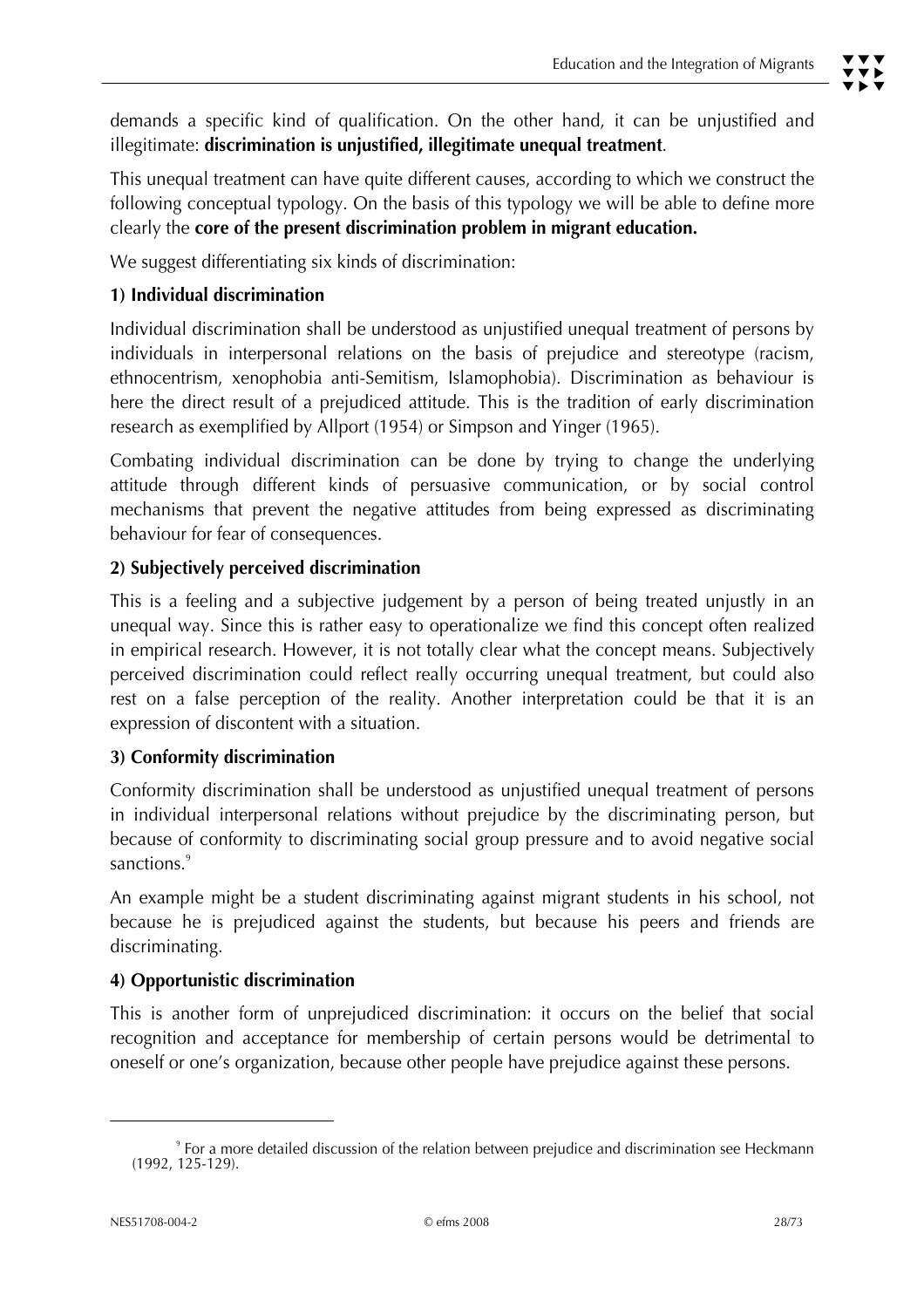demands a specific kind of qualification. On the other hand, it can be unjustified and illegitimate: **discrimination is unjustified, illegitimate unequal treatment**.

This unequal treatment can have quite different causes, according to which we construct the following conceptual typology. On the basis of this typology we will be able to define more clearly the **core of the present discrimination problem in migrant education.**

We suggest differentiating six kinds of discrimination:

**1) Individual discrimination**

Individual discrimination shall be understood as unjustified unequal treatment of persons by individuals in interpersonal relations on the basis of prejudice and stereotype (racism, ethnocentrism, xenophobia anti-Semitism, Islamophobia). Discrimination as behaviour is here the direct result of a prejudiced attitude. This is the tradition of early discrimination research as exemplified by Allport (1954) or Simpson and Yinger (1965).

Combating individual discrimination can be done by trying to change the underlying attitude through different kinds of persuasive communication, or by social control mechanisms that prevent the negative attitudes from being expressed as discriminating behaviour for fear of consequences.

**2) Subjectively perceived discrimination**

This is a feeling and a subjective judgement by a person of being treated unjustly in an unequal way. Since this is rather easy to operationalize we find this concept often realized in empirical research. However, it is not totally clear what the concept means. Subjectively perceived discrimination could reflect really occurring unequal treatment, but could also rest on a false perception of the reality. Another interpretation could be that it is an expression of discontent with a situation.

**3) Conformity discrimination**

Conformity discrimination shall be understood as unjustified unequal treatment of persons in individual interpersonal relations without prejudice by the discriminating person, but because of conformity to discriminating social group pressure and to avoid negative social sanctions.[9]

An example might be a student discriminating against migrant students in his school, not because he is prejudiced against the students, but because his peers and friends are discriminating.

**4) Opportunistic discrimination**

This is another form of unprejudiced discrimination: it occurs on the belief that social recognition and acceptance for membership of certain persons would be detrimental to oneself or one's organization, because other people have prejudice against these persons.

---

[9] For a more detailed discussion of the relation between prejudice and discrimination see Heckmann (1992, 125-129).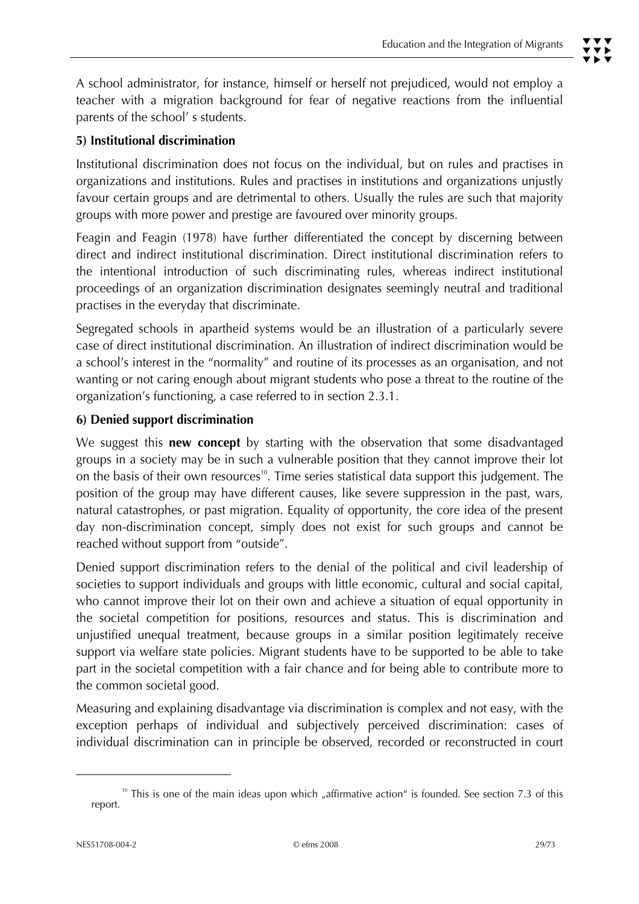A school administrator, for instance, himself or herself not prejudiced, would not employ a teacher with a migration background for fear of negative reactions from the influential parents of the school' s students.

**5) Institutional discrimination**

Institutional discrimination does not focus on the individual, but on rules and practises in organizations and institutions. Rules and practises in institutions and organizations unjustly favour certain groups and are detrimental to others. Usually the rules are such that majority groups with more power and prestige are favoured over minority groups.

Feagin and Feagin (1978) have further differentiated the concept by discerning between direct and indirect institutional discrimination. Direct institutional discrimination refers to the intentional introduction of such discriminating rules, whereas indirect institutional proceedings of an organization discrimination designates seemingly neutral and traditional practises in the everyday that discriminate.

Segregated schools in apartheid systems would be an illustration of a particularly severe case of direct institutional discrimination. An illustration of indirect discrimination would be a school's interest in the "normality" and routine of its processes as an organisation, and not wanting or not caring enough about migrant students who pose a threat to the routine of the organization's functioning, a case referred to in section 2.3.1.

**6) Denied support discrimination**

We suggest this **new concept** by starting with the observation that some disadvantaged groups in a society may be in such a vulnerable position that they cannot improve their lot on the basis of their own resources[10]. Time series statistical data support this judgement. The position of the group may have different causes, like severe suppression in the past, wars, natural catastrophes, or past migration. Equality of opportunity, the core idea of the present day non-discrimination concept, simply does not exist for such groups and cannot be reached without support from "outside".

Denied support discrimination refers to the denial of the political and civil leadership of societies to support individuals and groups with little economic, cultural and social capital, who cannot improve their lot on their own and achieve a situation of equal opportunity in the societal competition for positions, resources and status. This is discrimination and unjustified unequal treatment, because groups in a similar position legitimately receive support via welfare state policies. Migrant students have to be supported to be able to take part in the societal competition with a fair chance and for being able to contribute more to the common societal good.

Measuring and explaining disadvantage via discrimination is complex and not easy, with the exception perhaps of individual and subjectively perceived discrimination: cases of individual discrimination can in principle be observed, recorded or reconstructed in court

---

[10] This is one of the main ideas upon which „affirmative action" is founded. See section 7.3 of this report.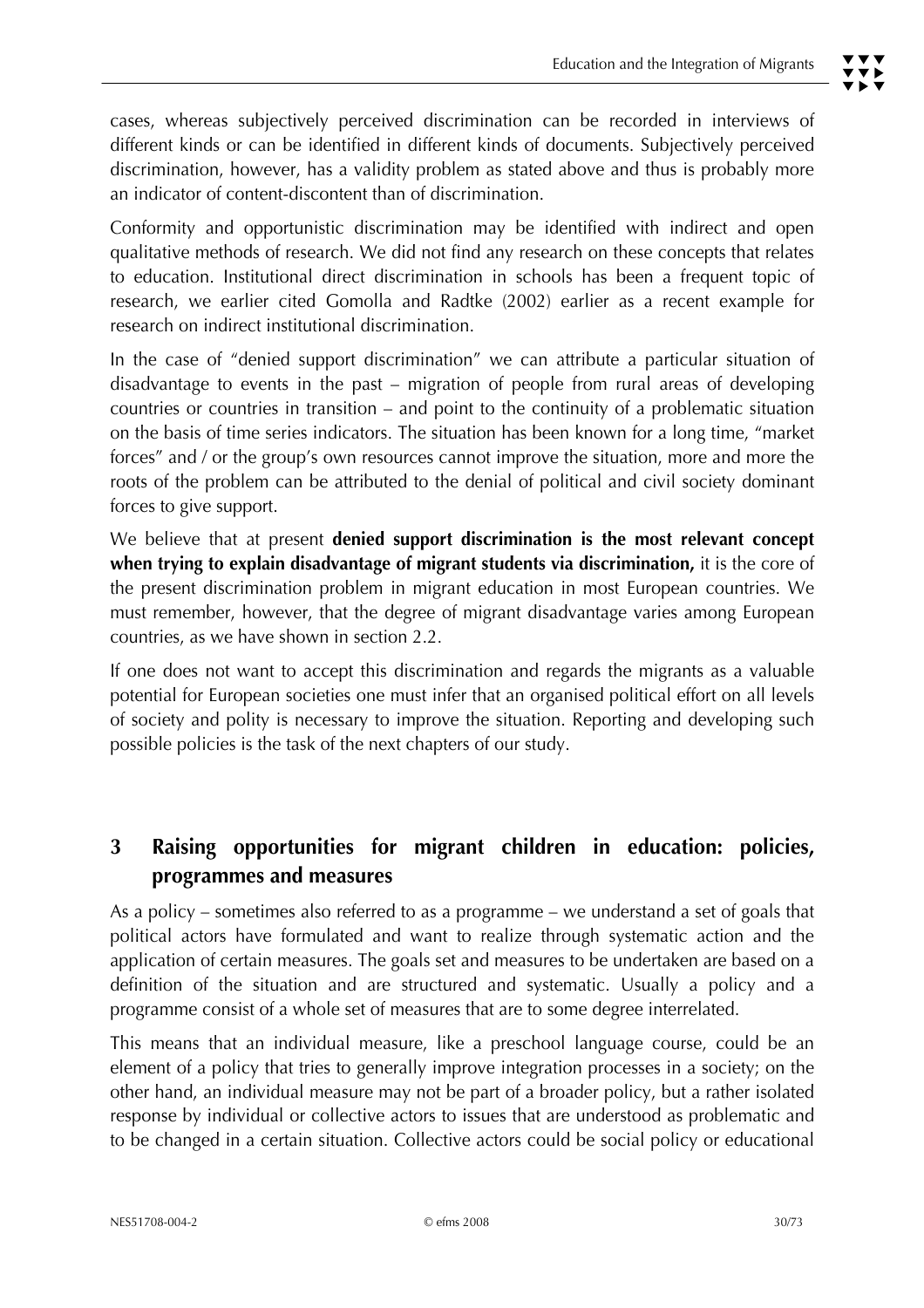cases, whereas subjectively perceived discrimination can be recorded in interviews of different kinds or can be identified in different kinds of documents. Subjectively perceived discrimination, however, has a validity problem as stated above and thus is probably more an indicator of content-discontent than of discrimination.

Conformity and opportunistic discrimination may be identified with indirect and open qualitative methods of research. We did not find any research on these concepts that relates to education. Institutional direct discrimination in schools has been a frequent topic of research, we earlier cited Gomolla and Radtke (2002) earlier as a recent example for research on indirect institutional discrimination.

In the case of "denied support discrimination" we can attribute a particular situation of disadvantage to events in the past – migration of people from rural areas of developing countries or countries in transition – and point to the continuity of a problematic situation on the basis of time series indicators. The situation has been known for a long time, "market forces" and / or the group's own resources cannot improve the situation, more and more the roots of the problem can be attributed to the denial of political and civil society dominant forces to give support.

We believe that at present **denied support discrimination is the most relevant concept when trying to explain disadvantage of migrant students via discrimination,** it is the core of the present discrimination problem in migrant education in most European countries. We must remember, however, that the degree of migrant disadvantage varies among European countries, as we have shown in section 2.2.

If one does not want to accept this discrimination and regards the migrants as a valuable potential for European societies one must infer that an organised political effort on all levels of society and polity is necessary to improve the situation. Reporting and developing such possible policies is the task of the next chapters of our study.

# 3 Raising opportunities for migrant children in education: policies, programmes and measures

As a policy – sometimes also referred to as a programme – we understand a set of goals that political actors have formulated and want to realize through systematic action and the application of certain measures. The goals set and measures to be undertaken are based on a definition of the situation and are structured and systematic. Usually a policy and a programme consist of a whole set of measures that are to some degree interrelated.

This means that an individual measure, like a preschool language course, could be an element of a policy that tries to generally improve integration processes in a society; on the other hand, an individual measure may not be part of a broader policy, but a rather isolated response by individual or collective actors to issues that are understood as problematic and to be changed in a certain situation. Collective actors could be social policy or educational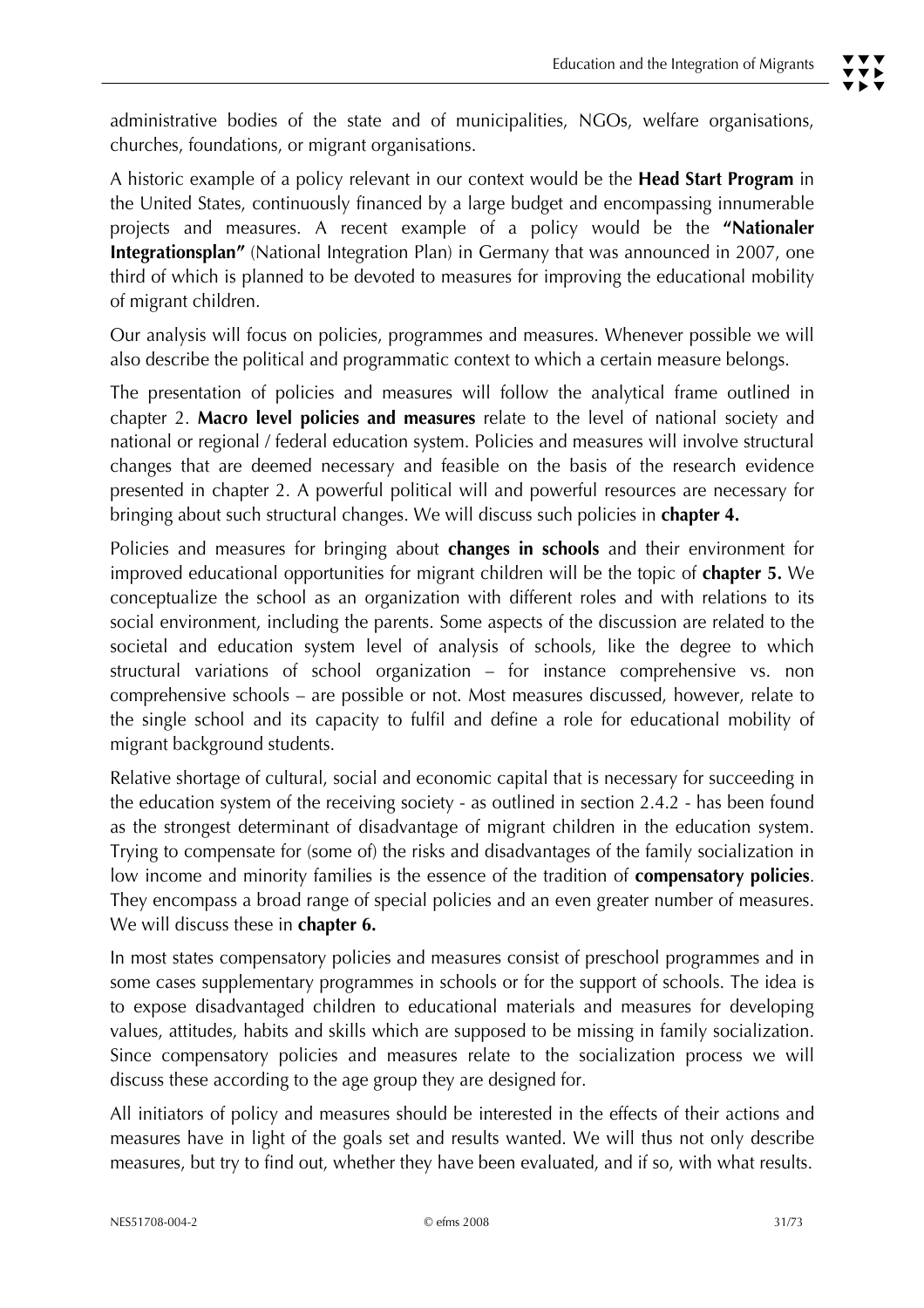administrative bodies of the state and of municipalities, NGOs, welfare organisations, churches, foundations, or migrant organisations.

A historic example of a policy relevant in our context would be the **Head Start Program** in the United States, continuously financed by a large budget and encompassing innumerable projects and measures. A recent example of a policy would be the **"Nationaler Integrationsplan"** (National Integration Plan) in Germany that was announced in 2007, one third of which is planned to be devoted to measures for improving the educational mobility of migrant children.

Our analysis will focus on policies, programmes and measures. Whenever possible we will also describe the political and programmatic context to which a certain measure belongs.

The presentation of policies and measures will follow the analytical frame outlined in chapter 2. **Macro level policies and measures** relate to the level of national society and national or regional / federal education system. Policies and measures will involve structural changes that are deemed necessary and feasible on the basis of the research evidence presented in chapter 2. A powerful political will and powerful resources are necessary for bringing about such structural changes. We will discuss such policies in **chapter 4.**

Policies and measures for bringing about **changes in schools** and their environment for improved educational opportunities for migrant children will be the topic of **chapter 5.** We conceptualize the school as an organization with different roles and with relations to its social environment, including the parents. Some aspects of the discussion are related to the societal and education system level of analysis of schools, like the degree to which structural variations of school organization – for instance comprehensive vs. non comprehensive schools – are possible or not. Most measures discussed, however, relate to the single school and its capacity to fulfil and define a role for educational mobility of migrant background students.

Relative shortage of cultural, social and economic capital that is necessary for succeeding in the education system of the receiving society - as outlined in section 2.4.2 - has been found as the strongest determinant of disadvantage of migrant children in the education system. Trying to compensate for (some of) the risks and disadvantages of the family socialization in low income and minority families is the essence of the tradition of **compensatory policies**. They encompass a broad range of special policies and an even greater number of measures. We will discuss these in **chapter 6.**

In most states compensatory policies and measures consist of preschool programmes and in some cases supplementary programmes in schools or for the support of schools. The idea is to expose disadvantaged children to educational materials and measures for developing values, attitudes, habits and skills which are supposed to be missing in family socialization. Since compensatory policies and measures relate to the socialization process we will discuss these according to the age group they are designed for.

All initiators of policy and measures should be interested in the effects of their actions and measures have in light of the goals set and results wanted. We will thus not only describe measures, but try to find out, whether they have been evaluated, and if so, with what results.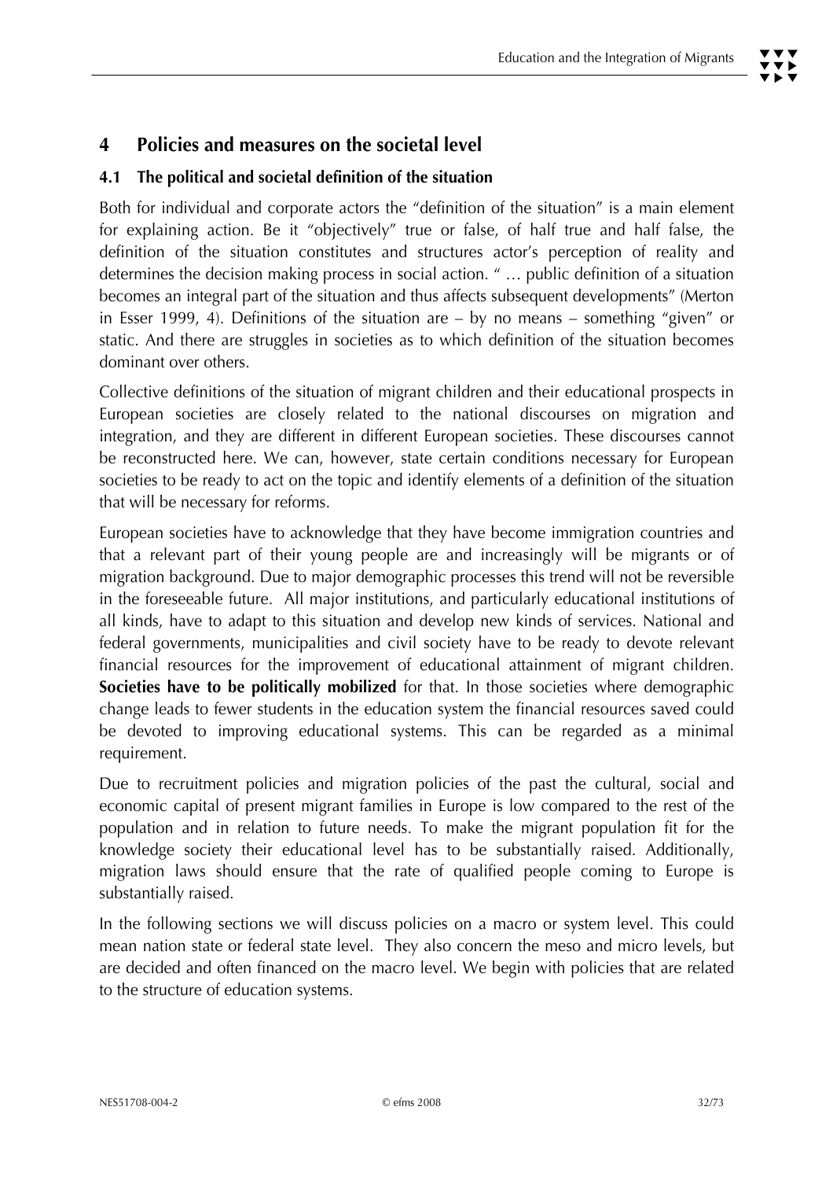# 4 Policies and measures on the societal level

## 4.1 The political and societal definition of the situation

Both for individual and corporate actors the "definition of the situation" is a main element for explaining action. Be it "objectively" true or false, of half true and half false, the definition of the situation constitutes and structures actor's perception of reality and determines the decision making process in social action. " … public definition of a situation becomes an integral part of the situation and thus affects subsequent developments" (Merton in Esser 1999, 4). Definitions of the situation are – by no means – something "given" or static. And there are struggles in societies as to which definition of the situation becomes dominant over others.

Collective definitions of the situation of migrant children and their educational prospects in European societies are closely related to the national discourses on migration and integration, and they are different in different European societies. These discourses cannot be reconstructed here. We can, however, state certain conditions necessary for European societies to be ready to act on the topic and identify elements of a definition of the situation that will be necessary for reforms.

European societies have to acknowledge that they have become immigration countries and that a relevant part of their young people are and increasingly will be migrants or of migration background. Due to major demographic processes this trend will not be reversible in the foreseeable future. All major institutions, and particularly educational institutions of all kinds, have to adapt to this situation and develop new kinds of services. National and federal governments, municipalities and civil society have to be ready to devote relevant financial resources for the improvement of educational attainment of migrant children. **Societies have to be politically mobilized** for that. In those societies where demographic change leads to fewer students in the education system the financial resources saved could be devoted to improving educational systems. This can be regarded as a minimal requirement.

Due to recruitment policies and migration policies of the past the cultural, social and economic capital of present migrant families in Europe is low compared to the rest of the population and in relation to future needs. To make the migrant population fit for the knowledge society their educational level has to be substantially raised. Additionally, migration laws should ensure that the rate of qualified people coming to Europe is substantially raised.

In the following sections we will discuss policies on a macro or system level. This could mean nation state or federal state level. They also concern the meso and micro levels, but are decided and often financed on the macro level. We begin with policies that are related to the structure of education systems.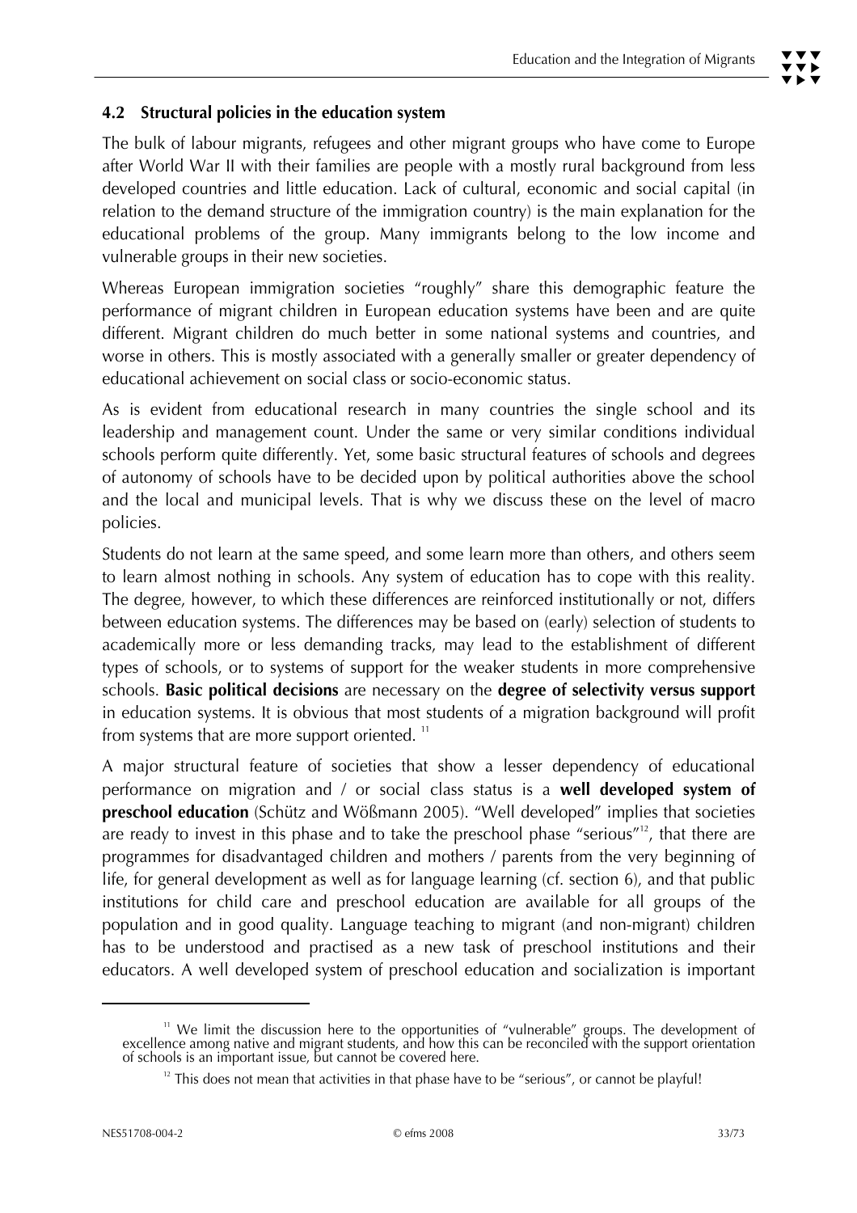## 4.2 Structural policies in the education system

The bulk of labour migrants, refugees and other migrant groups who have come to Europe after World War II with their families are people with a mostly rural background from less developed countries and little education. Lack of cultural, economic and social capital (in relation to the demand structure of the immigration country) is the main explanation for the educational problems of the group. Many immigrants belong to the low income and vulnerable groups in their new societies.

Whereas European immigration societies "roughly" share this demographic feature the performance of migrant children in European education systems have been and are quite different. Migrant children do much better in some national systems and countries, and worse in others. This is mostly associated with a generally smaller or greater dependency of educational achievement on social class or socio-economic status.

As is evident from educational research in many countries the single school and its leadership and management count. Under the same or very similar conditions individual schools perform quite differently. Yet, some basic structural features of schools and degrees of autonomy of schools have to be decided upon by political authorities above the school and the local and municipal levels. That is why we discuss these on the level of macro policies.

Students do not learn at the same speed, and some learn more than others, and others seem to learn almost nothing in schools. Any system of education has to cope with this reality. The degree, however, to which these differences are reinforced institutionally or not, differs between education systems. The differences may be based on (early) selection of students to academically more or less demanding tracks, may lead to the establishment of different types of schools, or to systems of support for the weaker students in more comprehensive schools. **Basic political decisions** are necessary on the **degree of selectivity versus support** in education systems. It is obvious that most students of a migration background will profit from systems that are more support oriented. [11]

A major structural feature of societies that show a lesser dependency of educational performance on migration and / or social class status is a **well developed system of preschool education** (Schütz and Wößmann 2005). "Well developed" implies that societies are ready to invest in this phase and to take the preschool phase "serious"[12], that there are programmes for disadvantaged children and mothers / parents from the very beginning of life, for general development as well as for language learning (cf. section 6), and that public institutions for child care and preschool education are available for all groups of the population and in good quality. Language teaching to migrant (and non-migrant) children has to be understood and practised as a new task of preschool institutions and their educators. A well developed system of preschool education and socialization is important

[11] We limit the discussion here to the opportunities of "vulnerable" groups. The development of excellence among native and migrant students, and how this can be reconciled with the support orientation of schools is an important issue, but cannot be covered here.

[12] This does not mean that activities in that phase have to be "serious", or cannot be playful!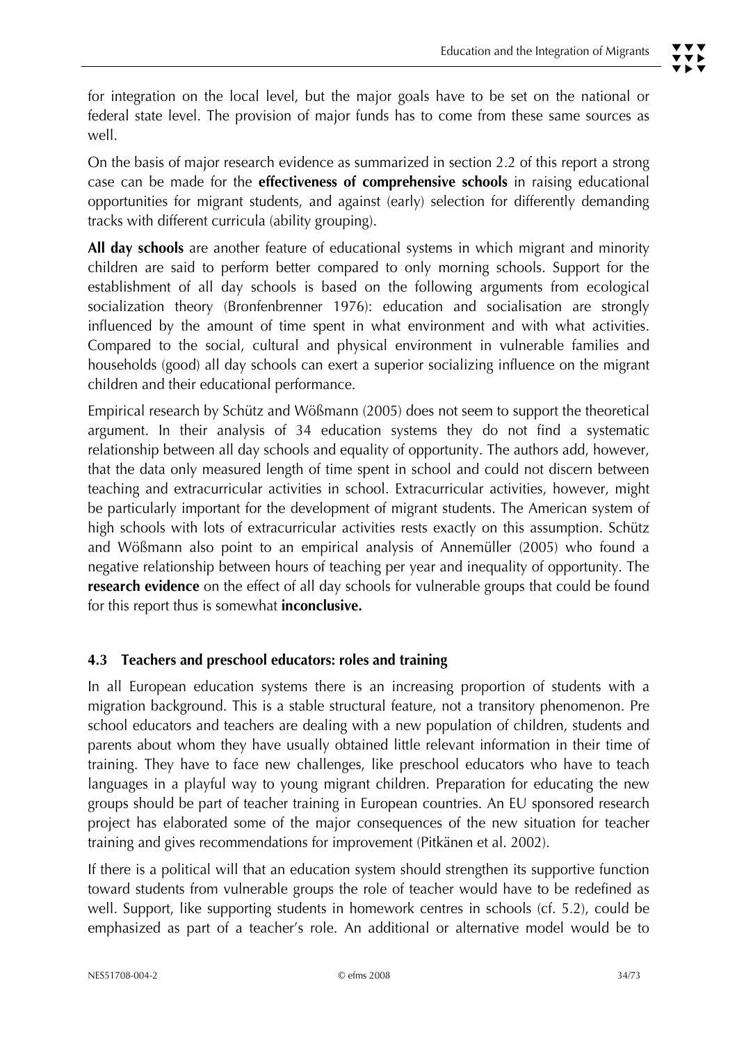for integration on the local level, but the major goals have to be set on the national or federal state level. The provision of major funds has to come from these same sources as well.

On the basis of major research evidence as summarized in section 2.2 of this report a strong case can be made for the **effectiveness of comprehensive schools** in raising educational opportunities for migrant students, and against (early) selection for differently demanding tracks with different curricula (ability grouping).

**All day schools** are another feature of educational systems in which migrant and minority children are said to perform better compared to only morning schools. Support for the establishment of all day schools is based on the following arguments from ecological socialization theory (Bronfenbrenner 1976): education and socialisation are strongly influenced by the amount of time spent in what environment and with what activities. Compared to the social, cultural and physical environment in vulnerable families and households (good) all day schools can exert a superior socializing influence on the migrant children and their educational performance.

Empirical research by Schütz and Wößmann (2005) does not seem to support the theoretical argument. In their analysis of 34 education systems they do not find a systematic relationship between all day schools and equality of opportunity. The authors add, however, that the data only measured length of time spent in school and could not discern between teaching and extracurricular activities in school. Extracurricular activities, however, might be particularly important for the development of migrant students. The American system of high schools with lots of extracurricular activities rests exactly on this assumption. Schütz and Wößmann also point to an empirical analysis of Annemüller (2005) who found a negative relationship between hours of teaching per year and inequality of opportunity. The **research evidence** on the effect of all day schools for vulnerable groups that could be found for this report thus is somewhat **inconclusive.**

### 4.3 Teachers and preschool educators: roles and training

In all European education systems there is an increasing proportion of students with a migration background. This is a stable structural feature, not a transitory phenomenon. Pre school educators and teachers are dealing with a new population of children, students and parents about whom they have usually obtained little relevant information in their time of training. They have to face new challenges, like preschool educators who have to teach languages in a playful way to young migrant children. Preparation for educating the new groups should be part of teacher training in European countries. An EU sponsored research project has elaborated some of the major consequences of the new situation for teacher training and gives recommendations for improvement (Pitkänen et al. 2002).

If there is a political will that an education system should strengthen its supportive function toward students from vulnerable groups the role of teacher would have to be redefined as well. Support, like supporting students in homework centres in schools (cf. 5.2), could be emphasized as part of a teacher's role. An additional or alternative model would be to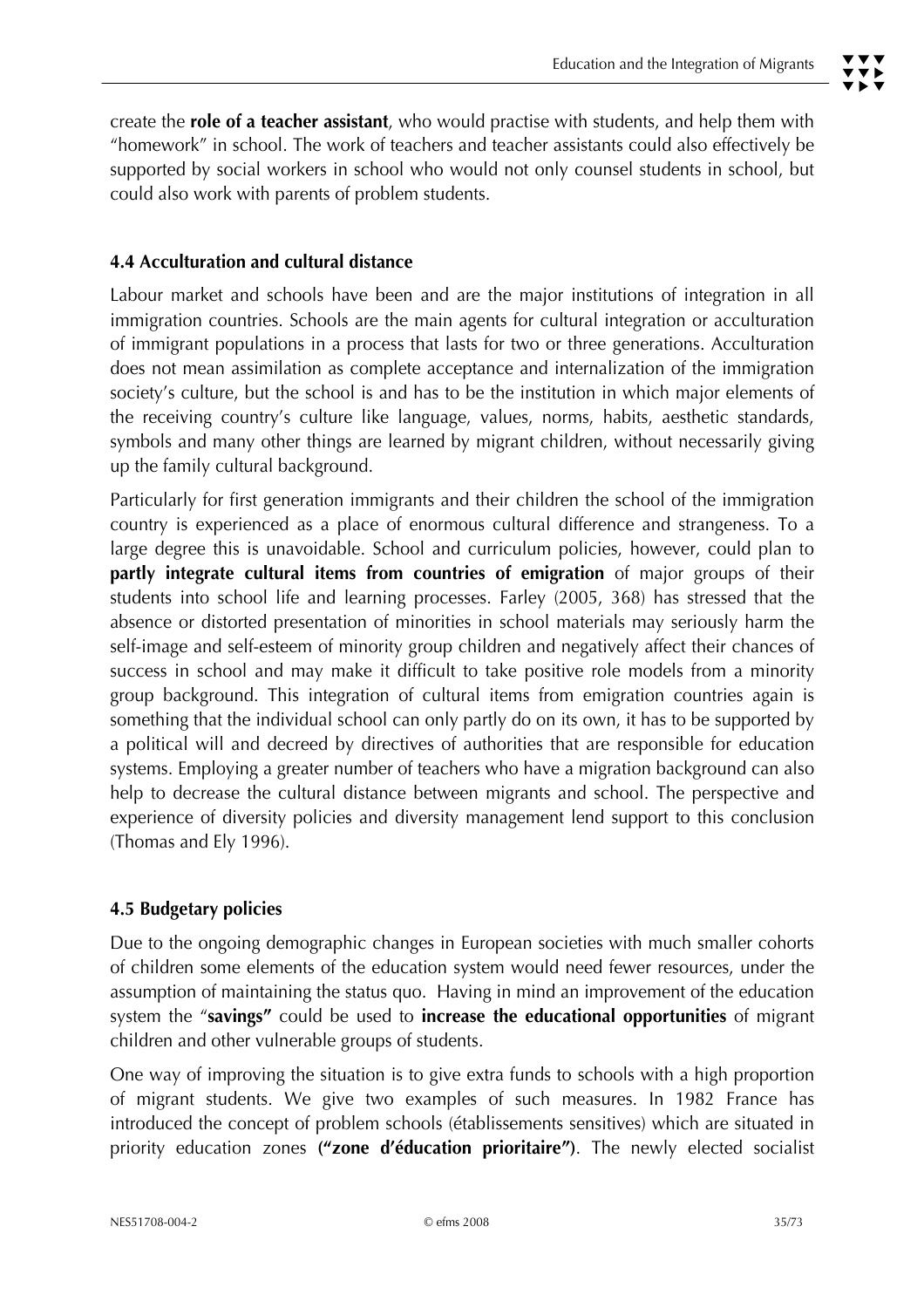create the **role of a teacher assistant**, who would practise with students, and help them with "homework" in school. The work of teachers and teacher assistants could also effectively be supported by social workers in school who would not only counsel students in school, but could also work with parents of problem students.

### 4.4 Acculturation and cultural distance

Labour market and schools have been and are the major institutions of integration in all immigration countries. Schools are the main agents for cultural integration or acculturation of immigrant populations in a process that lasts for two or three generations. Acculturation does not mean assimilation as complete acceptance and internalization of the immigration society's culture, but the school is and has to be the institution in which major elements of the receiving country's culture like language, values, norms, habits, aesthetic standards, symbols and many other things are learned by migrant children, without necessarily giving up the family cultural background.

Particularly for first generation immigrants and their children the school of the immigration country is experienced as a place of enormous cultural difference and strangeness. To a large degree this is unavoidable. School and curriculum policies, however, could plan to **partly integrate cultural items from countries of emigration** of major groups of their students into school life and learning processes. Farley (2005, 368) has stressed that the absence or distorted presentation of minorities in school materials may seriously harm the self-image and self-esteem of minority group children and negatively affect their chances of success in school and may make it difficult to take positive role models from a minority group background. This integration of cultural items from emigration countries again is something that the individual school can only partly do on its own, it has to be supported by a political will and decreed by directives of authorities that are responsible for education systems. Employing a greater number of teachers who have a migration background can also help to decrease the cultural distance between migrants and school. The perspective and experience of diversity policies and diversity management lend support to this conclusion (Thomas and Ely 1996).

### 4.5 Budgetary policies

Due to the ongoing demographic changes in European societies with much smaller cohorts of children some elements of the education system would need fewer resources, under the assumption of maintaining the status quo. Having in mind an improvement of the education system the "**savings"** could be used to **increase the educational opportunities** of migrant children and other vulnerable groups of students.

One way of improving the situation is to give extra funds to schools with a high proportion of migrant students. We give two examples of such measures. In 1982 France has introduced the concept of problem schools (établissements sensitives) which are situated in priority education zones **("zone d'éducation prioritaire")**. The newly elected socialist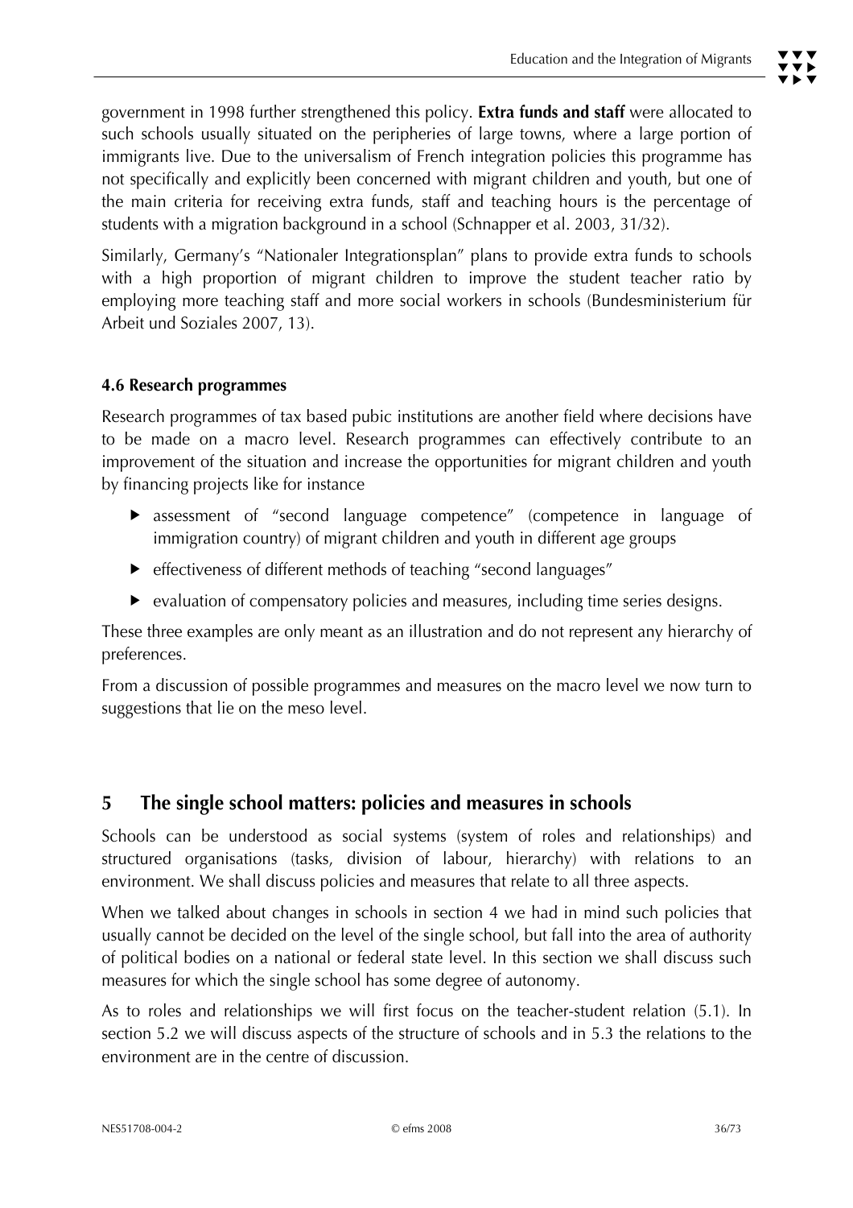government in 1998 further strengthened this policy. **Extra funds and staff** were allocated to such schools usually situated on the peripheries of large towns, where a large portion of immigrants live. Due to the universalism of French integration policies this programme has not specifically and explicitly been concerned with migrant children and youth, but one of the main criteria for receiving extra funds, staff and teaching hours is the percentage of students with a migration background in a school (Schnapper et al. 2003, 31/32).

Similarly, Germany's "Nationaler Integrationsplan" plans to provide extra funds to schools with a high proportion of migrant children to improve the student teacher ratio by employing more teaching staff and more social workers in schools (Bundesministerium für Arbeit und Soziales 2007, 13).

### 4.6 Research programmes

Research programmes of tax based pubic institutions are another field where decisions have to be made on a macro level. Research programmes can effectively contribute to an improvement of the situation and increase the opportunities for migrant children and youth by financing projects like for instance

- assessment of "second language competence" (competence in language of immigration country) of migrant children and youth in different age groups
- effectiveness of different methods of teaching "second languages"
- evaluation of compensatory policies and measures, including time series designs.

These three examples are only meant as an illustration and do not represent any hierarchy of preferences.

From a discussion of possible programmes and measures on the macro level we now turn to suggestions that lie on the meso level.

## 5 The single school matters: policies and measures in schools

Schools can be understood as social systems (system of roles and relationships) and structured organisations (tasks, division of labour, hierarchy) with relations to an environment. We shall discuss policies and measures that relate to all three aspects.

When we talked about changes in schools in section 4 we had in mind such policies that usually cannot be decided on the level of the single school, but fall into the area of authority of political bodies on a national or federal state level. In this section we shall discuss such measures for which the single school has some degree of autonomy.

As to roles and relationships we will first focus on the teacher-student relation (5.1). In section 5.2 we will discuss aspects of the structure of schools and in 5.3 the relations to the environment are in the centre of discussion.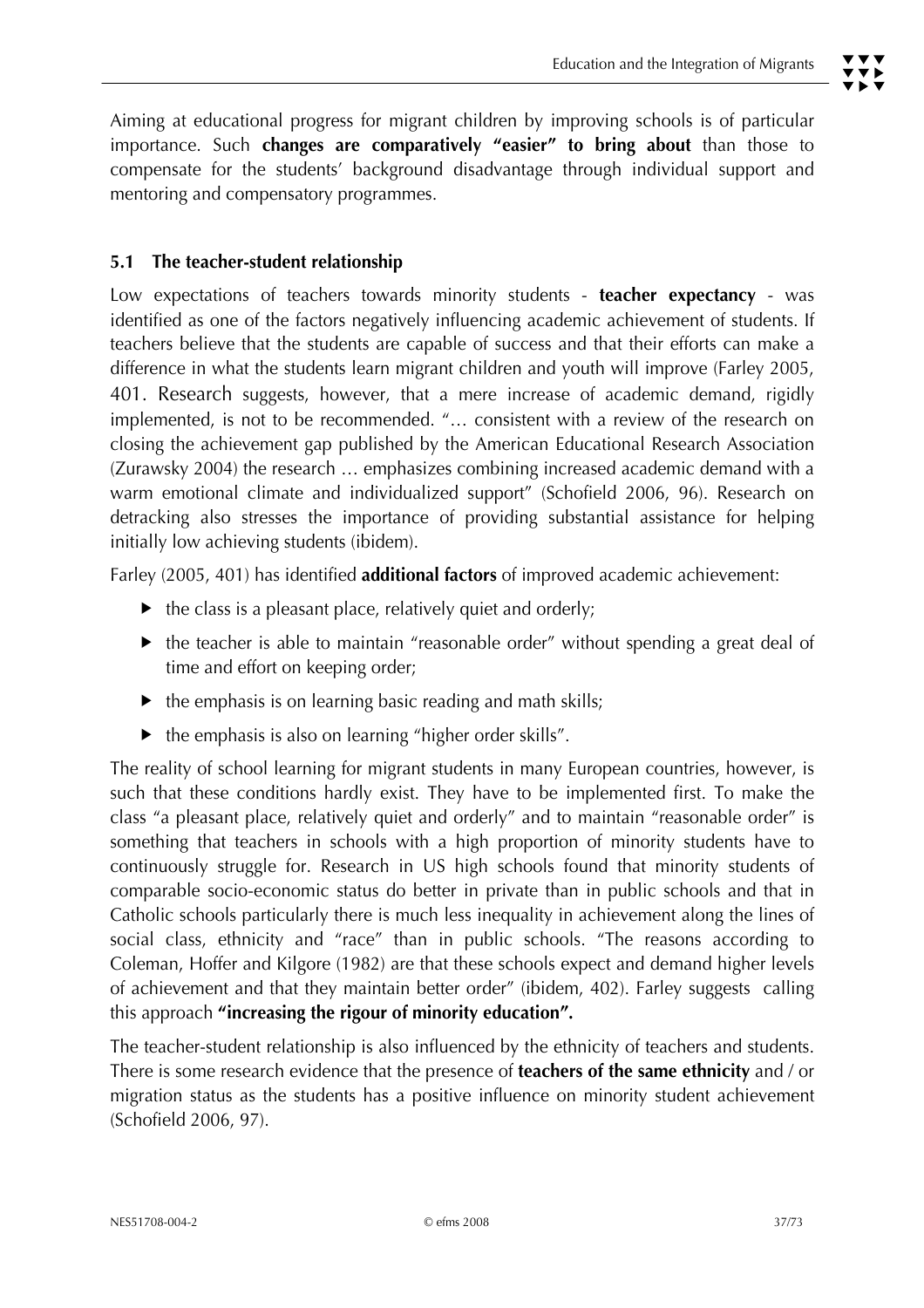Aiming at educational progress for migrant children by improving schools is of particular importance. Such **changes are comparatively "easier" to bring about** than those to compensate for the students' background disadvantage through individual support and mentoring and compensatory programmes.

### 5.1 The teacher-student relationship

Low expectations of teachers towards minority students - **teacher expectancy** - was identified as one of the factors negatively influencing academic achievement of students. If teachers believe that the students are capable of success and that their efforts can make a difference in what the students learn migrant children and youth will improve (Farley 2005, 401. Research suggests, however, that a mere increase of academic demand, rigidly implemented, is not to be recommended. "… consistent with a review of the research on closing the achievement gap published by the American Educational Research Association (Zurawsky 2004) the research … emphasizes combining increased academic demand with a warm emotional climate and individualized support" (Schofield 2006, 96). Research on detracking also stresses the importance of providing substantial assistance for helping initially low achieving students (ibidem).

Farley (2005, 401) has identified **additional factors** of improved academic achievement:

- the class is a pleasant place, relatively quiet and orderly;
- the teacher is able to maintain "reasonable order" without spending a great deal of time and effort on keeping order;
- the emphasis is on learning basic reading and math skills;
- the emphasis is also on learning "higher order skills".

The reality of school learning for migrant students in many European countries, however, is such that these conditions hardly exist. They have to be implemented first. To make the class "a pleasant place, relatively quiet and orderly" and to maintain "reasonable order" is something that teachers in schools with a high proportion of minority students have to continuously struggle for. Research in US high schools found that minority students of comparable socio-economic status do better in private than in public schools and that in Catholic schools particularly there is much less inequality in achievement along the lines of social class, ethnicity and "race" than in public schools. "The reasons according to Coleman, Hoffer and Kilgore (1982) are that these schools expect and demand higher levels of achievement and that they maintain better order" (ibidem, 402). Farley suggests calling this approach **"increasing the rigour of minority education".**

The teacher-student relationship is also influenced by the ethnicity of teachers and students. There is some research evidence that the presence of **teachers of the same ethnicity** and / or migration status as the students has a positive influence on minority student achievement (Schofield 2006, 97).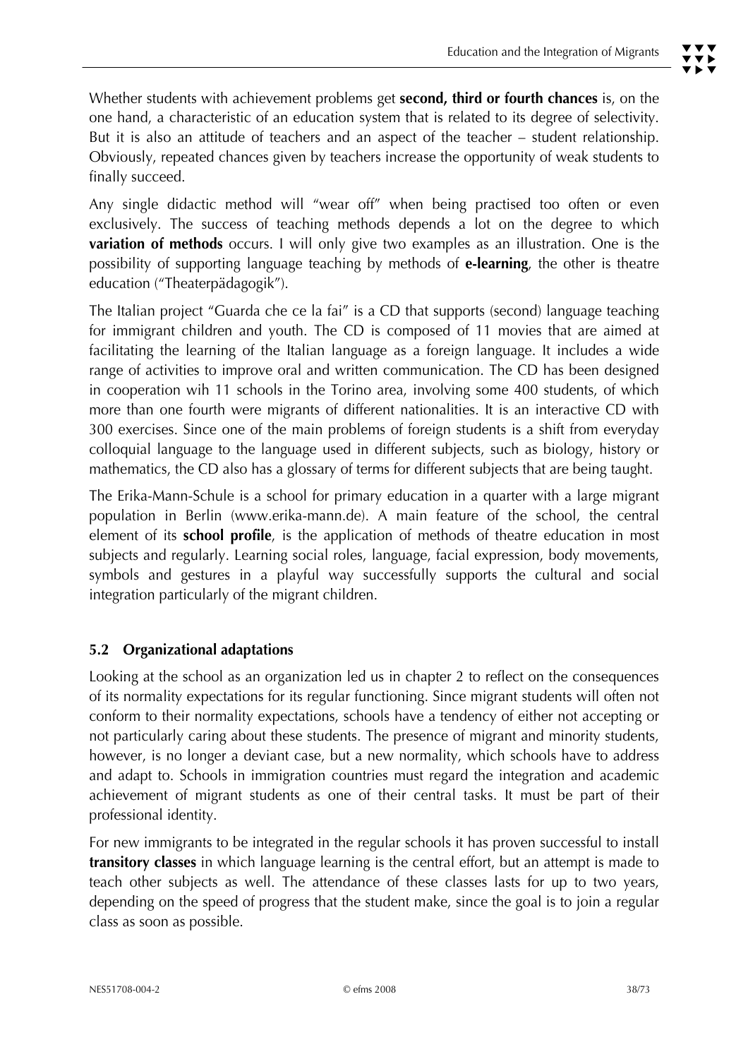Whether students with achievement problems get **second, third or fourth chances** is, on the one hand, a characteristic of an education system that is related to its degree of selectivity. But it is also an attitude of teachers and an aspect of the teacher – student relationship. Obviously, repeated chances given by teachers increase the opportunity of weak students to finally succeed.

Any single didactic method will "wear off" when being practised too often or even exclusively. The success of teaching methods depends a lot on the degree to which **variation of methods** occurs. I will only give two examples as an illustration. One is the possibility of supporting language teaching by methods of **e-learning**, the other is theatre education ("Theaterpädagogik").

The Italian project "Guarda che ce la fai" is a CD that supports (second) language teaching for immigrant children and youth. The CD is composed of 11 movies that are aimed at facilitating the learning of the Italian language as a foreign language. It includes a wide range of activities to improve oral and written communication. The CD has been designed in cooperation wih 11 schools in the Torino area, involving some 400 students, of which more than one fourth were migrants of different nationalities. It is an interactive CD with 300 exercises. Since one of the main problems of foreign students is a shift from everyday colloquial language to the language used in different subjects, such as biology, history or mathematics, the CD also has a glossary of terms for different subjects that are being taught.

The Erika-Mann-Schule is a school for primary education in a quarter with a large migrant population in Berlin (www.erika-mann.de). A main feature of the school, the central element of its **school profile**, is the application of methods of theatre education in most subjects and regularly. Learning social roles, language, facial expression, body movements, symbols and gestures in a playful way successfully supports the cultural and social integration particularly of the migrant children.

## 5.2 Organizational adaptations

Looking at the school as an organization led us in chapter 2 to reflect on the consequences of its normality expectations for its regular functioning. Since migrant students will often not conform to their normality expectations, schools have a tendency of either not accepting or not particularly caring about these students. The presence of migrant and minority students, however, is no longer a deviant case, but a new normality, which schools have to address and adapt to. Schools in immigration countries must regard the integration and academic achievement of migrant students as one of their central tasks. It must be part of their professional identity.

For new immigrants to be integrated in the regular schools it has proven successful to install **transitory classes** in which language learning is the central effort, but an attempt is made to teach other subjects as well. The attendance of these classes lasts for up to two years, depending on the speed of progress that the student make, since the goal is to join a regular class as soon as possible.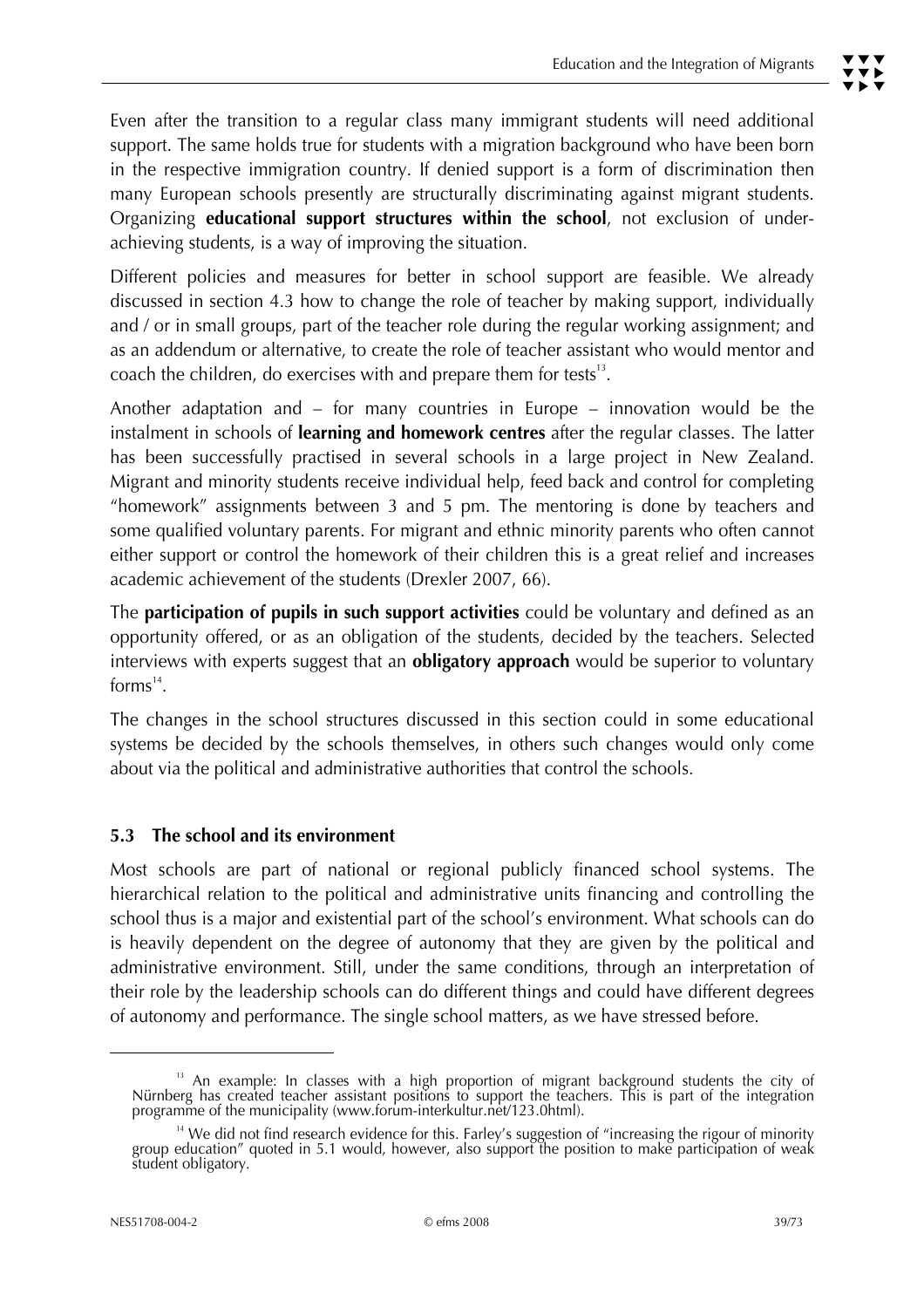Even after the transition to a regular class many immigrant students will need additional support. The same holds true for students with a migration background who have been born in the respective immigration country. If denied support is a form of discrimination then many European schools presently are structurally discriminating against migrant students. Organizing **educational support structures within the school**, not exclusion of under-achieving students, is a way of improving the situation.

Different policies and measures for better in school support are feasible. We already discussed in section 4.3 how to change the role of teacher by making support, individually and / or in small groups, part of the teacher role during the regular working assignment; and as an addendum or alternative, to create the role of teacher assistant who would mentor and coach the children, do exercises with and prepare them for tests[13].

Another adaptation and – for many countries in Europe – innovation would be the instalment in schools of **learning and homework centres** after the regular classes. The latter has been successfully practised in several schools in a large project in New Zealand. Migrant and minority students receive individual help, feed back and control for completing "homework" assignments between 3 and 5 pm. The mentoring is done by teachers and some qualified voluntary parents. For migrant and ethnic minority parents who often cannot either support or control the homework of their children this is a great relief and increases academic achievement of the students (Drexler 2007, 66).

The **participation of pupils in such support activities** could be voluntary and defined as an opportunity offered, or as an obligation of the students, decided by the teachers. Selected interviews with experts suggest that an **obligatory approach** would be superior to voluntary forms[14].

The changes in the school structures discussed in this section could in some educational systems be decided by the schools themselves, in others such changes would only come about via the political and administrative authorities that control the schools.

## 5.3 The school and its environment

Most schools are part of national or regional publicly financed school systems. The hierarchical relation to the political and administrative units financing and controlling the school thus is a major and existential part of the school's environment. What schools can do is heavily dependent on the degree of autonomy that they are given by the political and administrative environment. Still, under the same conditions, through an interpretation of their role by the leadership schools can do different things and could have different degrees of autonomy and performance. The single school matters, as we have stressed before.

---

[13] An example: In classes with a high proportion of migrant background students the city of Nürnberg has created teacher assistant positions to support the teachers. This is part of the integration programme of the municipality (www.forum-interkultur.net/123.0html).

[14] We did not find research evidence for this. Farley's suggestion of "increasing the rigour of minority group education" quoted in 5.1 would, however, also support the position to make participation of weak student obligatory.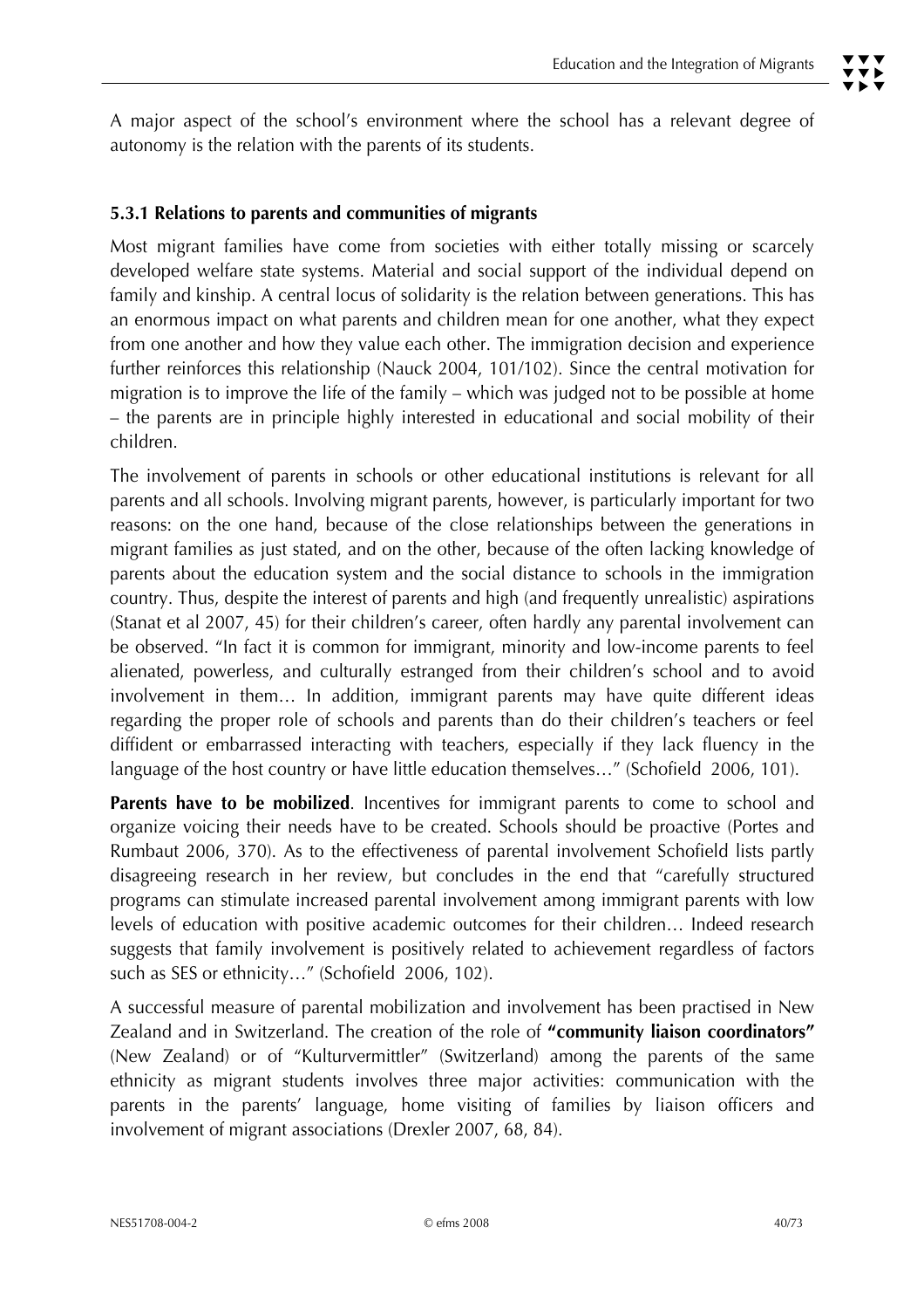A major aspect of the school's environment where the school has a relevant degree of autonomy is the relation with the parents of its students.

### 5.3.1 Relations to parents and communities of migrants

Most migrant families have come from societies with either totally missing or scarcely developed welfare state systems. Material and social support of the individual depend on family and kinship. A central locus of solidarity is the relation between generations. This has an enormous impact on what parents and children mean for one another, what they expect from one another and how they value each other. The immigration decision and experience further reinforces this relationship (Nauck 2004, 101/102). Since the central motivation for migration is to improve the life of the family – which was judged not to be possible at home – the parents are in principle highly interested in educational and social mobility of their children.

The involvement of parents in schools or other educational institutions is relevant for all parents and all schools. Involving migrant parents, however, is particularly important for two reasons: on the one hand, because of the close relationships between the generations in migrant families as just stated, and on the other, because of the often lacking knowledge of parents about the education system and the social distance to schools in the immigration country. Thus, despite the interest of parents and high (and frequently unrealistic) aspirations (Stanat et al 2007, 45) for their children's career, often hardly any parental involvement can be observed. "In fact it is common for immigrant, minority and low-income parents to feel alienated, powerless, and culturally estranged from their children's school and to avoid involvement in them… In addition, immigrant parents may have quite different ideas regarding the proper role of schools and parents than do their children's teachers or feel diffident or embarrassed interacting with teachers, especially if they lack fluency in the language of the host country or have little education themselves…" (Schofield 2006, 101).

**Parents have to be mobilized**. Incentives for immigrant parents to come to school and organize voicing their needs have to be created. Schools should be proactive (Portes and Rumbaut 2006, 370). As to the effectiveness of parental involvement Schofield lists partly disagreeing research in her review, but concludes in the end that "carefully structured programs can stimulate increased parental involvement among immigrant parents with low levels of education with positive academic outcomes for their children… Indeed research suggests that family involvement is positively related to achievement regardless of factors such as SES or ethnicity…" (Schofield 2006, 102).

A successful measure of parental mobilization and involvement has been practised in New Zealand and in Switzerland. The creation of the role of **"community liaison coordinators"** (New Zealand) or of "Kulturvermittler" (Switzerland) among the parents of the same ethnicity as migrant students involves three major activities: communication with the parents in the parents' language, home visiting of families by liaison officers and involvement of migrant associations (Drexler 2007, 68, 84).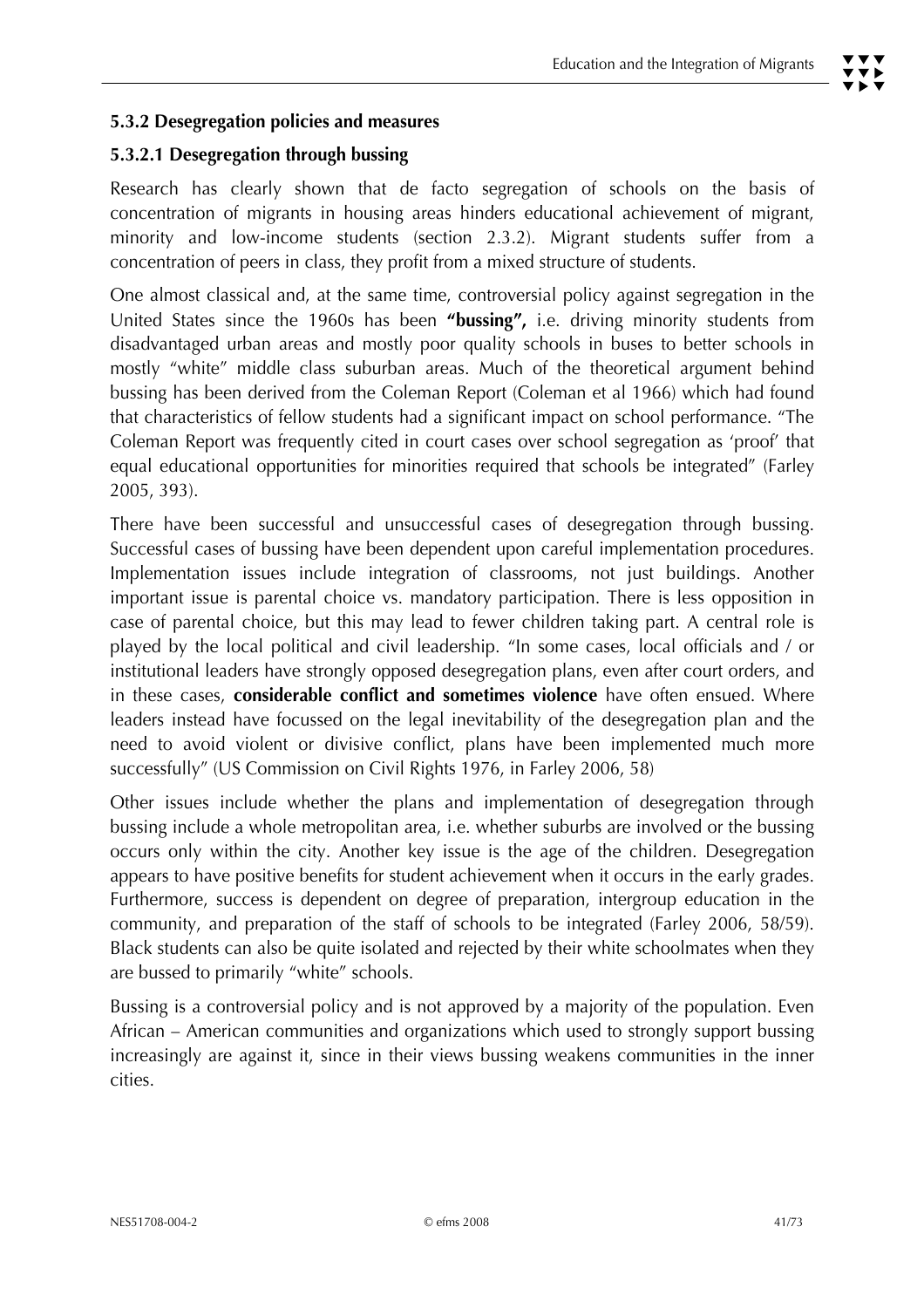### 5.3.2 Desegregation policies and measures

#### 5.3.2.1 Desegregation through bussing

Research has clearly shown that de facto segregation of schools on the basis of concentration of migrants in housing areas hinders educational achievement of migrant, minority and low-income students (section 2.3.2). Migrant students suffer from a concentration of peers in class, they profit from a mixed structure of students.

One almost classical and, at the same time, controversial policy against segregation in the United States since the 1960s has been **"bussing",** i.e. driving minority students from disadvantaged urban areas and mostly poor quality schools in buses to better schools in mostly "white" middle class suburban areas. Much of the theoretical argument behind bussing has been derived from the Coleman Report (Coleman et al 1966) which had found that characteristics of fellow students had a significant impact on school performance. "The Coleman Report was frequently cited in court cases over school segregation as 'proof' that equal educational opportunities for minorities required that schools be integrated" (Farley 2005, 393).

There have been successful and unsuccessful cases of desegregation through bussing. Successful cases of bussing have been dependent upon careful implementation procedures. Implementation issues include integration of classrooms, not just buildings. Another important issue is parental choice vs. mandatory participation. There is less opposition in case of parental choice, but this may lead to fewer children taking part. A central role is played by the local political and civil leadership. "In some cases, local officials and / or institutional leaders have strongly opposed desegregation plans, even after court orders, and in these cases, **considerable conflict and sometimes violence** have often ensued. Where leaders instead have focussed on the legal inevitability of the desegregation plan and the need to avoid violent or divisive conflict, plans have been implemented much more successfully" (US Commission on Civil Rights 1976, in Farley 2006, 58)

Other issues include whether the plans and implementation of desegregation through bussing include a whole metropolitan area, i.e. whether suburbs are involved or the bussing occurs only within the city. Another key issue is the age of the children. Desegregation appears to have positive benefits for student achievement when it occurs in the early grades. Furthermore, success is dependent on degree of preparation, intergroup education in the community, and preparation of the staff of schools to be integrated (Farley 2006, 58/59). Black students can also be quite isolated and rejected by their white schoolmates when they are bussed to primarily "white" schools.

Bussing is a controversial policy and is not approved by a majority of the population. Even African – American communities and organizations which used to strongly support bussing increasingly are against it, since in their views bussing weakens communities in the inner cities.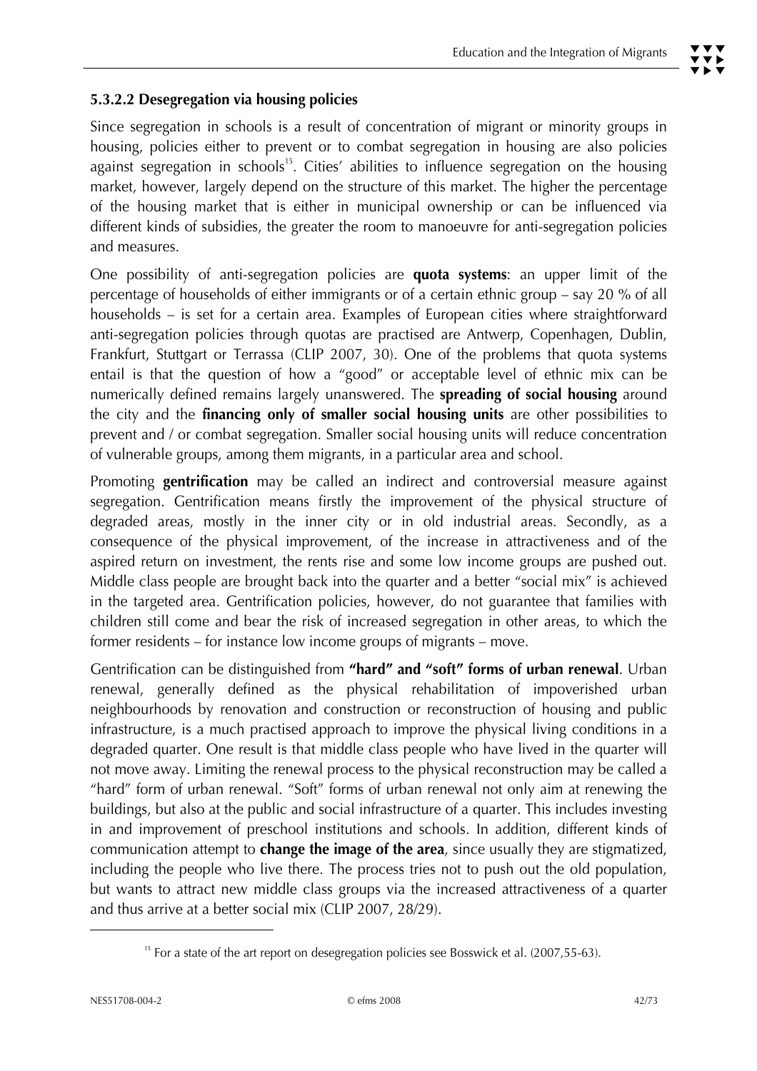#### 5.3.2.2 Desegregation via housing policies

Since segregation in schools is a result of concentration of migrant or minority groups in housing, policies either to prevent or to combat segregation in housing are also policies against segregation in schools[15]. Cities' abilities to influence segregation on the housing market, however, largely depend on the structure of this market. The higher the percentage of the housing market that is either in municipal ownership or can be influenced via different kinds of subsidies, the greater the room to manoeuvre for anti-segregation policies and measures.

One possibility of anti-segregation policies are **quota systems**: an upper limit of the percentage of households of either immigrants or of a certain ethnic group – say 20 % of all households – is set for a certain area. Examples of European cities where straightforward anti-segregation policies through quotas are practised are Antwerp, Copenhagen, Dublin, Frankfurt, Stuttgart or Terrassa (CLIP 2007, 30). One of the problems that quota systems entail is that the question of how a "good" or acceptable level of ethnic mix can be numerically defined remains largely unanswered. The **spreading of social housing** around the city and the **financing only of smaller social housing units** are other possibilities to prevent and / or combat segregation. Smaller social housing units will reduce concentration of vulnerable groups, among them migrants, in a particular area and school.

Promoting **gentrification** may be called an indirect and controversial measure against segregation. Gentrification means firstly the improvement of the physical structure of degraded areas, mostly in the inner city or in old industrial areas. Secondly, as a consequence of the physical improvement, of the increase in attractiveness and of the aspired return on investment, the rents rise and some low income groups are pushed out. Middle class people are brought back into the quarter and a better "social mix" is achieved in the targeted area. Gentrification policies, however, do not guarantee that families with children still come and bear the risk of increased segregation in other areas, to which the former residents – for instance low income groups of migrants – move.

Gentrification can be distinguished from **"hard" and "soft" forms of urban renewal**. Urban renewal, generally defined as the physical rehabilitation of impoverished urban neighbourhoods by renovation and construction or reconstruction of housing and public infrastructure, is a much practised approach to improve the physical living conditions in a degraded quarter. One result is that middle class people who have lived in the quarter will not move away. Limiting the renewal process to the physical reconstruction may be called a "hard" form of urban renewal. "Soft" forms of urban renewal not only aim at renewing the buildings, but also at the public and social infrastructure of a quarter. This includes investing in and improvement of preschool institutions and schools. In addition, different kinds of communication attempt to **change the image of the area**, since usually they are stigmatized, including the people who live there. The process tries not to push out the old population, but wants to attract new middle class groups via the increased attractiveness of a quarter and thus arrive at a better social mix (CLIP 2007, 28/29).

---

[15] For a state of the art report on desegregation policies see Bosswick et al. (2007,55-63).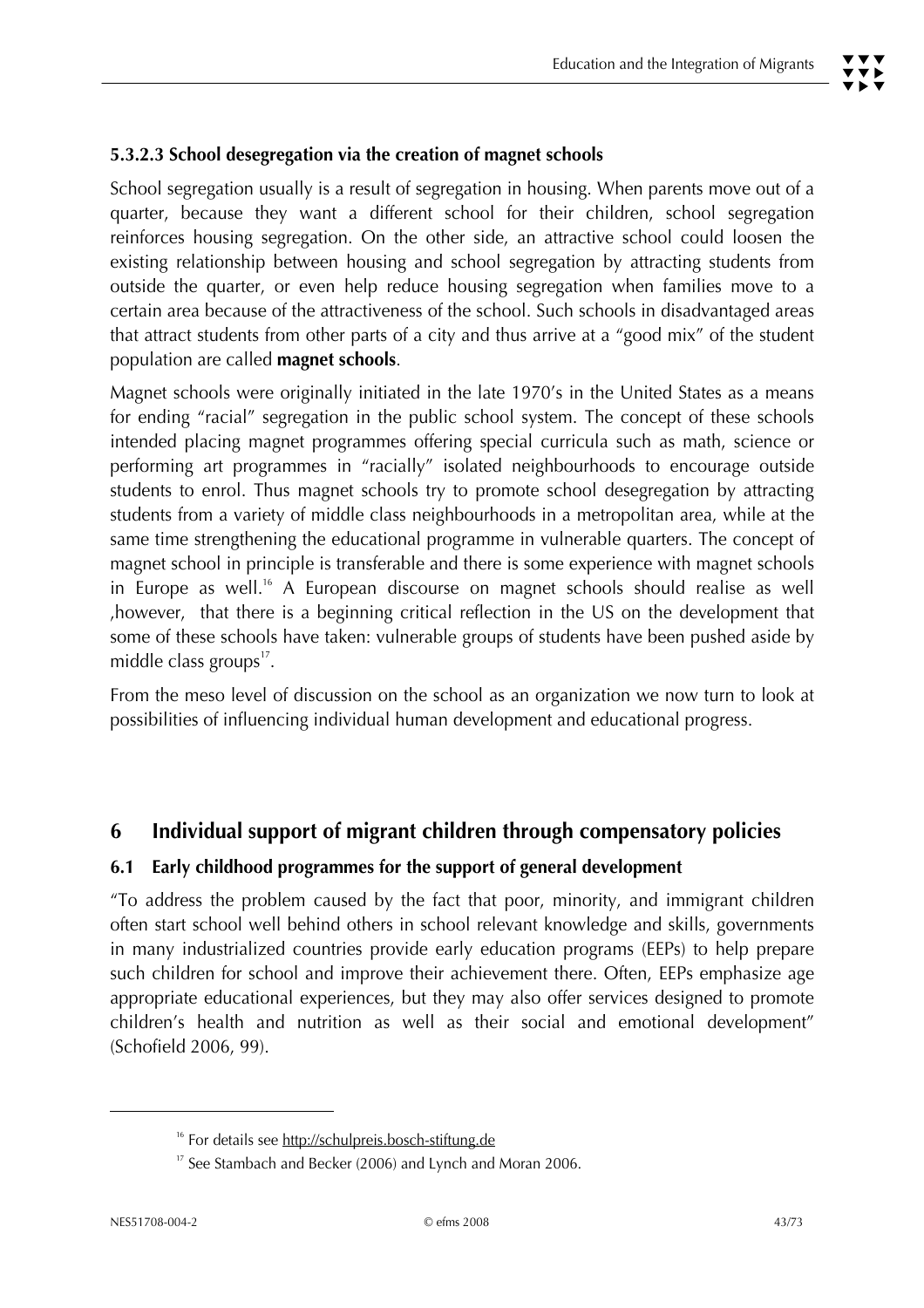#### 5.3.2.3 School desegregation via the creation of magnet schools

School segregation usually is a result of segregation in housing. When parents move out of a quarter, because they want a different school for their children, school segregation reinforces housing segregation. On the other side, an attractive school could loosen the existing relationship between housing and school segregation by attracting students from outside the quarter, or even help reduce housing segregation when families move to a certain area because of the attractiveness of the school. Such schools in disadvantaged areas that attract students from other parts of a city and thus arrive at a "good mix" of the student population are called **magnet schools**.

Magnet schools were originally initiated in the late 1970's in the United States as a means for ending "racial" segregation in the public school system. The concept of these schools intended placing magnet programmes offering special curricula such as math, science or performing art programmes in "racially" isolated neighbourhoods to encourage outside students to enrol. Thus magnet schools try to promote school desegregation by attracting students from a variety of middle class neighbourhoods in a metropolitan area, while at the same time strengthening the educational programme in vulnerable quarters. The concept of magnet school in principle is transferable and there is some experience with magnet schools in Europe as well.[16] A European discourse on magnet schools should realise as well ,however, that there is a beginning critical reflection in the US on the development that some of these schools have taken: vulnerable groups of students have been pushed aside by middle class groups[17].

From the meso level of discussion on the school as an organization we now turn to look at possibilities of influencing individual human development and educational progress.

## 6 Individual support of migrant children through compensatory policies

### 6.1 Early childhood programmes for the support of general development

"To address the problem caused by the fact that poor, minority, and immigrant children often start school well behind others in school relevant knowledge and skills, governments in many industrialized countries provide early education programs (EEPs) to help prepare such children for school and improve their achievement there. Often, EEPs emphasize age appropriate educational experiences, but they may also offer services designed to promote children's health and nutrition as well as their social and emotional development" (Schofield 2006, 99).

---

[16] For details see http://schulpreis.bosch-stiftung.de

[17] See Stambach and Becker (2006) and Lynch and Moran 2006.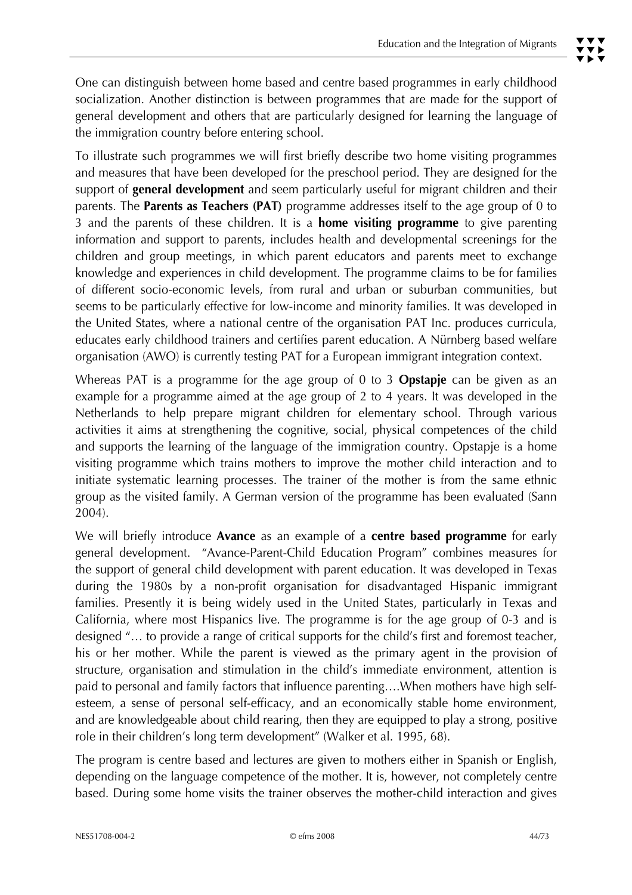One can distinguish between home based and centre based programmes in early childhood socialization. Another distinction is between programmes that are made for the support of general development and others that are particularly designed for learning the language of the immigration country before entering school.

To illustrate such programmes we will first briefly describe two home visiting programmes and measures that have been developed for the preschool period. They are designed for the support of **general development** and seem particularly useful for migrant children and their parents. The **Parents as Teachers (PAT)** programme addresses itself to the age group of 0 to 3 and the parents of these children. It is a **home visiting programme** to give parenting information and support to parents, includes health and developmental screenings for the children and group meetings, in which parent educators and parents meet to exchange knowledge and experiences in child development. The programme claims to be for families of different socio-economic levels, from rural and urban or suburban communities, but seems to be particularly effective for low-income and minority families. It was developed in the United States, where a national centre of the organisation PAT Inc. produces curricula, educates early childhood trainers and certifies parent education. A Nürnberg based welfare organisation (AWO) is currently testing PAT for a European immigrant integration context.

Whereas PAT is a programme for the age group of 0 to 3 **Opstapje** can be given as an example for a programme aimed at the age group of 2 to 4 years. It was developed in the Netherlands to help prepare migrant children for elementary school. Through various activities it aims at strengthening the cognitive, social, physical competences of the child and supports the learning of the language of the immigration country. Opstapje is a home visiting programme which trains mothers to improve the mother child interaction and to initiate systematic learning processes. The trainer of the mother is from the same ethnic group as the visited family. A German version of the programme has been evaluated (Sann 2004).

We will briefly introduce **Avance** as an example of a **centre based programme** for early general development. "Avance-Parent-Child Education Program" combines measures for the support of general child development with parent education. It was developed in Texas during the 1980s by a non-profit organisation for disadvantaged Hispanic immigrant families. Presently it is being widely used in the United States, particularly in Texas and California, where most Hispanics live. The programme is for the age group of 0-3 and is designed "… to provide a range of critical supports for the child's first and foremost teacher, his or her mother. While the parent is viewed as the primary agent in the provision of structure, organisation and stimulation in the child's immediate environment, attention is paid to personal and family factors that influence parenting….When mothers have high self-esteem, a sense of personal self-efficacy, and an economically stable home environment, and are knowledgeable about child rearing, then they are equipped to play a strong, positive role in their children's long term development" (Walker et al. 1995, 68).

The program is centre based and lectures are given to mothers either in Spanish or English, depending on the language competence of the mother. It is, however, not completely centre based. During some home visits the trainer observes the mother-child interaction and gives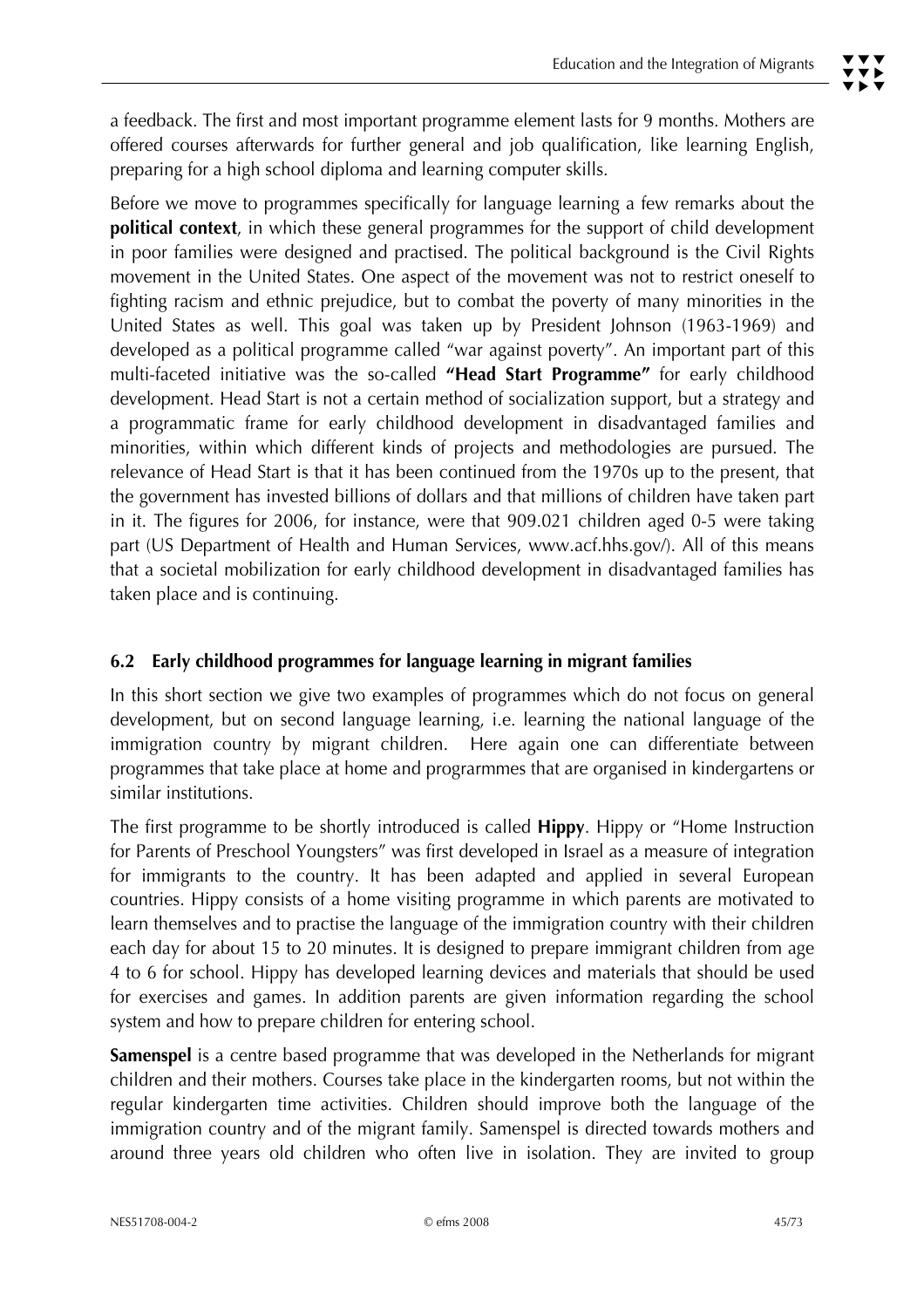a feedback. The first and most important programme element lasts for 9 months. Mothers are offered courses afterwards for further general and job qualification, like learning English, preparing for a high school diploma and learning computer skills.

Before we move to programmes specifically for language learning a few remarks about the **political context**, in which these general programmes for the support of child development in poor families were designed and practised. The political background is the Civil Rights movement in the United States. One aspect of the movement was not to restrict oneself to fighting racism and ethnic prejudice, but to combat the poverty of many minorities in the United States as well. This goal was taken up by President Johnson (1963-1969) and developed as a political programme called "war against poverty". An important part of this multi-faceted initiative was the so-called **"Head Start Programme"** for early childhood development. Head Start is not a certain method of socialization support, but a strategy and a programmatic frame for early childhood development in disadvantaged families and minorities, within which different kinds of projects and methodologies are pursued. The relevance of Head Start is that it has been continued from the 1970s up to the present, that the government has invested billions of dollars and that millions of children have taken part in it. The figures for 2006, for instance, were that 909.021 children aged 0-5 were taking part (US Department of Health and Human Services, www.acf.hhs.gov/). All of this means that a societal mobilization for early childhood development in disadvantaged families has taken place and is continuing.

## 6.2 Early childhood programmes for language learning in migrant families

In this short section we give two examples of programmes which do not focus on general development, but on second language learning, i.e. learning the national language of the immigration country by migrant children. Here again one can differentiate between programmes that take place at home and prograrmmes that are organised in kindergartens or similar institutions.

The first programme to be shortly introduced is called **Hippy**. Hippy or "Home Instruction for Parents of Preschool Youngsters" was first developed in Israel as a measure of integration for immigrants to the country. It has been adapted and applied in several European countries. Hippy consists of a home visiting programme in which parents are motivated to learn themselves and to practise the language of the immigration country with their children each day for about 15 to 20 minutes. It is designed to prepare immigrant children from age 4 to 6 for school. Hippy has developed learning devices and materials that should be used for exercises and games. In addition parents are given information regarding the school system and how to prepare children for entering school.

**Samenspel** is a centre based programme that was developed in the Netherlands for migrant children and their mothers. Courses take place in the kindergarten rooms, but not within the regular kindergarten time activities. Children should improve both the language of the immigration country and of the migrant family. Samenspel is directed towards mothers and around three years old children who often live in isolation. They are invited to group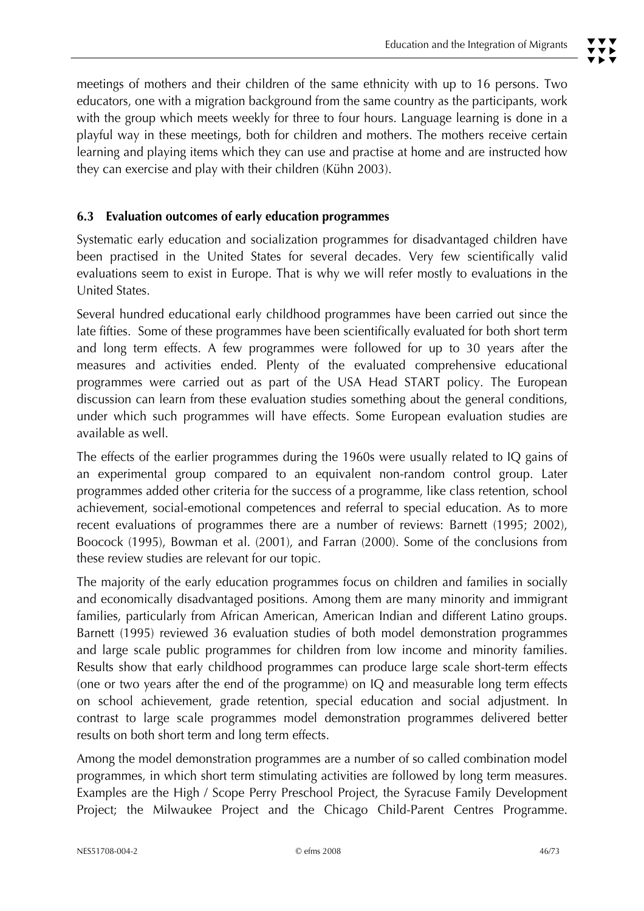meetings of mothers and their children of the same ethnicity with up to 16 persons. Two educators, one with a migration background from the same country as the participants, work with the group which meets weekly for three to four hours. Language learning is done in a playful way in these meetings, both for children and mothers. The mothers receive certain learning and playing items which they can use and practise at home and are instructed how they can exercise and play with their children (Kühn 2003).

### 6.3 Evaluation outcomes of early education programmes

Systematic early education and socialization programmes for disadvantaged children have been practised in the United States for several decades. Very few scientifically valid evaluations seem to exist in Europe. That is why we will refer mostly to evaluations in the United States.

Several hundred educational early childhood programmes have been carried out since the late fifties. Some of these programmes have been scientifically evaluated for both short term and long term effects. A few programmes were followed for up to 30 years after the measures and activities ended. Plenty of the evaluated comprehensive educational programmes were carried out as part of the USA Head START policy. The European discussion can learn from these evaluation studies something about the general conditions, under which such programmes will have effects. Some European evaluation studies are available as well.

The effects of the earlier programmes during the 1960s were usually related to IQ gains of an experimental group compared to an equivalent non-random control group. Later programmes added other criteria for the success of a programme, like class retention, school achievement, social-emotional competences and referral to special education. As to more recent evaluations of programmes there are a number of reviews: Barnett (1995; 2002), Boocock (1995), Bowman et al. (2001), and Farran (2000). Some of the conclusions from these review studies are relevant for our topic.

The majority of the early education programmes focus on children and families in socially and economically disadvantaged positions. Among them are many minority and immigrant families, particularly from African American, American Indian and different Latino groups. Barnett (1995) reviewed 36 evaluation studies of both model demonstration programmes and large scale public programmes for children from low income and minority families. Results show that early childhood programmes can produce large scale short-term effects (one or two years after the end of the programme) on IQ and measurable long term effects on school achievement, grade retention, special education and social adjustment. In contrast to large scale programmes model demonstration programmes delivered better results on both short term and long term effects.

Among the model demonstration programmes are a number of so called combination model programmes, in which short term stimulating activities are followed by long term measures. Examples are the High / Scope Perry Preschool Project, the Syracuse Family Development Project; the Milwaukee Project and the Chicago Child-Parent Centres Programme.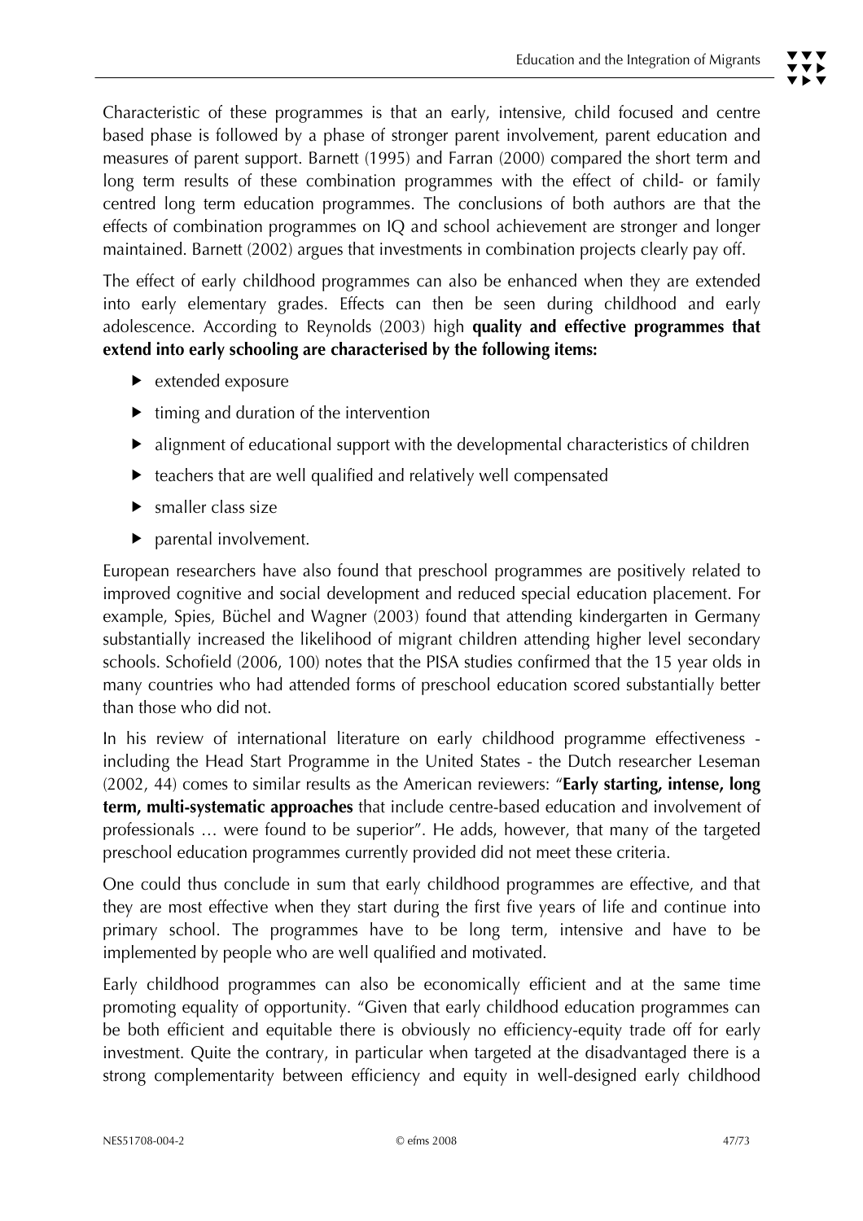Characteristic of these programmes is that an early, intensive, child focused and centre based phase is followed by a phase of stronger parent involvement, parent education and measures of parent support. Barnett (1995) and Farran (2000) compared the short term and long term results of these combination programmes with the effect of child- or family centred long term education programmes. The conclusions of both authors are that the effects of combination programmes on IQ and school achievement are stronger and longer maintained. Barnett (2002) argues that investments in combination projects clearly pay off.

The effect of early childhood programmes can also be enhanced when they are extended into early elementary grades. Effects can then be seen during childhood and early adolescence. According to Reynolds (2003) high **quality and effective programmes that extend into early schooling are characterised by the following items:**

- extended exposure
- timing and duration of the intervention
- alignment of educational support with the developmental characteristics of children
- teachers that are well qualified and relatively well compensated
- smaller class size
- parental involvement.

European researchers have also found that preschool programmes are positively related to improved cognitive and social development and reduced special education placement. For example, Spies, Büchel and Wagner (2003) found that attending kindergarten in Germany substantially increased the likelihood of migrant children attending higher level secondary schools. Schofield (2006, 100) notes that the PISA studies confirmed that the 15 year olds in many countries who had attended forms of preschool education scored substantially better than those who did not.

In his review of international literature on early childhood programme effectiveness - including the Head Start Programme in the United States - the Dutch researcher Leseman (2002, 44) comes to similar results as the American reviewers: "**Early starting, intense, long term, multi-systematic approaches** that include centre-based education and involvement of professionals … were found to be superior". He adds, however, that many of the targeted preschool education programmes currently provided did not meet these criteria.

One could thus conclude in sum that early childhood programmes are effective, and that they are most effective when they start during the first five years of life and continue into primary school. The programmes have to be long term, intensive and have to be implemented by people who are well qualified and motivated.

Early childhood programmes can also be economically efficient and at the same time promoting equality of opportunity. "Given that early childhood education programmes can be both efficient and equitable there is obviously no efficiency-equity trade off for early investment. Quite the contrary, in particular when targeted at the disadvantaged there is a strong complementarity between efficiency and equity in well-designed early childhood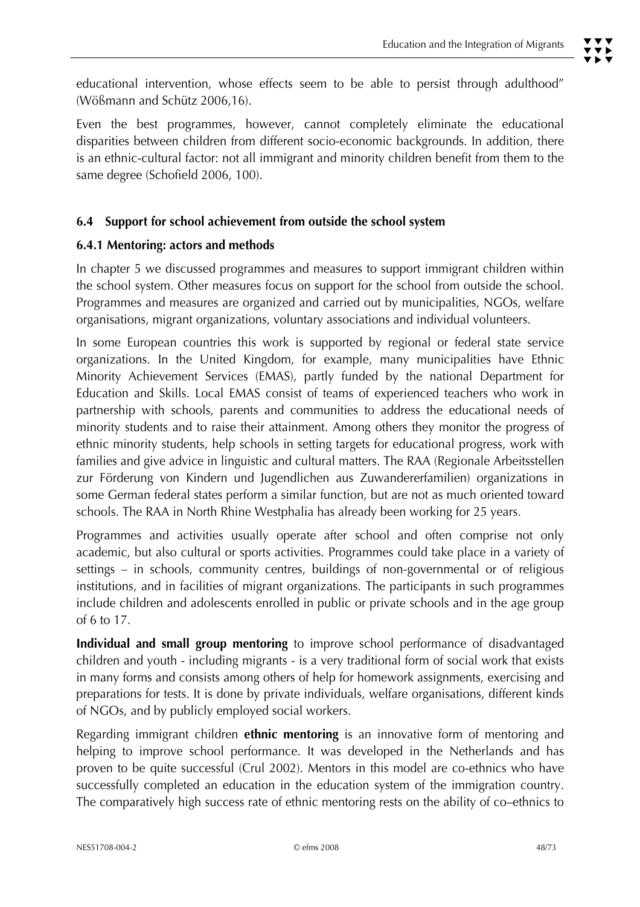educational intervention, whose effects seem to be able to persist through adulthood" (Wößmann and Schütz 2006,16).

Even the best programmes, however, cannot completely eliminate the educational disparities between children from different socio-economic backgrounds. In addition, there is an ethnic-cultural factor: not all immigrant and minority children benefit from them to the same degree (Schofield 2006, 100).

## 6.4 Support for school achievement from outside the school system

### 6.4.1 Mentoring: actors and methods

In chapter 5 we discussed programmes and measures to support immigrant children within the school system. Other measures focus on support for the school from outside the school. Programmes and measures are organized and carried out by municipalities, NGOs, welfare organisations, migrant organizations, voluntary associations and individual volunteers.

In some European countries this work is supported by regional or federal state service organizations. In the United Kingdom, for example, many municipalities have Ethnic Minority Achievement Services (EMAS), partly funded by the national Department for Education and Skills. Local EMAS consist of teams of experienced teachers who work in partnership with schools, parents and communities to address the educational needs of minority students and to raise their attainment. Among others they monitor the progress of ethnic minority students, help schools in setting targets for educational progress, work with families and give advice in linguistic and cultural matters. The RAA (Regionale Arbeitsstellen zur Förderung von Kindern und Jugendlichen aus Zuwandererfamilien) organizations in some German federal states perform a similar function, but are not as much oriented toward schools. The RAA in North Rhine Westphalia has already been working for 25 years.

Programmes and activities usually operate after school and often comprise not only academic, but also cultural or sports activities. Programmes could take place in a variety of settings – in schools, community centres, buildings of non-governmental or of religious institutions, and in facilities of migrant organizations. The participants in such programmes include children and adolescents enrolled in public or private schools and in the age group of 6 to 17.

**Individual and small group mentoring** to improve school performance of disadvantaged children and youth - including migrants - is a very traditional form of social work that exists in many forms and consists among others of help for homework assignments, exercising and preparations for tests. It is done by private individuals, welfare organisations, different kinds of NGOs, and by publicly employed social workers.

Regarding immigrant children **ethnic mentoring** is an innovative form of mentoring and helping to improve school performance. It was developed in the Netherlands and has proven to be quite successful (Crul 2002). Mentors in this model are co-ethnics who have successfully completed an education in the education system of the immigration country. The comparatively high success rate of ethnic mentoring rests on the ability of co–ethnics to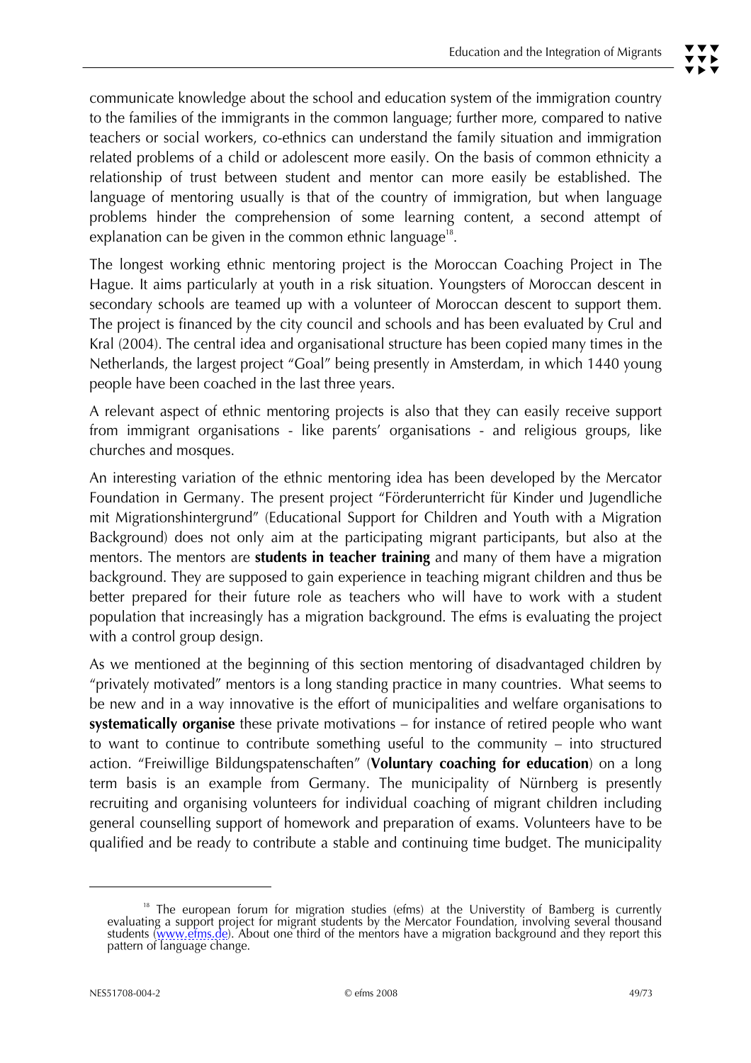communicate knowledge about the school and education system of the immigration country to the families of the immigrants in the common language; further more, compared to native teachers or social workers, co-ethnics can understand the family situation and immigration related problems of a child or adolescent more easily. On the basis of common ethnicity a relationship of trust between student and mentor can more easily be established. The language of mentoring usually is that of the country of immigration, but when language problems hinder the comprehension of some learning content, a second attempt of explanation can be given in the common ethnic language[18].

The longest working ethnic mentoring project is the Moroccan Coaching Project in The Hague. It aims particularly at youth in a risk situation. Youngsters of Moroccan descent in secondary schools are teamed up with a volunteer of Moroccan descent to support them. The project is financed by the city council and schools and has been evaluated by Crul and Kral (2004). The central idea and organisational structure has been copied many times in the Netherlands, the largest project "Goal" being presently in Amsterdam, in which 1440 young people have been coached in the last three years.

A relevant aspect of ethnic mentoring projects is also that they can easily receive support from immigrant organisations - like parents' organisations - and religious groups, like churches and mosques.

An interesting variation of the ethnic mentoring idea has been developed by the Mercator Foundation in Germany. The present project "Förderunterricht für Kinder und Jugendliche mit Migrationshintergrund" (Educational Support for Children and Youth with a Migration Background) does not only aim at the participating migrant participants, but also at the mentors. The mentors are **students in teacher training** and many of them have a migration background. They are supposed to gain experience in teaching migrant children and thus be better prepared for their future role as teachers who will have to work with a student population that increasingly has a migration background. The efms is evaluating the project with a control group design.

As we mentioned at the beginning of this section mentoring of disadvantaged children by "privately motivated" mentors is a long standing practice in many countries. What seems to be new and in a way innovative is the effort of municipalities and welfare organisations to **systematically organise** these private motivations – for instance of retired people who want to want to continue to contribute something useful to the community – into structured action. "Freiwillige Bildungspatenschaften" (**Voluntary coaching for education**) on a long term basis is an example from Germany. The municipality of Nürnberg is presently recruiting and organising volunteers for individual coaching of migrant children including general counselling support of homework and preparation of exams. Volunteers have to be qualified and be ready to contribute a stable and continuing time budget. The municipality

---

[18] The european forum for migration studies (efms) at the Universtity of Bamberg is currently evaluating a support project for migrant students by the Mercator Foundation, involving several thousand students (www.efms.de). About one third of the mentors have a migration background and they report this pattern of language change.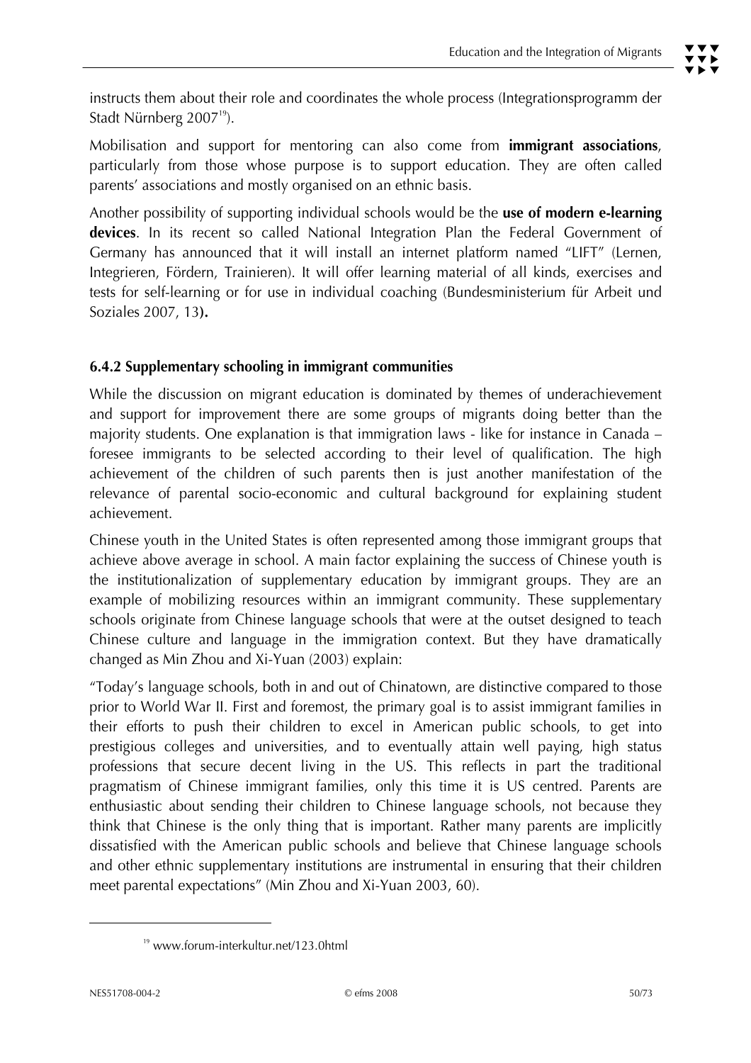instructs them about their role and coordinates the whole process (Integrationsprogramm der Stadt Nürnberg 2007[19]).

Mobilisation and support for mentoring can also come from **immigrant associations**, particularly from those whose purpose is to support education. They are often called parents' associations and mostly organised on an ethnic basis.

Another possibility of supporting individual schools would be the **use of modern e-learning devices**. In its recent so called National Integration Plan the Federal Government of Germany has announced that it will install an internet platform named "LIFT" (Lernen, Integrieren, Fördern, Trainieren). It will offer learning material of all kinds, exercises and tests for self-learning or for use in individual coaching (Bundesministerium für Arbeit und Soziales 2007, 13**).**

### 6.4.2 Supplementary schooling in immigrant communities

While the discussion on migrant education is dominated by themes of underachievement and support for improvement there are some groups of migrants doing better than the majority students. One explanation is that immigration laws - like for instance in Canada – foresee immigrants to be selected according to their level of qualification. The high achievement of the children of such parents then is just another manifestation of the relevance of parental socio-economic and cultural background for explaining student achievement.

Chinese youth in the United States is often represented among those immigrant groups that achieve above average in school. A main factor explaining the success of Chinese youth is the institutionalization of supplementary education by immigrant groups. They are an example of mobilizing resources within an immigrant community. These supplementary schools originate from Chinese language schools that were at the outset designed to teach Chinese culture and language in the immigration context. But they have dramatically changed as Min Zhou and Xi-Yuan (2003) explain:

"Today's language schools, both in and out of Chinatown, are distinctive compared to those prior to World War II. First and foremost, the primary goal is to assist immigrant families in their efforts to push their children to excel in American public schools, to get into prestigious colleges and universities, and to eventually attain well paying, high status professions that secure decent living in the US. This reflects in part the traditional pragmatism of Chinese immigrant families, only this time it is US centred. Parents are enthusiastic about sending their children to Chinese language schools, not because they think that Chinese is the only thing that is important. Rather many parents are implicitly dissatisfied with the American public schools and believe that Chinese language schools and other ethnic supplementary institutions are instrumental in ensuring that their children meet parental expectations" (Min Zhou and Xi-Yuan 2003, 60).

---

[19] www.forum-interkultur.net/123.0html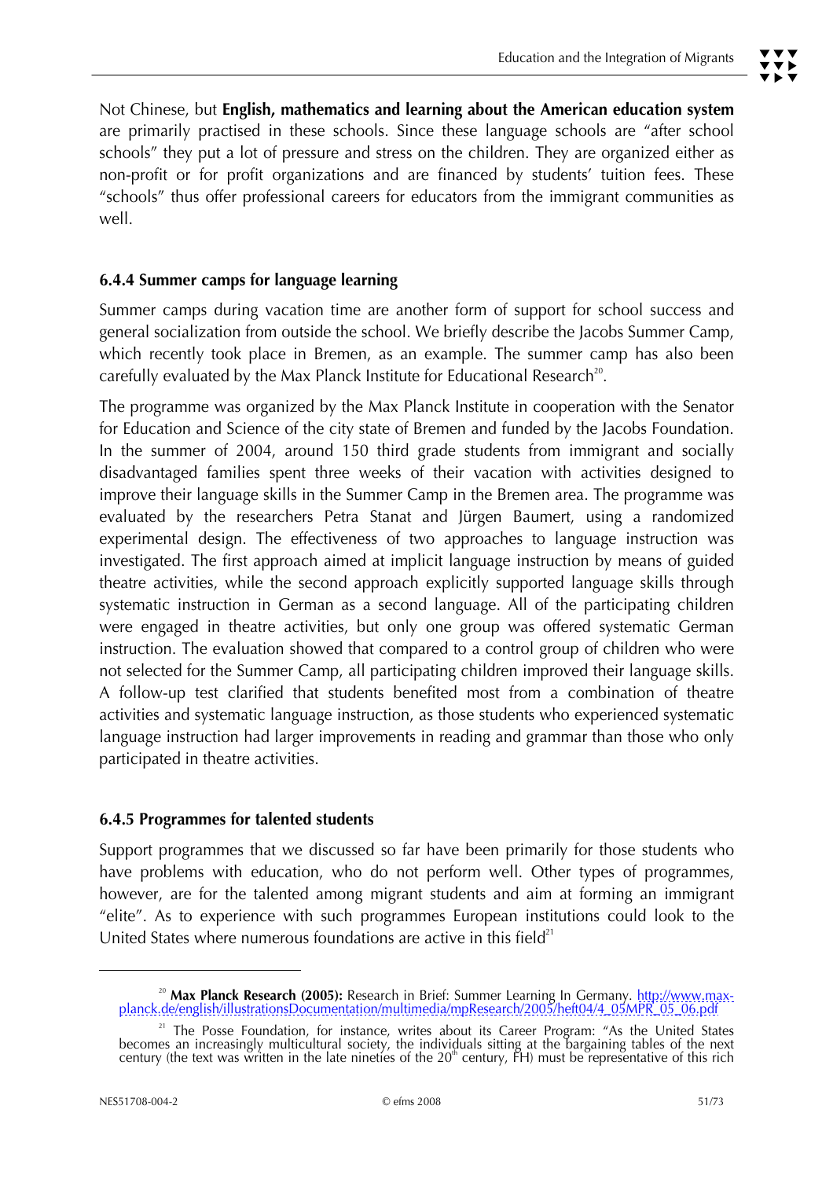Not Chinese, but **English, mathematics and learning about the American education system** are primarily practised in these schools. Since these language schools are "after school schools" they put a lot of pressure and stress on the children. They are organized either as non-profit or for profit organizations and are financed by students' tuition fees. These "schools" thus offer professional careers for educators from the immigrant communities as well.

### 6.4.4 Summer camps for language learning

Summer camps during vacation time are another form of support for school success and general socialization from outside the school. We briefly describe the Jacobs Summer Camp, which recently took place in Bremen, as an example. The summer camp has also been carefully evaluated by the Max Planck Institute for Educational Research[20].

The programme was organized by the Max Planck Institute in cooperation with the Senator for Education and Science of the city state of Bremen and funded by the Jacobs Foundation. In the summer of 2004, around 150 third grade students from immigrant and socially disadvantaged families spent three weeks of their vacation with activities designed to improve their language skills in the Summer Camp in the Bremen area. The programme was evaluated by the researchers Petra Stanat and Jürgen Baumert, using a randomized experimental design. The effectiveness of two approaches to language instruction was investigated. The first approach aimed at implicit language instruction by means of guided theatre activities, while the second approach explicitly supported language skills through systematic instruction in German as a second language. All of the participating children were engaged in theatre activities, but only one group was offered systematic German instruction. The evaluation showed that compared to a control group of children who were not selected for the Summer Camp, all participating children improved their language skills. A follow-up test clarified that students benefited most from a combination of theatre activities and systematic language instruction, as those students who experienced systematic language instruction had larger improvements in reading and grammar than those who only participated in theatre activities.

### 6.4.5 Programmes for talented students

Support programmes that we discussed so far have been primarily for those students who have problems with education, who do not perform well. Other types of programmes, however, are for the talented among migrant students and aim at forming an immigrant "elite". As to experience with such programmes European institutions could look to the United States where numerous foundations are active in this field[21]

---

[20] **Max Planck Research (2005):** Research in Brief: Summer Learning In Germany. http://www.max-planck.de/english/illustrationsDocumentation/multimedia/mpResearch/2005/heft04/4_05MPR_05_06.pdf

[21] The Posse Foundation, for instance, writes about its Career Program: "As the United States becomes an increasingly multicultural society, the individuals sitting at the bargaining tables of the next century (the text was written in the late nineties of the 20th century, FH) must be representative of this rich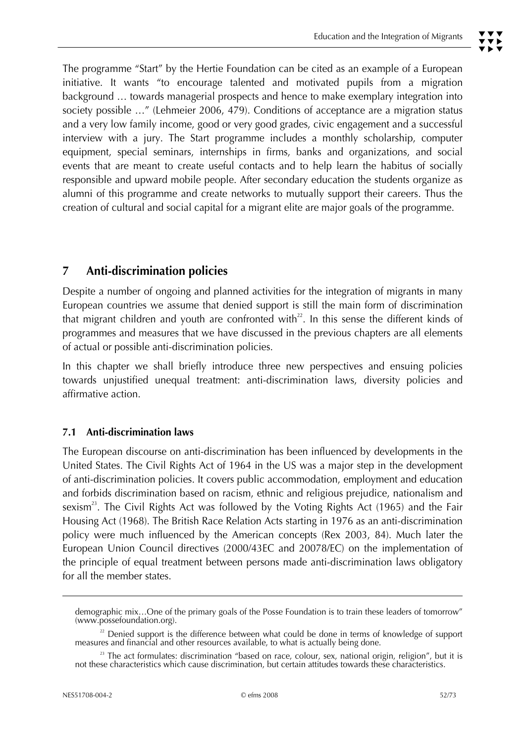The programme "Start" by the Hertie Foundation can be cited as an example of a European initiative. It wants "to encourage talented and motivated pupils from a migration background … towards managerial prospects and hence to make exemplary integration into society possible …" (Lehmeier 2006, 479). Conditions of acceptance are a migration status and a very low family income, good or very good grades, civic engagement and a successful interview with a jury. The Start programme includes a monthly scholarship, computer equipment, special seminars, internships in firms, banks and organizations, and social events that are meant to create useful contacts and to help learn the habitus of socially responsible and upward mobile people. After secondary education the students organize as alumni of this programme and create networks to mutually support their careers. Thus the creation of cultural and social capital for a migrant elite are major goals of the programme.

## 7 Anti-discrimination policies

Despite a number of ongoing and planned activities for the integration of migrants in many European countries we assume that denied support is still the main form of discrimination that migrant children and youth are confronted with[22]. In this sense the different kinds of programmes and measures that we have discussed in the previous chapters are all elements of actual or possible anti-discrimination policies.

In this chapter we shall briefly introduce three new perspectives and ensuing policies towards unjustified unequal treatment: anti-discrimination laws, diversity policies and affirmative action.

### 7.1 Anti-discrimination laws

The European discourse on anti-discrimination has been influenced by developments in the United States. The Civil Rights Act of 1964 in the US was a major step in the development of anti-discrimination policies. It covers public accommodation, employment and education and forbids discrimination based on racism, ethnic and religious prejudice, nationalism and sexism[23]. The Civil Rights Act was followed by the Voting Rights Act (1965) and the Fair Housing Act (1968). The British Race Relation Acts starting in 1976 as an anti-discrimination policy were much influenced by the American concepts (Rex 2003, 84). Much later the European Union Council directives (2000/43EC and 20078/EC) on the implementation of the principle of equal treatment between persons made anti-discrimination laws obligatory for all the member states.

---

demographic mix…One of the primary goals of the Posse Foundation is to train these leaders of tomorrow" (www.possefoundation.org).

[22] Denied support is the difference between what could be done in terms of knowledge of support measures and financial and other resources available, to what is actually being done.

[23] The act formulates: discrimination "based on race, colour, sex, national origin, religion", but it is not these characteristics which cause discrimination, but certain attitudes towards these characteristics.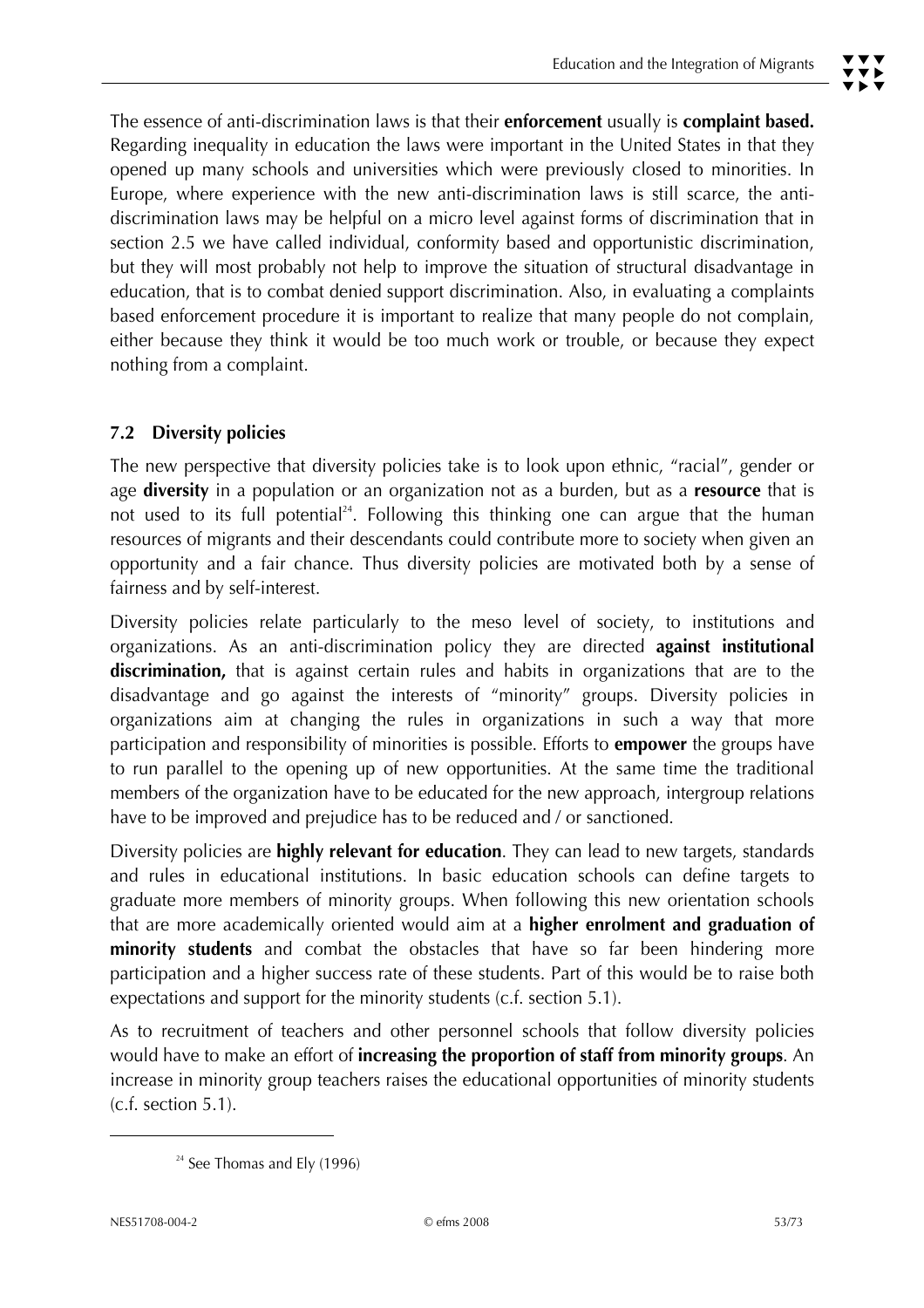The essence of anti-discrimination laws is that their **enforcement** usually is **complaint based.** Regarding inequality in education the laws were important in the United States in that they opened up many schools and universities which were previously closed to minorities. In Europe, where experience with the new anti-discrimination laws is still scarce, the anti-discrimination laws may be helpful on a micro level against forms of discrimination that in section 2.5 we have called individual, conformity based and opportunistic discrimination, but they will most probably not help to improve the situation of structural disadvantage in education, that is to combat denied support discrimination. Also, in evaluating a complaints based enforcement procedure it is important to realize that many people do not complain, either because they think it would be too much work or trouble, or because they expect nothing from a complaint.

### 7.2 Diversity policies

The new perspective that diversity policies take is to look upon ethnic, "racial", gender or age **diversity** in a population or an organization not as a burden, but as a **resource** that is not used to its full potential[24]. Following this thinking one can argue that the human resources of migrants and their descendants could contribute more to society when given an opportunity and a fair chance. Thus diversity policies are motivated both by a sense of fairness and by self-interest.

Diversity policies relate particularly to the meso level of society, to institutions and organizations. As an anti-discrimination policy they are directed **against institutional discrimination,** that is against certain rules and habits in organizations that are to the disadvantage and go against the interests of "minority" groups. Diversity policies in organizations aim at changing the rules in organizations in such a way that more participation and responsibility of minorities is possible. Efforts to **empower** the groups have to run parallel to the opening up of new opportunities. At the same time the traditional members of the organization have to be educated for the new approach, intergroup relations have to be improved and prejudice has to be reduced and / or sanctioned.

Diversity policies are **highly relevant for education**. They can lead to new targets, standards and rules in educational institutions. In basic education schools can define targets to graduate more members of minority groups. When following this new orientation schools that are more academically oriented would aim at a **higher enrolment and graduation of minority students** and combat the obstacles that have so far been hindering more participation and a higher success rate of these students. Part of this would be to raise both expectations and support for the minority students (c.f. section 5.1).

As to recruitment of teachers and other personnel schools that follow diversity policies would have to make an effort of **increasing the proportion of staff from minority groups**. An increase in minority group teachers raises the educational opportunities of minority students (c.f. section 5.1).

[24] See Thomas and Ely (1996)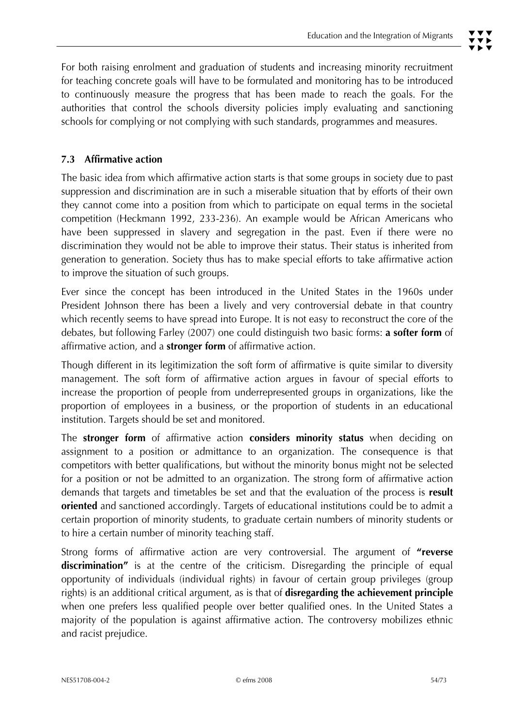For both raising enrolment and graduation of students and increasing minority recruitment for teaching concrete goals will have to be formulated and monitoring has to be introduced to continuously measure the progress that has been made to reach the goals. For the authorities that control the schools diversity policies imply evaluating and sanctioning schools for complying or not complying with such standards, programmes and measures.

### 7.3 Affirmative action

The basic idea from which affirmative action starts is that some groups in society due to past suppression and discrimination are in such a miserable situation that by efforts of their own they cannot come into a position from which to participate on equal terms in the societal competition (Heckmann 1992, 233-236). An example would be African Americans who have been suppressed in slavery and segregation in the past. Even if there were no discrimination they would not be able to improve their status. Their status is inherited from generation to generation. Society thus has to make special efforts to take affirmative action to improve the situation of such groups.

Ever since the concept has been introduced in the United States in the 1960s under President Johnson there has been a lively and very controversial debate in that country which recently seems to have spread into Europe. It is not easy to reconstruct the core of the debates, but following Farley (2007) one could distinguish two basic forms: **a softer form** of affirmative action, and a **stronger form** of affirmative action.

Though different in its legitimization the soft form of affirmative is quite similar to diversity management. The soft form of affirmative action argues in favour of special efforts to increase the proportion of people from underrepresented groups in organizations, like the proportion of employees in a business, or the proportion of students in an educational institution. Targets should be set and monitored.

The **stronger form** of affirmative action **considers minority status** when deciding on assignment to a position or admittance to an organization. The consequence is that competitors with better qualifications, but without the minority bonus might not be selected for a position or not be admitted to an organization. The strong form of affirmative action demands that targets and timetables be set and that the evaluation of the process is **result oriented** and sanctioned accordingly. Targets of educational institutions could be to admit a certain proportion of minority students, to graduate certain numbers of minority students or to hire a certain number of minority teaching staff.

Strong forms of affirmative action are very controversial. The argument of **"reverse discrimination"** is at the centre of the criticism. Disregarding the principle of equal opportunity of individuals (individual rights) in favour of certain group privileges (group rights) is an additional critical argument, as is that of **disregarding the achievement principle** when one prefers less qualified people over better qualified ones. In the United States a majority of the population is against affirmative action. The controversy mobilizes ethnic and racist prejudice.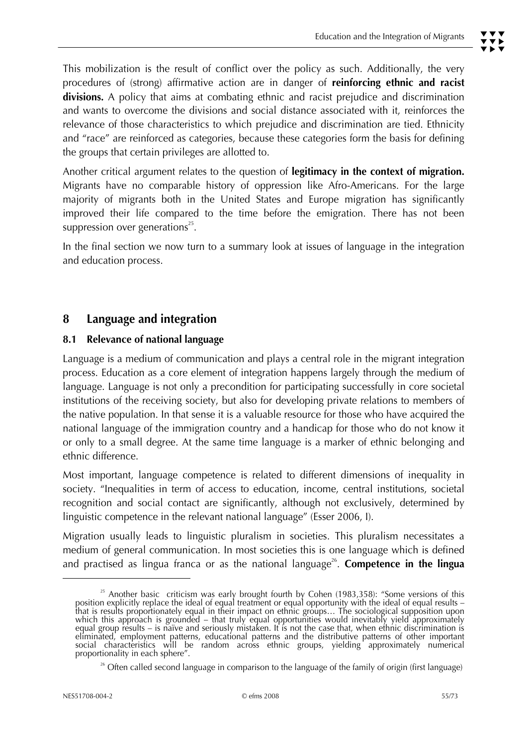This mobilization is the result of conflict over the policy as such. Additionally, the very procedures of (strong) affirmative action are in danger of **reinforcing ethnic and racist divisions.** A policy that aims at combating ethnic and racist prejudice and discrimination and wants to overcome the divisions and social distance associated with it, reinforces the relevance of those characteristics to which prejudice and discrimination are tied. Ethnicity and "race" are reinforced as categories, because these categories form the basis for defining the groups that certain privileges are allotted to.

Another critical argument relates to the question of **legitimacy in the context of migration.** Migrants have no comparable history of oppression like Afro-Americans. For the large majority of migrants both in the United States and Europe migration has significantly improved their life compared to the time before the emigration. There has not been suppression over generations[25].

In the final section we now turn to a summary look at issues of language in the integration and education process.

## 8 Language and integration

### 8.1 Relevance of national language

Language is a medium of communication and plays a central role in the migrant integration process. Education as a core element of integration happens largely through the medium of language. Language is not only a precondition for participating successfully in core societal institutions of the receiving society, but also for developing private relations to members of the native population. In that sense it is a valuable resource for those who have acquired the national language of the immigration country and a handicap for those who do not know it or only to a small degree. At the same time language is a marker of ethnic belonging and ethnic difference.

Most important, language competence is related to different dimensions of inequality in society. "Inequalities in term of access to education, income, central institutions, societal recognition and social contact are significantly, although not exclusively, determined by linguistic competence in the relevant national language" (Esser 2006, I).

Migration usually leads to linguistic pluralism in societies. This pluralism necessitates a medium of general communication. In most societies this is one language which is defined and practised as lingua franca or as the national language[26]. **Competence in the lingua**

---

[25] Another basic criticism was early brought fourth by Cohen (1983,358): "Some versions of this position explicitly replace the ideal of equal treatment or equal opportunity with the ideal of equal results – that is results proportionately equal in their impact on ethnic groups… The sociological supposition upon which this approach is grounded – that truly equal opportunities would inevitably yield approximately equal group results – is naïve and seriously mistaken. It is not the case that, when ethnic discrimination is eliminated, employment patterns, educational patterns and the distributive patterns of other important social characteristics will be random across ethnic groups, yielding approximately numerical proportionality in each sphere".

[26] Often called second language in comparison to the language of the family of origin (first language)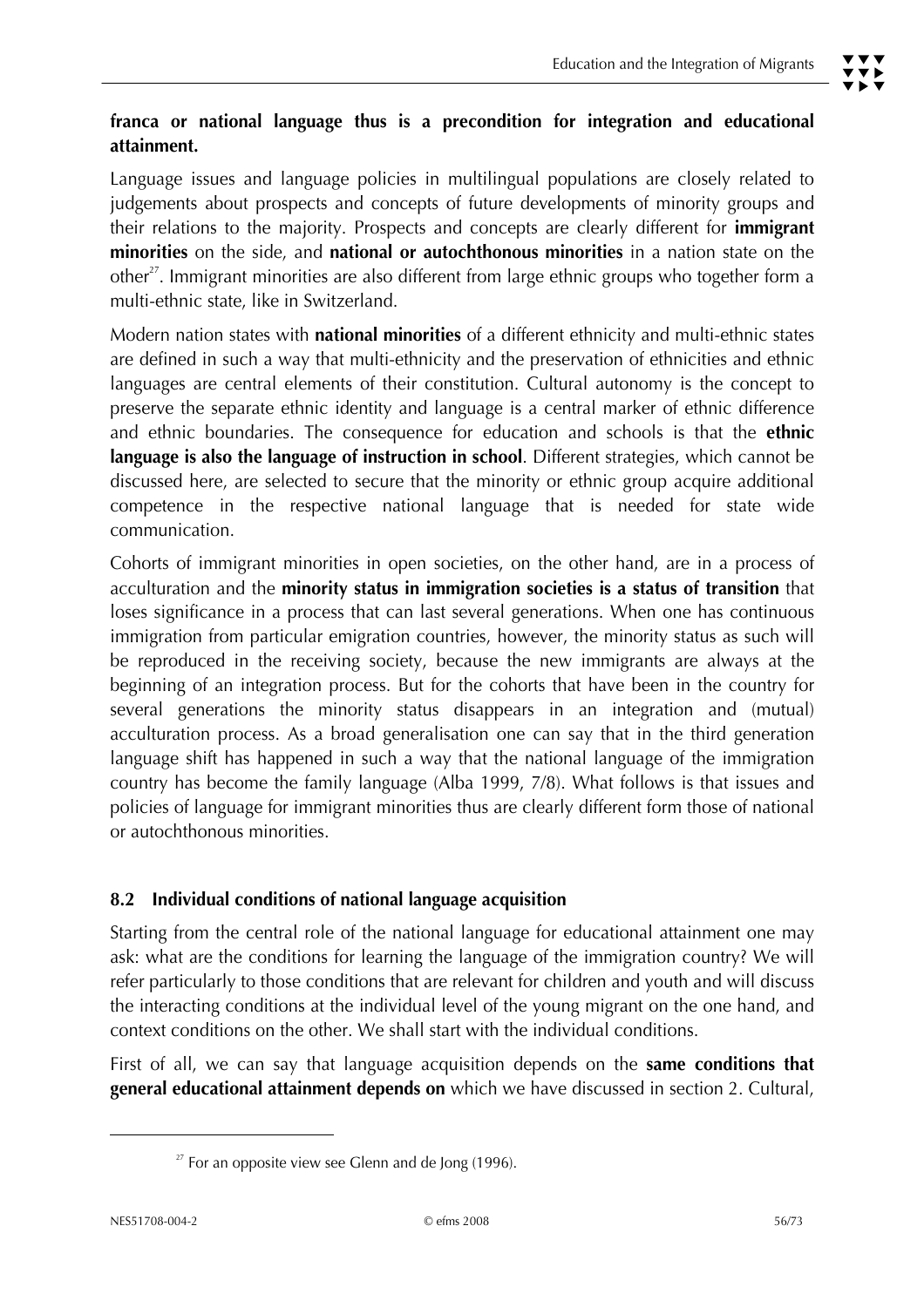**franca or national language thus is a precondition for integration and educational attainment.**

Language issues and language policies in multilingual populations are closely related to judgements about prospects and concepts of future developments of minority groups and their relations to the majority. Prospects and concepts are clearly different for **immigrant minorities** on the side, and **national or autochthonous minorities** in a nation state on the other[27]. Immigrant minorities are also different from large ethnic groups who together form a multi-ethnic state, like in Switzerland.

Modern nation states with **national minorities** of a different ethnicity and multi-ethnic states are defined in such a way that multi-ethnicity and the preservation of ethnicities and ethnic languages are central elements of their constitution. Cultural autonomy is the concept to preserve the separate ethnic identity and language is a central marker of ethnic difference and ethnic boundaries. The consequence for education and schools is that the **ethnic language is also the language of instruction in school**. Different strategies, which cannot be discussed here, are selected to secure that the minority or ethnic group acquire additional competence in the respective national language that is needed for state wide communication.

Cohorts of immigrant minorities in open societies, on the other hand, are in a process of acculturation and the **minority status in immigration societies is a status of transition** that loses significance in a process that can last several generations. When one has continuous immigration from particular emigration countries, however, the minority status as such will be reproduced in the receiving society, because the new immigrants are always at the beginning of an integration process. But for the cohorts that have been in the country for several generations the minority status disappears in an integration and (mutual) acculturation process. As a broad generalisation one can say that in the third generation language shift has happened in such a way that the national language of the immigration country has become the family language (Alba 1999, 7/8). What follows is that issues and policies of language for immigrant minorities thus are clearly different form those of national or autochthonous minorities.

## 8.2 Individual conditions of national language acquisition

Starting from the central role of the national language for educational attainment one may ask: what are the conditions for learning the language of the immigration country? We will refer particularly to those conditions that are relevant for children and youth and will discuss the interacting conditions at the individual level of the young migrant on the one hand, and context conditions on the other. We shall start with the individual conditions.

First of all, we can say that language acquisition depends on the **same conditions that general educational attainment depends on** which we have discussed in section 2. Cultural,

[27] For an opposite view see Glenn and de Jong (1996).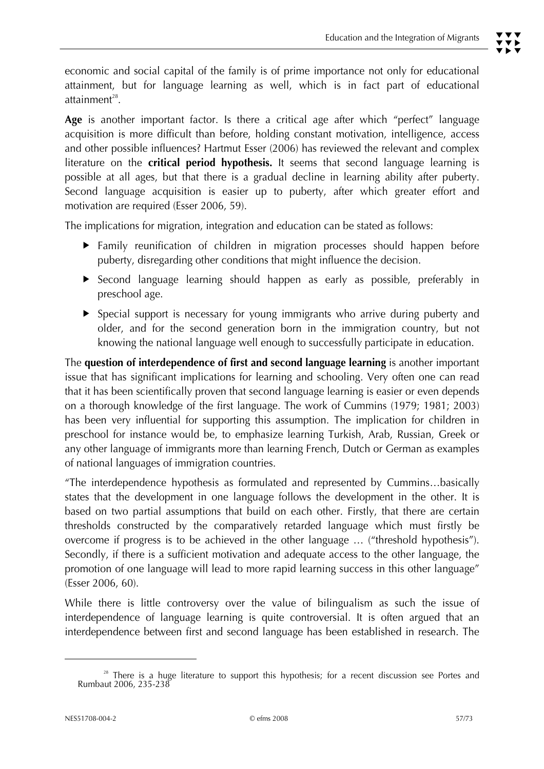economic and social capital of the family is of prime importance not only for educational attainment, but for language learning as well, which is in fact part of educational attainment[28].

**Age** is another important factor. Is there a critical age after which "perfect" language acquisition is more difficult than before, holding constant motivation, intelligence, access and other possible influences? Hartmut Esser (2006) has reviewed the relevant and complex literature on the **critical period hypothesis.** It seems that second language learning is possible at all ages, but that there is a gradual decline in learning ability after puberty. Second language acquisition is easier up to puberty, after which greater effort and motivation are required (Esser 2006, 59).

The implications for migration, integration and education can be stated as follows:

- Family reunification of children in migration processes should happen before puberty, disregarding other conditions that might influence the decision.
- Second language learning should happen as early as possible, preferably in preschool age.
- Special support is necessary for young immigrants who arrive during puberty and older, and for the second generation born in the immigration country, but not knowing the national language well enough to successfully participate in education.

The **question of interdependence of first and second language learning** is another important issue that has significant implications for learning and schooling. Very often one can read that it has been scientifically proven that second language learning is easier or even depends on a thorough knowledge of the first language. The work of Cummins (1979; 1981; 2003) has been very influential for supporting this assumption. The implication for children in preschool for instance would be, to emphasize learning Turkish, Arab, Russian, Greek or any other language of immigrants more than learning French, Dutch or German as examples of national languages of immigration countries.

"The interdependence hypothesis as formulated and represented by Cummins…basically states that the development in one language follows the development in the other. It is based on two partial assumptions that build on each other. Firstly, that there are certain thresholds constructed by the comparatively retarded language which must firstly be overcome if progress is to be achieved in the other language … ("threshold hypothesis"). Secondly, if there is a sufficient motivation and adequate access to the other language, the promotion of one language will lead to more rapid learning success in this other language" (Esser 2006, 60).

While there is little controversy over the value of bilingualism as such the issue of interdependence of language learning is quite controversial. It is often argued that an interdependence between first and second language has been established in research. The

[28] There is a huge literature to support this hypothesis; for a recent discussion see Portes and Rumbaut 2006, 235-238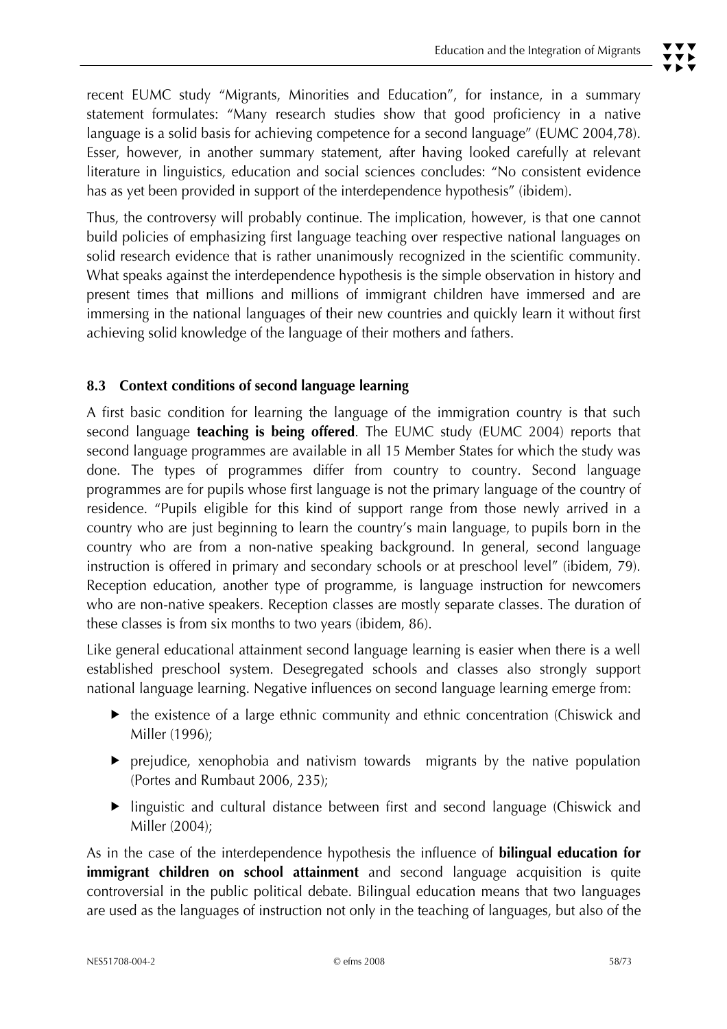recent EUMC study "Migrants, Minorities and Education", for instance, in a summary statement formulates: "Many research studies show that good proficiency in a native language is a solid basis for achieving competence for a second language" (EUMC 2004,78). Esser, however, in another summary statement, after having looked carefully at relevant literature in linguistics, education and social sciences concludes: "No consistent evidence has as yet been provided in support of the interdependence hypothesis" (ibidem).

Thus, the controversy will probably continue. The implication, however, is that one cannot build policies of emphasizing first language teaching over respective national languages on solid research evidence that is rather unanimously recognized in the scientific community. What speaks against the interdependence hypothesis is the simple observation in history and present times that millions and millions of immigrant children have immersed and are immersing in the national languages of their new countries and quickly learn it without first achieving solid knowledge of the language of their mothers and fathers.

### 8.3 Context conditions of second language learning

A first basic condition for learning the language of the immigration country is that such second language **teaching is being offered**. The EUMC study (EUMC 2004) reports that second language programmes are available in all 15 Member States for which the study was done. The types of programmes differ from country to country. Second language programmes are for pupils whose first language is not the primary language of the country of residence. "Pupils eligible for this kind of support range from those newly arrived in a country who are just beginning to learn the country's main language, to pupils born in the country who are from a non-native speaking background. In general, second language instruction is offered in primary and secondary schools or at preschool level" (ibidem, 79). Reception education, another type of programme, is language instruction for newcomers who are non-native speakers. Reception classes are mostly separate classes. The duration of these classes is from six months to two years (ibidem, 86).

Like general educational attainment second language learning is easier when there is a well established preschool system. Desegregated schools and classes also strongly support national language learning. Negative influences on second language learning emerge from:

- the existence of a large ethnic community and ethnic concentration (Chiswick and Miller (1996);
- prejudice, xenophobia and nativism towards migrants by the native population (Portes and Rumbaut 2006, 235);
- linguistic and cultural distance between first and second language (Chiswick and Miller (2004);

As in the case of the interdependence hypothesis the influence of **bilingual education for immigrant children on school attainment** and second language acquisition is quite controversial in the public political debate. Bilingual education means that two languages are used as the languages of instruction not only in the teaching of languages, but also of the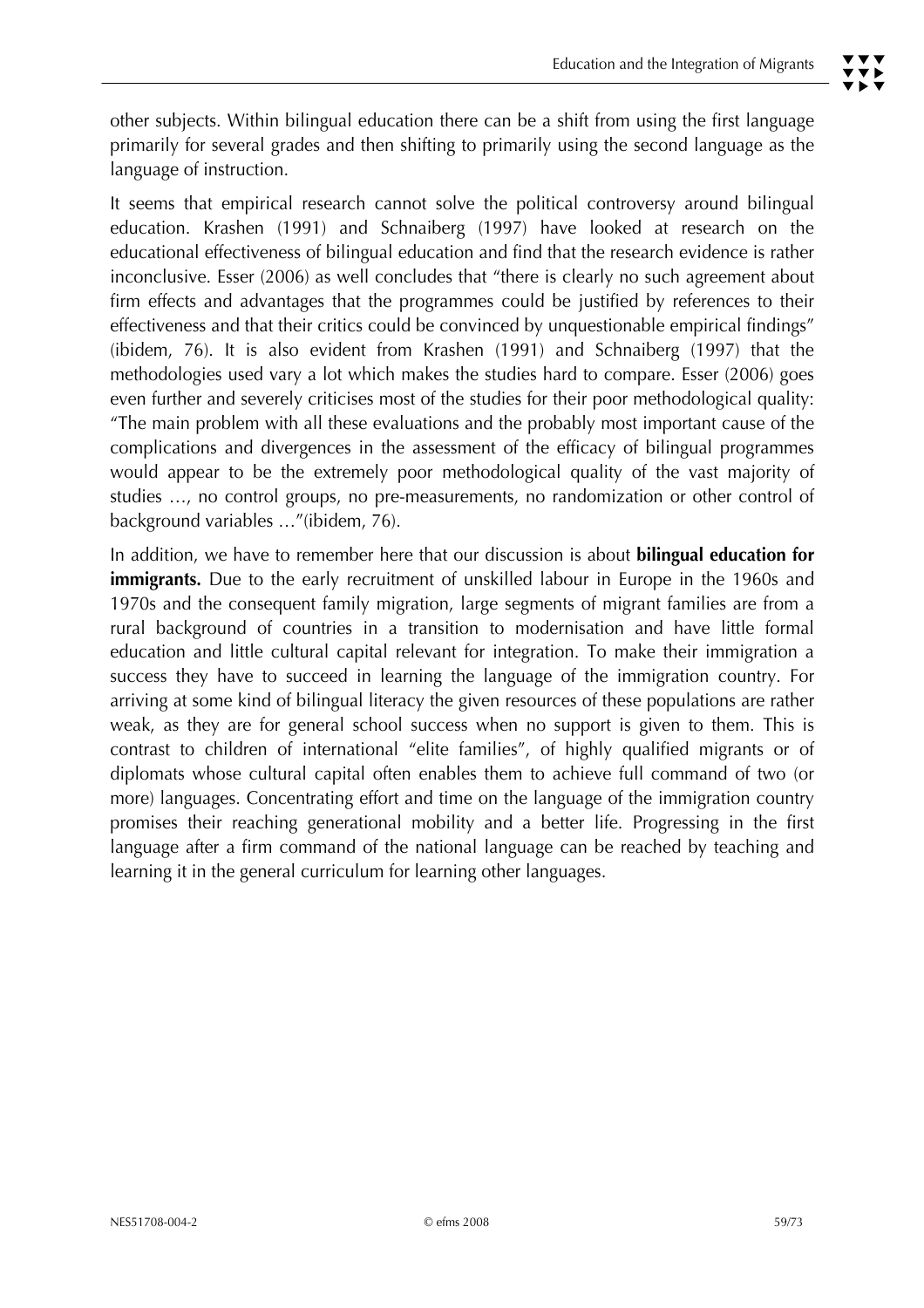other subjects. Within bilingual education there can be a shift from using the first language primarily for several grades and then shifting to primarily using the second language as the language of instruction.

It seems that empirical research cannot solve the political controversy around bilingual education. Krashen (1991) and Schnaiberg (1997) have looked at research on the educational effectiveness of bilingual education and find that the research evidence is rather inconclusive. Esser (2006) as well concludes that "there is clearly no such agreement about firm effects and advantages that the programmes could be justified by references to their effectiveness and that their critics could be convinced by unquestionable empirical findings" (ibidem, 76). It is also evident from Krashen (1991) and Schnaiberg (1997) that the methodologies used vary a lot which makes the studies hard to compare. Esser (2006) goes even further and severely criticises most of the studies for their poor methodological quality: "The main problem with all these evaluations and the probably most important cause of the complications and divergences in the assessment of the efficacy of bilingual programmes would appear to be the extremely poor methodological quality of the vast majority of studies …, no control groups, no pre-measurements, no randomization or other control of background variables …"(ibidem, 76).

In addition, we have to remember here that our discussion is about **bilingual education for immigrants.** Due to the early recruitment of unskilled labour in Europe in the 1960s and 1970s and the consequent family migration, large segments of migrant families are from a rural background of countries in a transition to modernisation and have little formal education and little cultural capital relevant for integration. To make their immigration a success they have to succeed in learning the language of the immigration country. For arriving at some kind of bilingual literacy the given resources of these populations are rather weak, as they are for general school success when no support is given to them. This is contrast to children of international "elite families", of highly qualified migrants or of diplomats whose cultural capital often enables them to achieve full command of two (or more) languages. Concentrating effort and time on the language of the immigration country promises their reaching generational mobility and a better life. Progressing in the first language after a firm command of the national language can be reached by teaching and learning it in the general curriculum for learning other languages.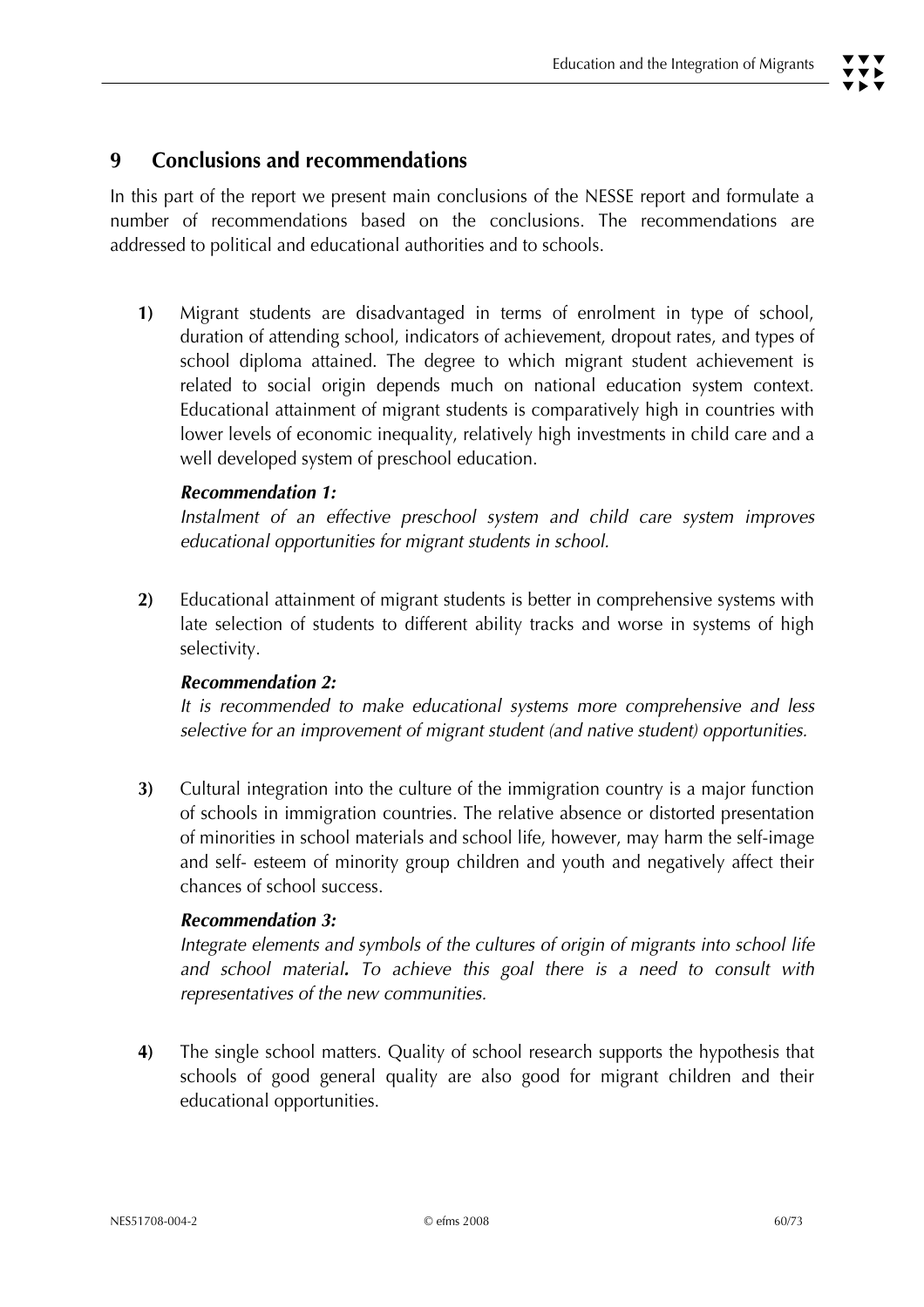## 9 Conclusions and recommendations

In this part of the report we present main conclusions of the NESSE report and formulate a number of recommendations based on the conclusions. The recommendations are addressed to political and educational authorities and to schools.

**1)** Migrant students are disadvantaged in terms of enrolment in type of school, duration of attending school, indicators of achievement, dropout rates, and types of school diploma attained. The degree to which migrant student achievement is related to social origin depends much on national education system context. Educational attainment of migrant students is comparatively high in countries with lower levels of economic inequality, relatively high investments in child care and a well developed system of preschool education.

***Recommendation 1:***
*Instalment of an effective preschool system and child care system improves educational opportunities for migrant students in school.*

**2)** Educational attainment of migrant students is better in comprehensive systems with late selection of students to different ability tracks and worse in systems of high selectivity.

***Recommendation 2:***
*It is recommended to make educational systems more comprehensive and less selective for an improvement of migrant student (and native student) opportunities.*

**3)** Cultural integration into the culture of the immigration country is a major function of schools in immigration countries. The relative absence or distorted presentation of minorities in school materials and school life, however, may harm the self-image and self- esteem of minority group children and youth and negatively affect their chances of school success.

***Recommendation 3:***
*Integrate elements and symbols of the cultures of origin of migrants into school life and school material**.** To achieve this goal there is a need to consult with representatives of the new communities.*

**4)** The single school matters. Quality of school research supports the hypothesis that schools of good general quality are also good for migrant children and their educational opportunities.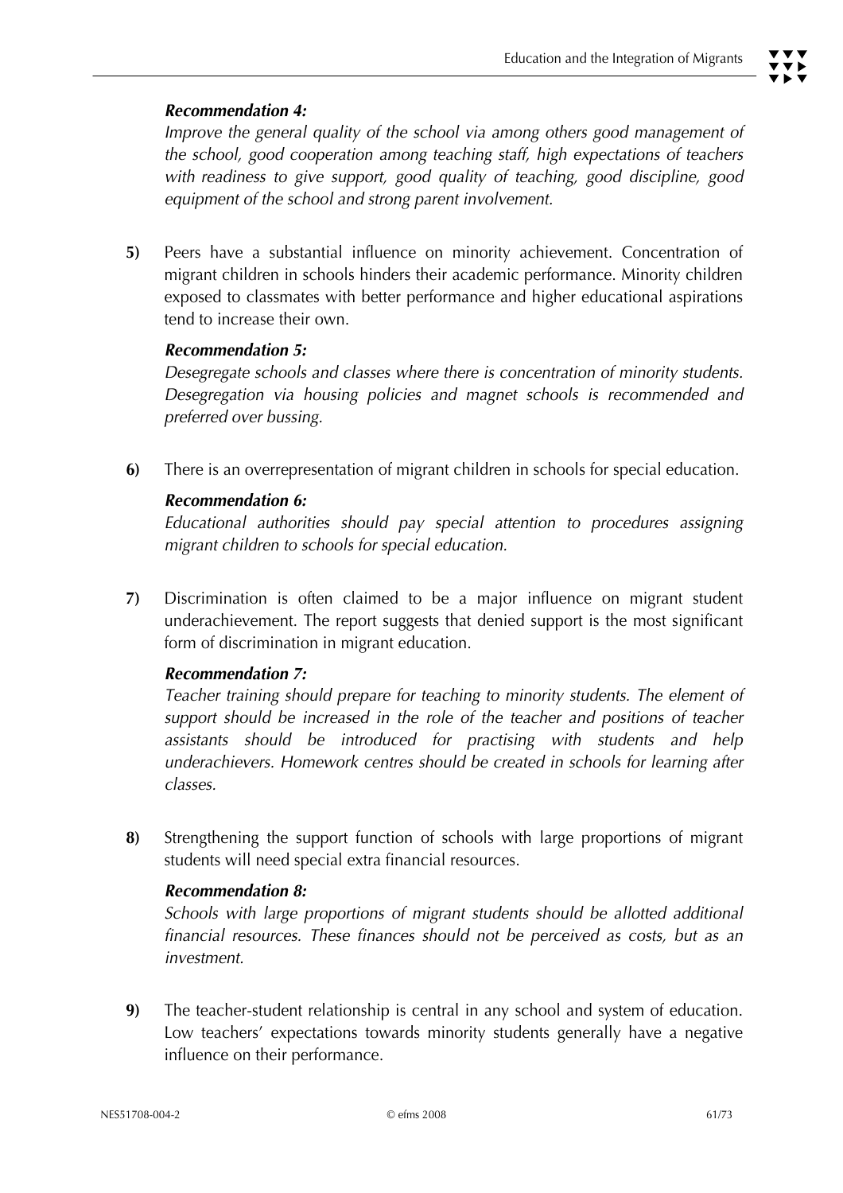***Recommendation 4:***

*Improve the general quality of the school via among others good management of the school, good cooperation among teaching staff, high expectations of teachers with readiness to give support, good quality of teaching, good discipline, good equipment of the school and strong parent involvement.*

**5)** Peers have a substantial influence on minority achievement. Concentration of migrant children in schools hinders their academic performance. Minority children exposed to classmates with better performance and higher educational aspirations tend to increase their own.

***Recommendation 5:***

*Desegregate schools and classes where there is concentration of minority students. Desegregation via housing policies and magnet schools is recommended and preferred over bussing.*

**6)** There is an overrepresentation of migrant children in schools for special education.

***Recommendation 6:***

*Educational authorities should pay special attention to procedures assigning migrant children to schools for special education.*

**7)** Discrimination is often claimed to be a major influence on migrant student underachievement. The report suggests that denied support is the most significant form of discrimination in migrant education.

***Recommendation 7:***

*Teacher training should prepare for teaching to minority students. The element of support should be increased in the role of the teacher and positions of teacher assistants should be introduced for practising with students and help underachievers. Homework centres should be created in schools for learning after classes.*

**8)** Strengthening the support function of schools with large proportions of migrant students will need special extra financial resources.

***Recommendation 8:***

*Schools with large proportions of migrant students should be allotted additional financial resources. These finances should not be perceived as costs, but as an investment.*

**9)** The teacher-student relationship is central in any school and system of education. Low teachers' expectations towards minority students generally have a negative influence on their performance.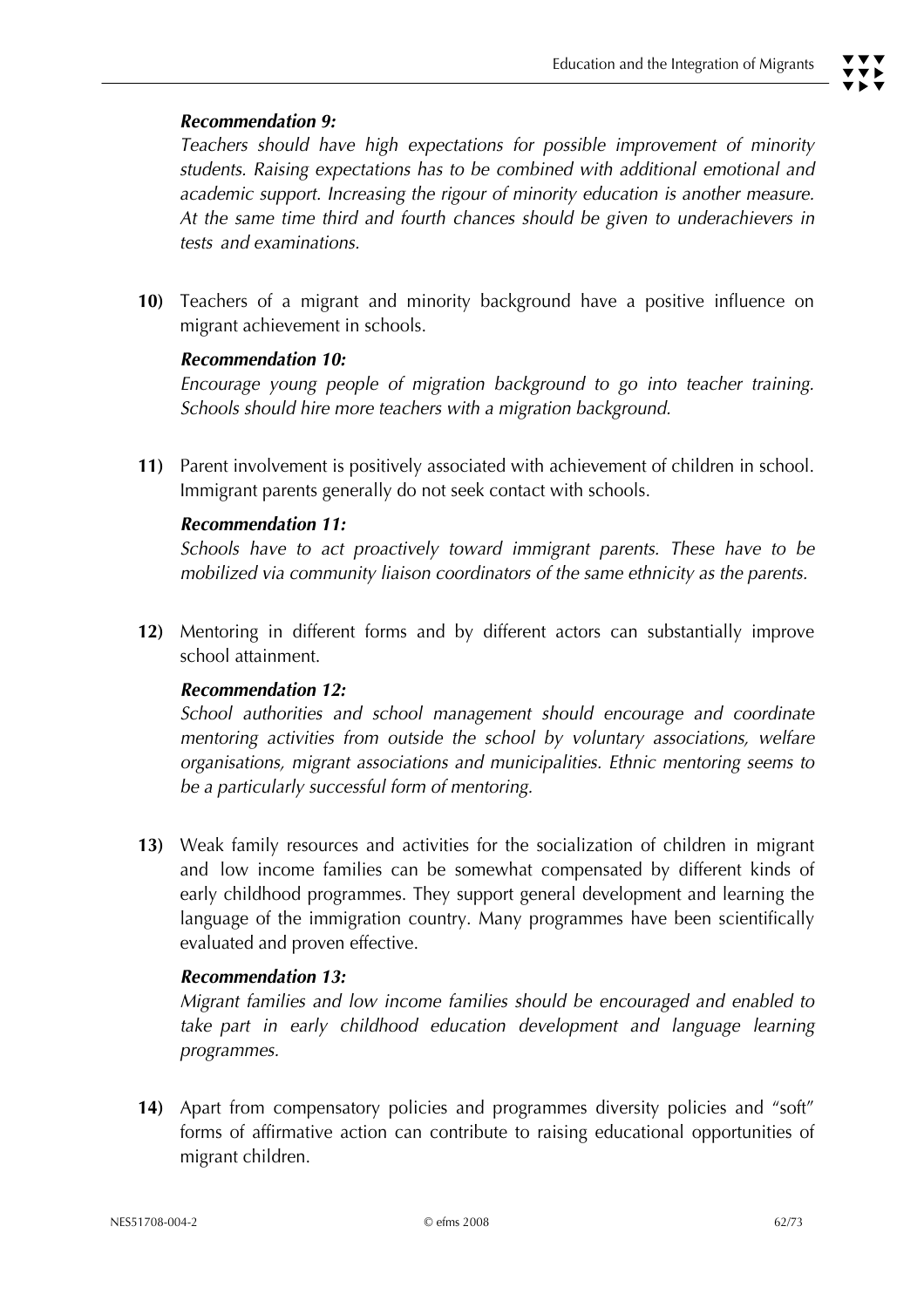***Recommendation 9:***

*Teachers should have high expectations for possible improvement of minority students. Raising expectations has to be combined with additional emotional and academic support. Increasing the rigour of minority education is another measure. At the same time third and fourth chances should be given to underachievers in tests and examinations.*

**10)** Teachers of a migrant and minority background have a positive influence on migrant achievement in schools.

***Recommendation 10:***

*Encourage young people of migration background to go into teacher training. Schools should hire more teachers with a migration background.*

**11)** Parent involvement is positively associated with achievement of children in school. Immigrant parents generally do not seek contact with schools.

***Recommendation 11:***

*Schools have to act proactively toward immigrant parents. These have to be mobilized via community liaison coordinators of the same ethnicity as the parents.*

**12)** Mentoring in different forms and by different actors can substantially improve school attainment.

***Recommendation 12:***

*School authorities and school management should encourage and coordinate mentoring activities from outside the school by voluntary associations, welfare organisations, migrant associations and municipalities. Ethnic mentoring seems to be a particularly successful form of mentoring.*

**13)** Weak family resources and activities for the socialization of children in migrant and low income families can be somewhat compensated by different kinds of early childhood programmes. They support general development and learning the language of the immigration country. Many programmes have been scientifically evaluated and proven effective.

***Recommendation 13:***

*Migrant families and low income families should be encouraged and enabled to take part in early childhood education development and language learning programmes.*

**14)** Apart from compensatory policies and programmes diversity policies and "soft" forms of affirmative action can contribute to raising educational opportunities of migrant children.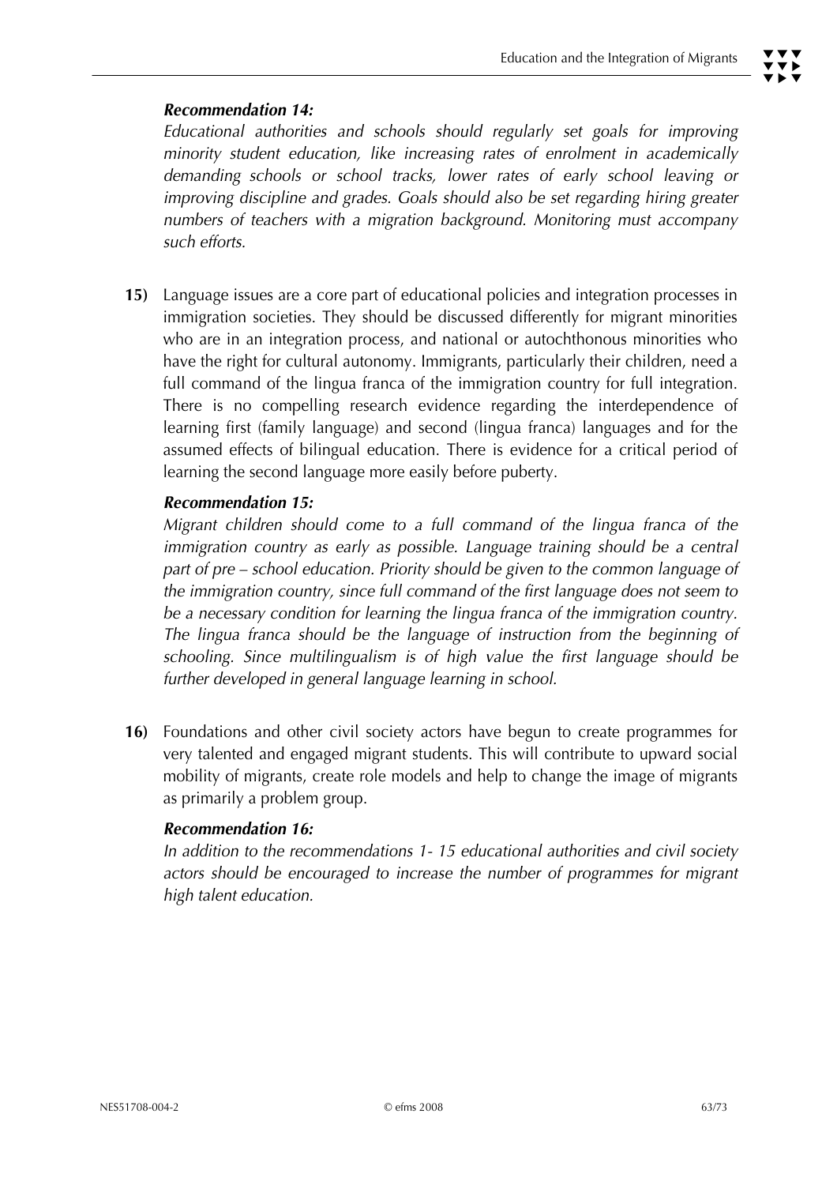***Recommendation 14:***

*Educational authorities and schools should regularly set goals for improving minority student education, like increasing rates of enrolment in academically demanding schools or school tracks, lower rates of early school leaving or improving discipline and grades. Goals should also be set regarding hiring greater numbers of teachers with a migration background. Monitoring must accompany such efforts.*

**15)** Language issues are a core part of educational policies and integration processes in immigration societies. They should be discussed differently for migrant minorities who are in an integration process, and national or autochthonous minorities who have the right for cultural autonomy. Immigrants, particularly their children, need a full command of the lingua franca of the immigration country for full integration. There is no compelling research evidence regarding the interdependence of learning first (family language) and second (lingua franca) languages and for the assumed effects of bilingual education. There is evidence for a critical period of learning the second language more easily before puberty.

***Recommendation 15:***

*Migrant children should come to a full command of the lingua franca of the immigration country as early as possible. Language training should be a central part of pre – school education. Priority should be given to the common language of the immigration country, since full command of the first language does not seem to be a necessary condition for learning the lingua franca of the immigration country. The lingua franca should be the language of instruction from the beginning of schooling. Since multilingualism is of high value the first language should be further developed in general language learning in school.*

**16)** Foundations and other civil society actors have begun to create programmes for very talented and engaged migrant students. This will contribute to upward social mobility of migrants, create role models and help to change the image of migrants as primarily a problem group.

***Recommendation 16:***

*In addition to the recommendations 1- 15 educational authorities and civil society actors should be encouraged to increase the number of programmes for migrant high talent education.*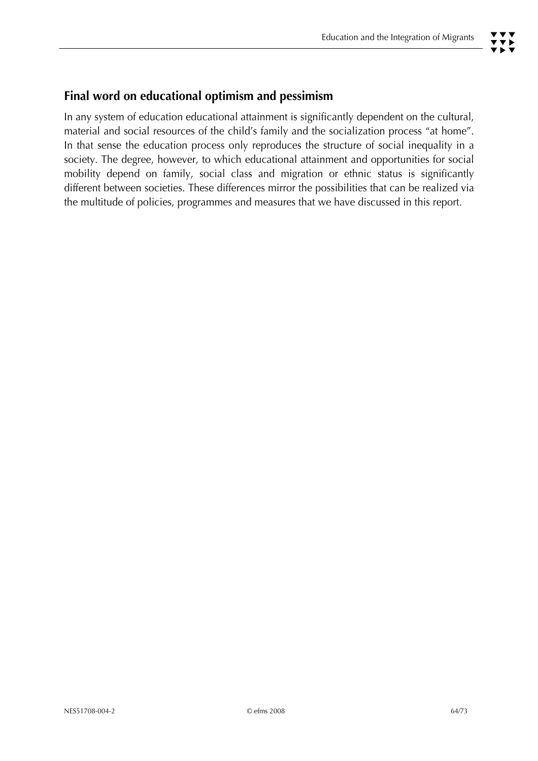## Final word on educational optimism and pessimism

In any system of education educational attainment is significantly dependent on the cultural, material and social resources of the child's family and the socialization process "at home". In that sense the education process only reproduces the structure of social inequality in a society. The degree, however, to which educational attainment and opportunities for social mobility depend on family, social class and migration or ethnic status is significantly different between societies. These differences mirror the possibilities that can be realized via the multitude of policies, programmes and measures that we have discussed in this report.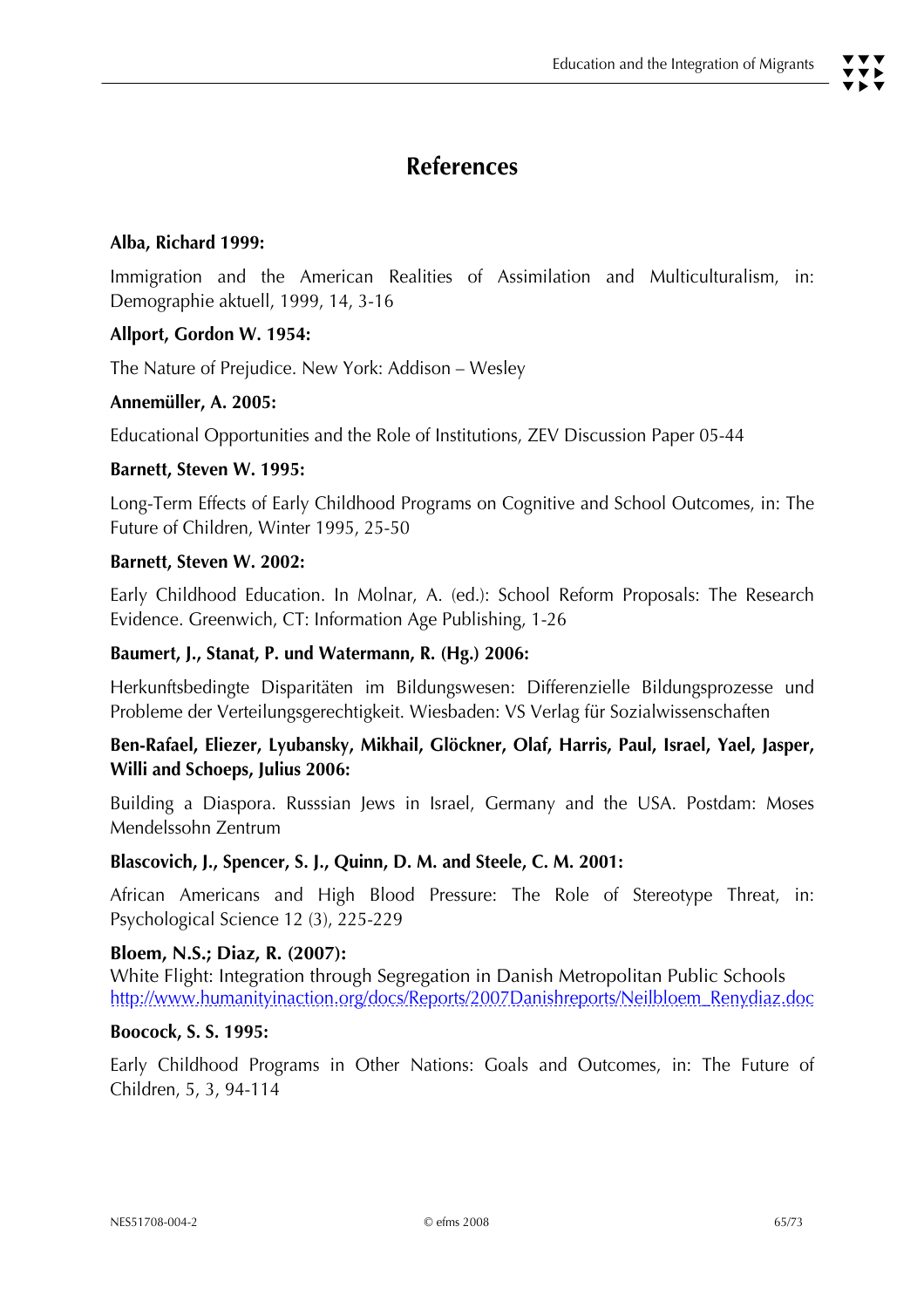# References

**Alba, Richard 1999:**

Immigration and the American Realities of Assimilation and Multiculturalism, in: Demographie aktuell, 1999, 14, 3-16

**Allport, Gordon W. 1954:**

The Nature of Prejudice. New York: Addison – Wesley

**Annemüller, A. 2005:**

Educational Opportunities and the Role of Institutions, ZEV Discussion Paper 05-44

**Barnett, Steven W. 1995:**

Long-Term Effects of Early Childhood Programs on Cognitive and School Outcomes, in: The Future of Children, Winter 1995, 25-50

**Barnett, Steven W. 2002:**

Early Childhood Education. In Molnar, A. (ed.): School Reform Proposals: The Research Evidence. Greenwich, CT: Information Age Publishing, 1-26

**Baumert, J., Stanat, P. und Watermann, R. (Hg.) 2006:**

Herkunftsbedingte Disparitäten im Bildungswesen: Differenzielle Bildungsprozesse und Probleme der Verteilungsgerechtigkeit. Wiesbaden: VS Verlag für Sozialwissenschaften

**Ben-Rafael, Eliezer, Lyubansky, Mikhail, Glöckner, Olaf, Harris, Paul, Israel, Yael, Jasper, Willi and Schoeps, Julius 2006:**

Building a Diaspora. Russsian Jews in Israel, Germany and the USA. Postdam: Moses Mendelssohn Zentrum

**Blascovich, J., Spencer, S. J., Quinn, D. M. and Steele, C. M. 2001:**

African Americans and High Blood Pressure: The Role of Stereotype Threat, in: Psychological Science 12 (3), 225-229

**Bloem, N.S.; Diaz, R. (2007):**
White Flight: Integration through Segregation in Danish Metropolitan Public Schools
http://www.humanityinaction.org/docs/Reports/2007Danishreports/Neilbloem_Renydiaz.doc

**Boocock, S. S. 1995:**

Early Childhood Programs in Other Nations: Goals and Outcomes, in: The Future of Children, 5, 3, 94-114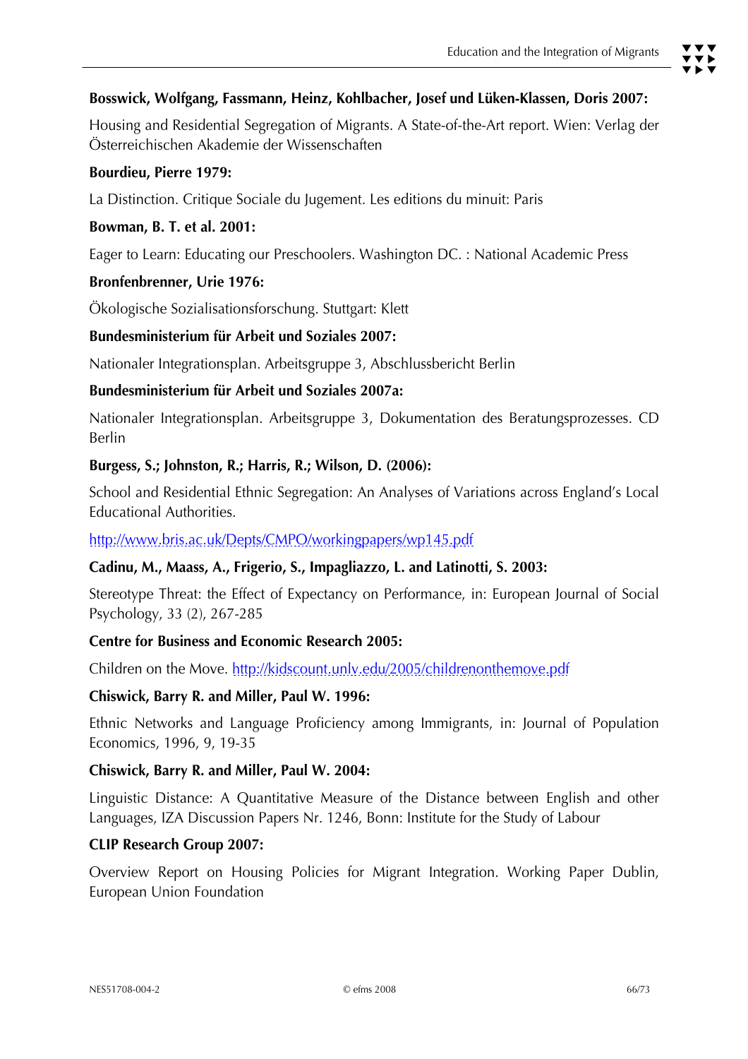**Bosswick, Wolfgang, Fassmann, Heinz, Kohlbacher, Josef und Lüken-Klassen, Doris 2007:**

Housing and Residential Segregation of Migrants. A State-of-the-Art report. Wien: Verlag der Österreichischen Akademie der Wissenschaften

**Bourdieu, Pierre 1979:**

La Distinction. Critique Sociale du Jugement. Les editions du minuit: Paris

**Bowman, B. T. et al. 2001:**

Eager to Learn: Educating our Preschoolers. Washington DC. : National Academic Press

**Bronfenbrenner, Urie 1976:**

Ökologische Sozialisationsforschung. Stuttgart: Klett

**Bundesministerium für Arbeit und Soziales 2007:**

Nationaler Integrationsplan. Arbeitsgruppe 3, Abschlussbericht Berlin

**Bundesministerium für Arbeit und Soziales 2007a:**

Nationaler Integrationsplan. Arbeitsgruppe 3, Dokumentation des Beratungsprozesses. CD Berlin

**Burgess, S.; Johnston, R.; Harris, R.; Wilson, D. (2006):**

School and Residential Ethnic Segregation: An Analyses of Variations across England's Local Educational Authorities.

http://www.bris.ac.uk/Depts/CMPO/workingpapers/wp145.pdf

**Cadinu, M., Maass, A., Frigerio, S., Impagliazzo, L. and Latinotti, S. 2003:**

Stereotype Threat: the Effect of Expectancy on Performance, in: European Journal of Social Psychology, 33 (2), 267-285

**Centre for Business and Economic Research 2005:**

Children on the Move. http://kidscount.unlv.edu/2005/childrenonthemove.pdf

**Chiswick, Barry R. and Miller, Paul W. 1996:**

Ethnic Networks and Language Proficiency among Immigrants, in: Journal of Population Economics, 1996, 9, 19-35

**Chiswick, Barry R. and Miller, Paul W. 2004:**

Linguistic Distance: A Quantitative Measure of the Distance between English and other Languages, IZA Discussion Papers Nr. 1246, Bonn: Institute for the Study of Labour

**CLIP Research Group 2007:**

Overview Report on Housing Policies for Migrant Integration. Working Paper Dublin, European Union Foundation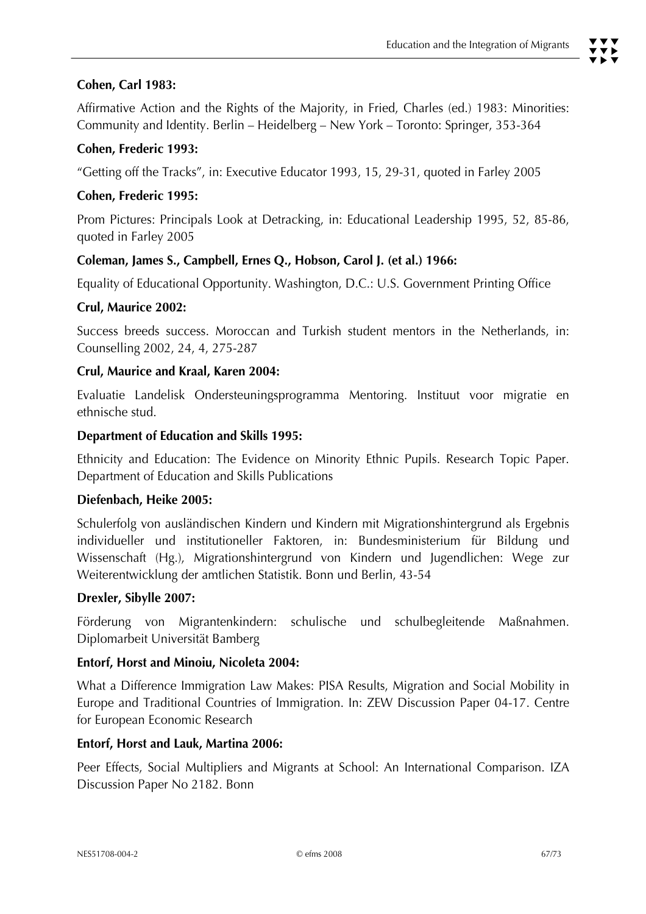**Cohen, Carl 1983:**

Affirmative Action and the Rights of the Majority, in Fried, Charles (ed.) 1983: Minorities: Community and Identity. Berlin – Heidelberg – New York – Toronto: Springer, 353-364

**Cohen, Frederic 1993:**

"Getting off the Tracks", in: Executive Educator 1993, 15, 29-31, quoted in Farley 2005

**Cohen, Frederic 1995:**

Prom Pictures: Principals Look at Detracking, in: Educational Leadership 1995, 52, 85-86, quoted in Farley 2005

**Coleman, James S., Campbell, Ernes Q., Hobson, Carol J. (et al.) 1966:**

Equality of Educational Opportunity. Washington, D.C.: U.S. Government Printing Office

**Crul, Maurice 2002:**

Success breeds success. Moroccan and Turkish student mentors in the Netherlands, in: Counselling 2002, 24, 4, 275-287

**Crul, Maurice and Kraal, Karen 2004:**

Evaluatie Landelisk Ondersteuningsprogramma Mentoring. Instituut voor migratie en ethnische stud.

**Department of Education and Skills 1995:**

Ethnicity and Education: The Evidence on Minority Ethnic Pupils. Research Topic Paper. Department of Education and Skills Publications

**Diefenbach, Heike 2005:**

Schulerfolg von ausländischen Kindern und Kindern mit Migrationshintergrund als Ergebnis individueller und institutioneller Faktoren, in: Bundesministerium für Bildung und Wissenschaft (Hg.), Migrationshintergrund von Kindern und Jugendlichen: Wege zur Weiterentwicklung der amtlichen Statistik. Bonn und Berlin, 43-54

**Drexler, Sibylle 2007:**

Förderung von Migrantenkindern: schulische und schulbegleitende Maßnahmen. Diplomarbeit Universität Bamberg

**Entorf, Horst and Minoiu, Nicoleta 2004:**

What a Difference Immigration Law Makes: PISA Results, Migration and Social Mobility in Europe and Traditional Countries of Immigration. In: ZEW Discussion Paper 04-17. Centre for European Economic Research

**Entorf, Horst and Lauk, Martina 2006:**

Peer Effects, Social Multipliers and Migrants at School: An International Comparison. IZA Discussion Paper No 2182. Bonn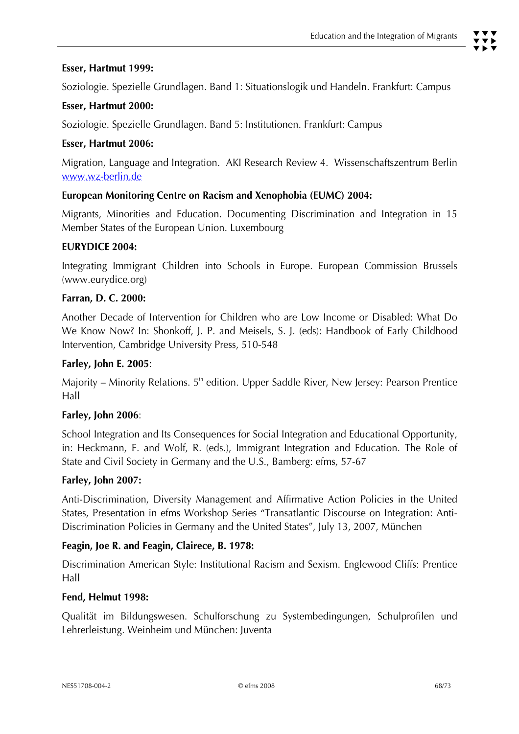**Esser, Hartmut 1999:**

Soziologie. Spezielle Grundlagen. Band 1: Situationslogik und Handeln. Frankfurt: Campus

**Esser, Hartmut 2000:**

Soziologie. Spezielle Grundlagen. Band 5: Institutionen. Frankfurt: Campus

**Esser, Hartmut 2006:**

Migration, Language and Integration. AKI Research Review 4. Wissenschaftszentrum Berlin www.wz-berlin.de

**European Monitoring Centre on Racism and Xenophobia (EUMC) 2004:**

Migrants, Minorities and Education. Documenting Discrimination and Integration in 15 Member States of the European Union. Luxembourg

**EURYDICE 2004:**

Integrating Immigrant Children into Schools in Europe. European Commission Brussels (www.eurydice.org)

**Farran, D. C. 2000:**

Another Decade of Intervention for Children who are Low Income or Disabled: What Do We Know Now? In: Shonkoff, J. P. and Meisels, S. J. (eds): Handbook of Early Childhood Intervention, Cambridge University Press, 510-548

**Farley, John E. 2005**:

Majority – Minority Relations. 5th edition. Upper Saddle River, New Jersey: Pearson Prentice Hall

**Farley, John 2006**:

School Integration and Its Consequences for Social Integration and Educational Opportunity, in: Heckmann, F. and Wolf, R. (eds.), Immigrant Integration and Education. The Role of State and Civil Society in Germany and the U.S., Bamberg: efms, 57-67

**Farley, John 2007:**

Anti-Discrimination, Diversity Management and Affirmative Action Policies in the United States, Presentation in efms Workshop Series "Transatlantic Discourse on Integration: Anti-Discrimination Policies in Germany and the United States", July 13, 2007, München

**Feagin, Joe R. and Feagin, Clairece, B. 1978:**

Discrimination American Style: Institutional Racism and Sexism. Englewood Cliffs: Prentice Hall

**Fend, Helmut 1998:**

Qualität im Bildungswesen. Schulforschung zu Systembedingungen, Schulprofilen und Lehrerleistung. Weinheim und München: Juventa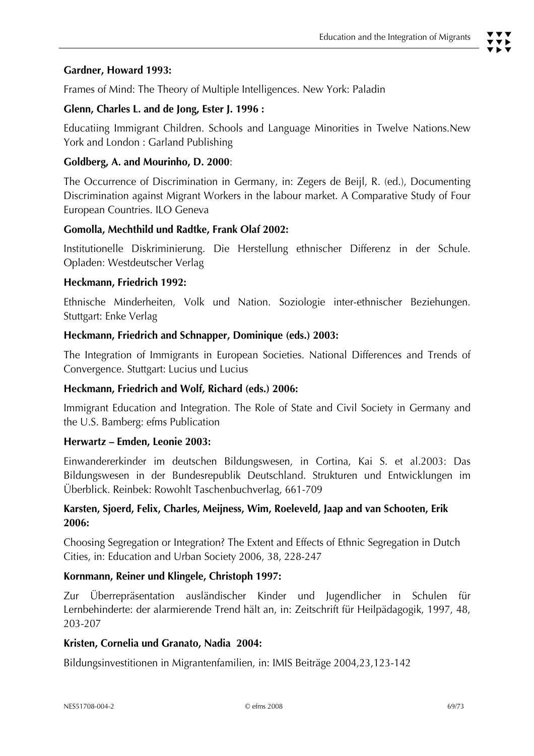**Gardner, Howard 1993:**

Frames of Mind: The Theory of Multiple Intelligences. New York: Paladin

**Glenn, Charles L. and de Jong, Ester J. 1996 :**

Educatiing Immigrant Children. Schools and Language Minorities in Twelve Nations.New York and London : Garland Publishing

**Goldberg, A. and Mourinho, D. 2000**:

The Occurrence of Discrimination in Germany, in: Zegers de Beijl, R. (ed.), Documenting Discrimination against Migrant Workers in the labour market. A Comparative Study of Four European Countries. ILO Geneva

**Gomolla, Mechthild und Radtke, Frank Olaf 2002:**

Institutionelle Diskriminierung. Die Herstellung ethnischer Differenz in der Schule. Opladen: Westdeutscher Verlag

**Heckmann, Friedrich 1992:**

Ethnische Minderheiten, Volk und Nation. Soziologie inter-ethnischer Beziehungen. Stuttgart: Enke Verlag

**Heckmann, Friedrich and Schnapper, Dominique (eds.) 2003:**

The Integration of Immigrants in European Societies. National Differences and Trends of Convergence. Stuttgart: Lucius und Lucius

**Heckmann, Friedrich and Wolf, Richard (eds.) 2006:**

Immigrant Education and Integration. The Role of State and Civil Society in Germany and the U.S. Bamberg: efms Publication

**Herwartz – Emden, Leonie 2003:**

Einwandererkinder im deutschen Bildungswesen, in Cortina, Kai S. et al.2003: Das Bildungswesen in der Bundesrepublik Deutschland. Strukturen und Entwicklungen im Überblick. Reinbek: Rowohlt Taschenbuchverlag, 661-709

**Karsten, Sjoerd, Felix, Charles, Meijness, Wim, Roeleveld, Jaap and van Schooten, Erik 2006:**

Choosing Segregation or Integration? The Extent and Effects of Ethnic Segregation in Dutch Cities, in: Education and Urban Society 2006, 38, 228-247

**Kornmann, Reiner und Klingele, Christoph 1997:**

Zur Überrepräsentation ausländischer Kinder und Jugendlicher in Schulen für Lernbehinderte: der alarmierende Trend hält an, in: Zeitschrift für Heilpädagogik, 1997, 48, 203-207

**Kristen, Cornelia und Granato, Nadia 2004:**

Bildungsinvestitionen in Migrantenfamilien, in: IMIS Beiträge 2004,23,123-142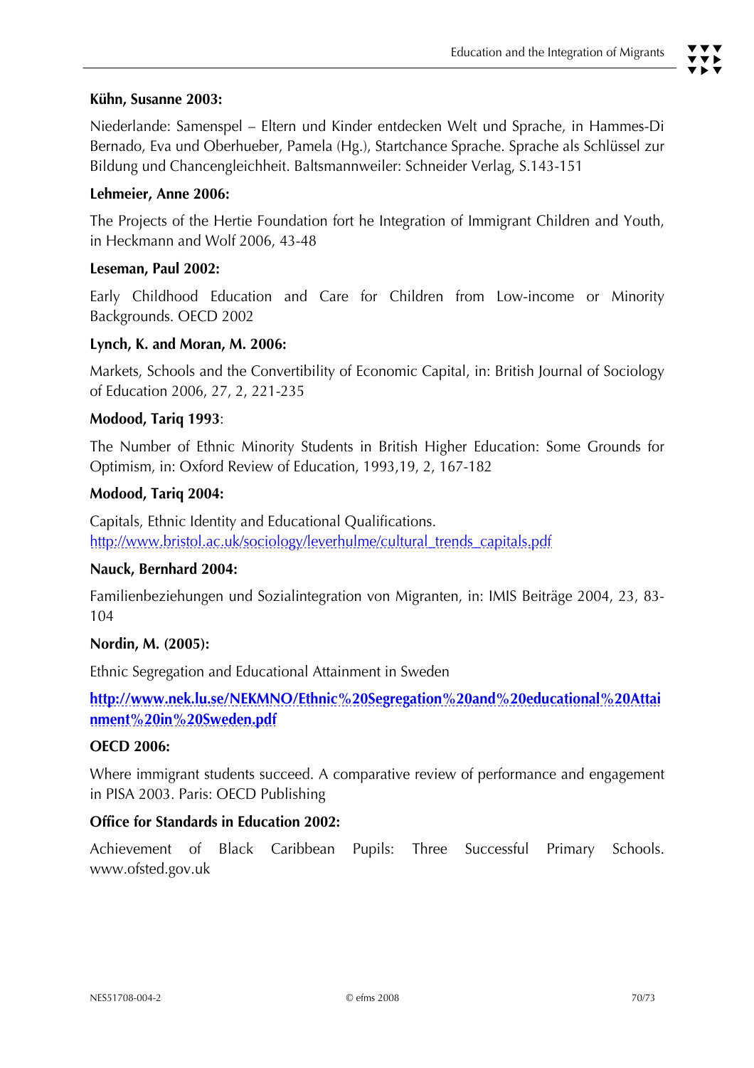**Kühn, Susanne 2003:**

Niederlande: Samenspel – Eltern und Kinder entdecken Welt und Sprache, in Hammes-Di Bernado, Eva und Oberhueber, Pamela (Hg.), Startchance Sprache. Sprache als Schlüssel zur Bildung und Chancengleichheit. Baltsmannweiler: Schneider Verlag, S.143-151

**Lehmeier, Anne 2006:**

The Projects of the Hertie Foundation fort he Integration of Immigrant Children and Youth, in Heckmann and Wolf 2006, 43-48

**Leseman, Paul 2002:**

Early Childhood Education and Care for Children from Low-income or Minority Backgrounds. OECD 2002

**Lynch, K. and Moran, M. 2006:**

Markets, Schools and the Convertibility of Economic Capital, in: British Journal of Sociology of Education 2006, 27, 2, 221-235

**Modood, Tariq 1993**:

The Number of Ethnic Minority Students in British Higher Education: Some Grounds for Optimism, in: Oxford Review of Education, 1993,19, 2, 167-182

**Modood, Tariq 2004:**

Capitals, Ethnic Identity and Educational Qualifications.
http://www.bristol.ac.uk/sociology/leverhulme/cultural_trends_capitals.pdf

**Nauck, Bernhard 2004:**

Familienbeziehungen und Sozialintegration von Migranten, in: IMIS Beiträge 2004, 23, 83-104

**Nordin, M. (2005):**

Ethnic Segregation and Educational Attainment in Sweden

**http://www.nek.lu.se/NEKMNO/Ethnic%20Segregation%20and%20educational%20Attainment%20in%20Sweden.pdf**

**OECD 2006:**

Where immigrant students succeed. A comparative review of performance and engagement in PISA 2003. Paris: OECD Publishing

**Office for Standards in Education 2002:**

Achievement of Black Caribbean Pupils: Three Successful Primary Schools. www.ofsted.gov.uk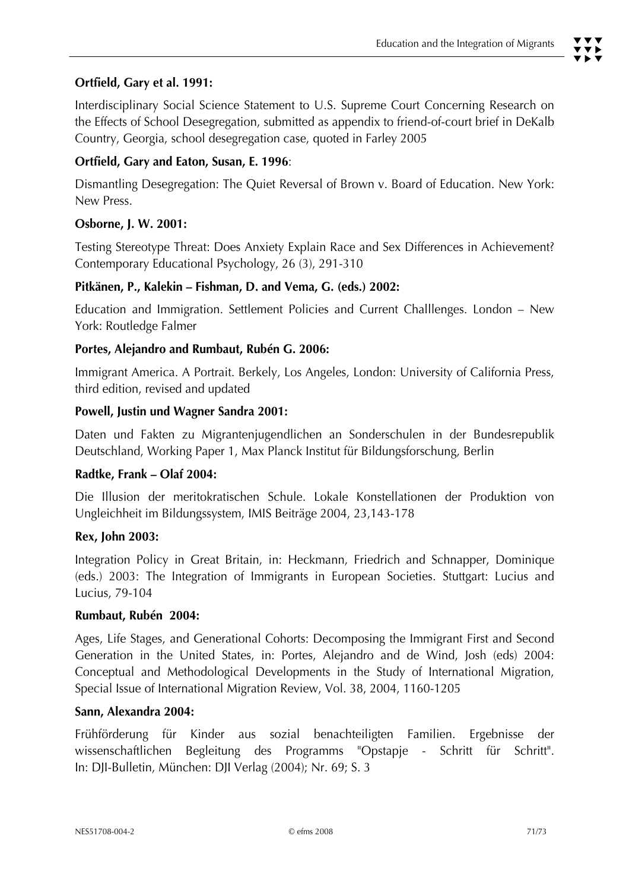**Ortfield, Gary et al. 1991:**

Interdisciplinary Social Science Statement to U.S. Supreme Court Concerning Research on the Effects of School Desegregation, submitted as appendix to friend-of-court brief in DeKalb Country, Georgia, school desegregation case, quoted in Farley 2005

**Ortfield, Gary and Eaton, Susan, E. 1996**:

Dismantling Desegregation: The Quiet Reversal of Brown v. Board of Education. New York: New Press.

**Osborne, J. W. 2001:**

Testing Stereotype Threat: Does Anxiety Explain Race and Sex Differences in Achievement? Contemporary Educational Psychology, 26 (3), 291-310

**Pitkänen, P., Kalekin – Fishman, D. and Vema, G. (eds.) 2002:**

Education and Immigration. Settlement Policies and Current Challlenges. London – New York: Routledge Falmer

**Portes, Alejandro and Rumbaut, Rubén G. 2006:**

Immigrant America. A Portrait. Berkely, Los Angeles, London: University of California Press, third edition, revised and updated

**Powell, Justin und Wagner Sandra 2001:**

Daten und Fakten zu Migrantenjugendlichen an Sonderschulen in der Bundesrepublik Deutschland, Working Paper 1, Max Planck Institut für Bildungsforschung, Berlin

**Radtke, Frank – Olaf 2004:**

Die Illusion der meritokratischen Schule. Lokale Konstellationen der Produktion von Ungleichheit im Bildungssystem, IMIS Beiträge 2004, 23,143-178

**Rex, John 2003:**

Integration Policy in Great Britain, in: Heckmann, Friedrich and Schnapper, Dominique (eds.) 2003: The Integration of Immigrants in European Societies. Stuttgart: Lucius and Lucius, 79-104

**Rumbaut, Rubén 2004:**

Ages, Life Stages, and Generational Cohorts: Decomposing the Immigrant First and Second Generation in the United States, in: Portes, Alejandro and de Wind, Josh (eds) 2004: Conceptual and Methodological Developments in the Study of International Migration, Special Issue of International Migration Review, Vol. 38, 2004, 1160-1205

**Sann, Alexandra 2004:**

Frühförderung für Kinder aus sozial benachteiligten Familien. Ergebnisse der wissenschaftlichen Begleitung des Programms "Opstapje - Schritt für Schritt". In: DJI-Bulletin, München: DJI Verlag (2004); Nr. 69; S. 3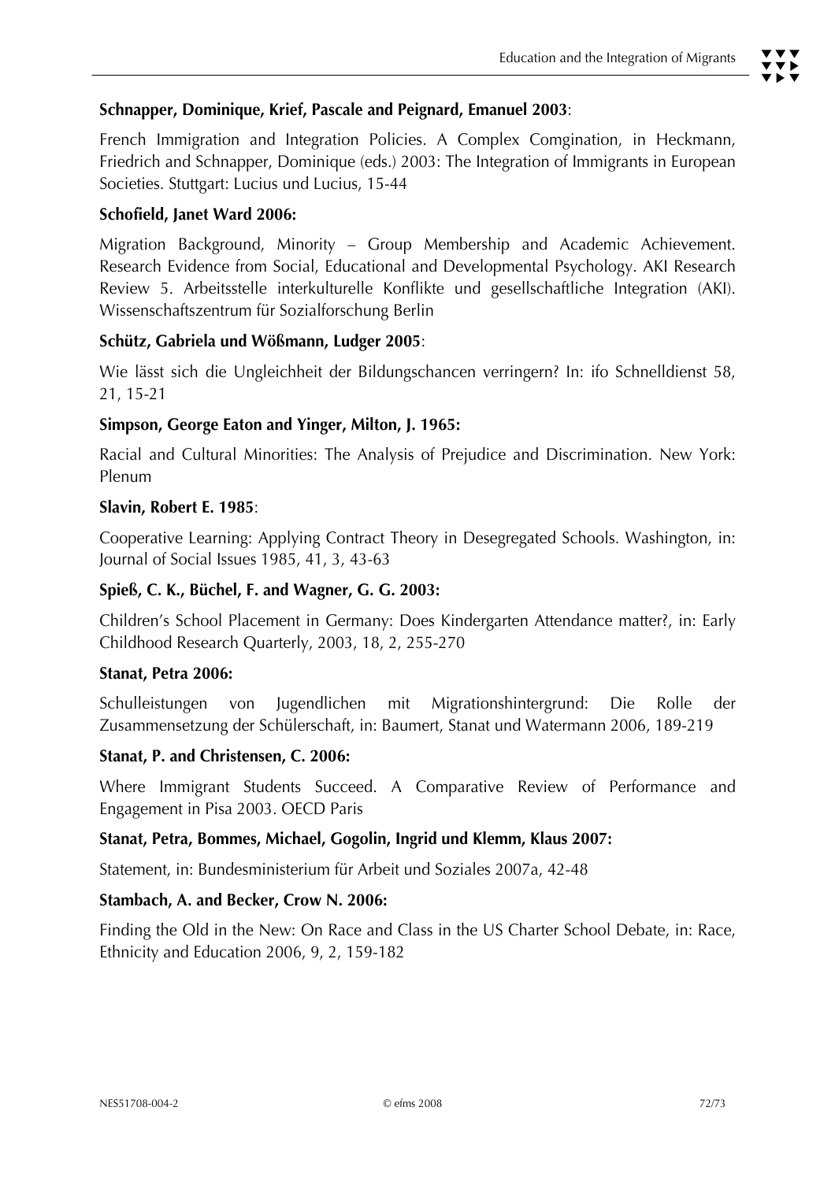**Schnapper, Dominique, Krief, Pascale and Peignard, Emanuel 2003**:

French Immigration and Integration Policies. A Complex Comgination, in Heckmann, Friedrich and Schnapper, Dominique (eds.) 2003: The Integration of Immigrants in European Societies. Stuttgart: Lucius und Lucius, 15-44

**Schofield, Janet Ward 2006:**

Migration Background, Minority – Group Membership and Academic Achievement. Research Evidence from Social, Educational and Developmental Psychology. AKI Research Review 5. Arbeitsstelle interkulturelle Konflikte und gesellschaftliche Integration (AKI). Wissenschaftszentrum für Sozialforschung Berlin

**Schütz, Gabriela und Wößmann, Ludger 2005**:

Wie lässt sich die Ungleichheit der Bildungschancen verringern? In: ifo Schnelldienst 58, 21, 15-21

**Simpson, George Eaton and Yinger, Milton, J. 1965:**

Racial and Cultural Minorities: The Analysis of Prejudice and Discrimination. New York: Plenum

**Slavin, Robert E. 1985**:

Cooperative Learning: Applying Contract Theory in Desegregated Schools. Washington, in: Journal of Social Issues 1985, 41, 3, 43-63

**Spieß, C. K., Büchel, F. and Wagner, G. G. 2003:**

Children's School Placement in Germany: Does Kindergarten Attendance matter?, in: Early Childhood Research Quarterly, 2003, 18, 2, 255-270

**Stanat, Petra 2006:**

Schulleistungen von Jugendlichen mit Migrationshintergrund: Die Rolle der Zusammensetzung der Schülerschaft, in: Baumert, Stanat und Watermann 2006, 189-219

**Stanat, P. and Christensen, C. 2006:**

Where Immigrant Students Succeed. A Comparative Review of Performance and Engagement in Pisa 2003. OECD Paris

**Stanat, Petra, Bommes, Michael, Gogolin, Ingrid und Klemm, Klaus 2007:**

Statement, in: Bundesministerium für Arbeit und Soziales 2007a, 42-48

**Stambach, A. and Becker, Crow N. 2006:**

Finding the Old in the New: On Race and Class in the US Charter School Debate, in: Race, Ethnicity and Education 2006, 9, 2, 159-182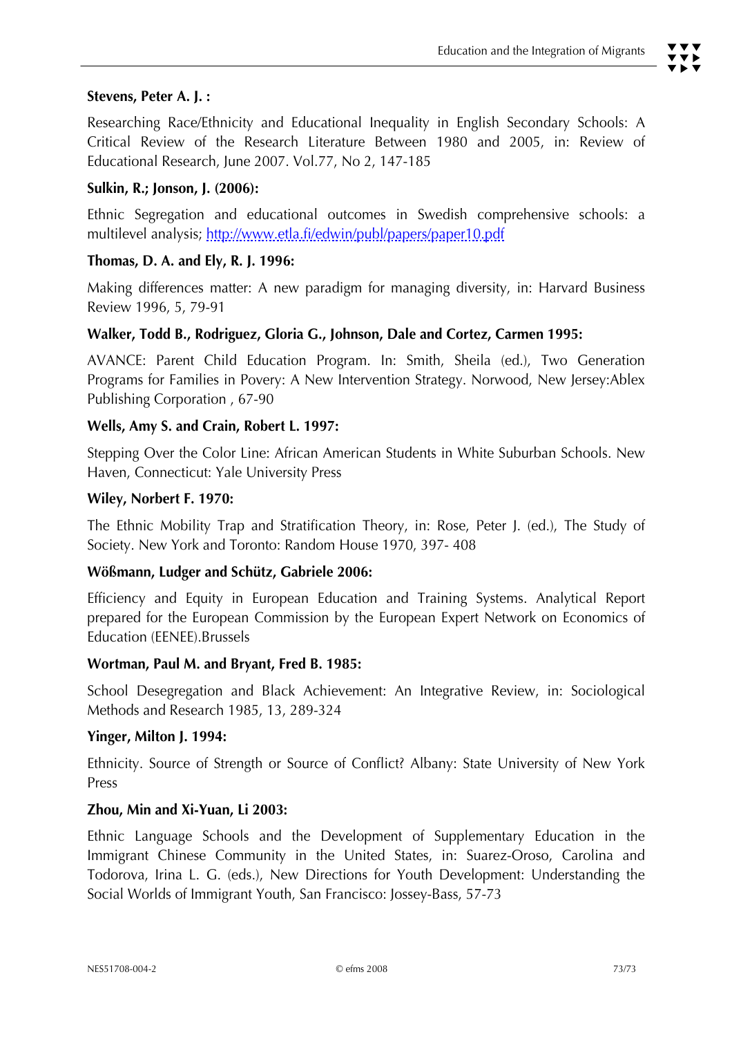**Stevens, Peter A. J. :**

Researching Race/Ethnicity and Educational Inequality in English Secondary Schools: A Critical Review of the Research Literature Between 1980 and 2005, in: Review of Educational Research, June 2007. Vol.77, No 2, 147-185

**Sulkin, R.; Jonson, J. (2006):**

Ethnic Segregation and educational outcomes in Swedish comprehensive schools: a multilevel analysis; http://www.etla.fi/edwin/publ/papers/paper10.pdf

**Thomas, D. A. and Ely, R. J. 1996:**

Making differences matter: A new paradigm for managing diversity, in: Harvard Business Review 1996, 5, 79-91

**Walker, Todd B., Rodriguez, Gloria G., Johnson, Dale and Cortez, Carmen 1995:**

AVANCE: Parent Child Education Program. In: Smith, Sheila (ed.), Two Generation Programs for Families in Povery: A New Intervention Strategy. Norwood, New Jersey:Ablex Publishing Corporation , 67-90

**Wells, Amy S. and Crain, Robert L. 1997:**

Stepping Over the Color Line: African American Students in White Suburban Schools. New Haven, Connecticut: Yale University Press

**Wiley, Norbert F. 1970:**

The Ethnic Mobility Trap and Stratification Theory, in: Rose, Peter J. (ed.), The Study of Society. New York and Toronto: Random House 1970, 397- 408

**Wößmann, Ludger and Schütz, Gabriele 2006:**

Efficiency and Equity in European Education and Training Systems. Analytical Report prepared for the European Commission by the European Expert Network on Economics of Education (EENEE).Brussels

**Wortman, Paul M. and Bryant, Fred B. 1985:**

School Desegregation and Black Achievement: An Integrative Review, in: Sociological Methods and Research 1985, 13, 289-324

**Yinger, Milton J. 1994:**

Ethnicity. Source of Strength or Source of Conflict? Albany: State University of New York Press

**Zhou, Min and Xi-Yuan, Li 2003:**

Ethnic Language Schools and the Development of Supplementary Education in the Immigrant Chinese Community in the United States, in: Suarez-Oroso, Carolina and Todorova, Irina L. G. (eds.), New Directions for Youth Development: Understanding the Social Worlds of Immigrant Youth, San Francisco: Jossey-Bass, 57-73